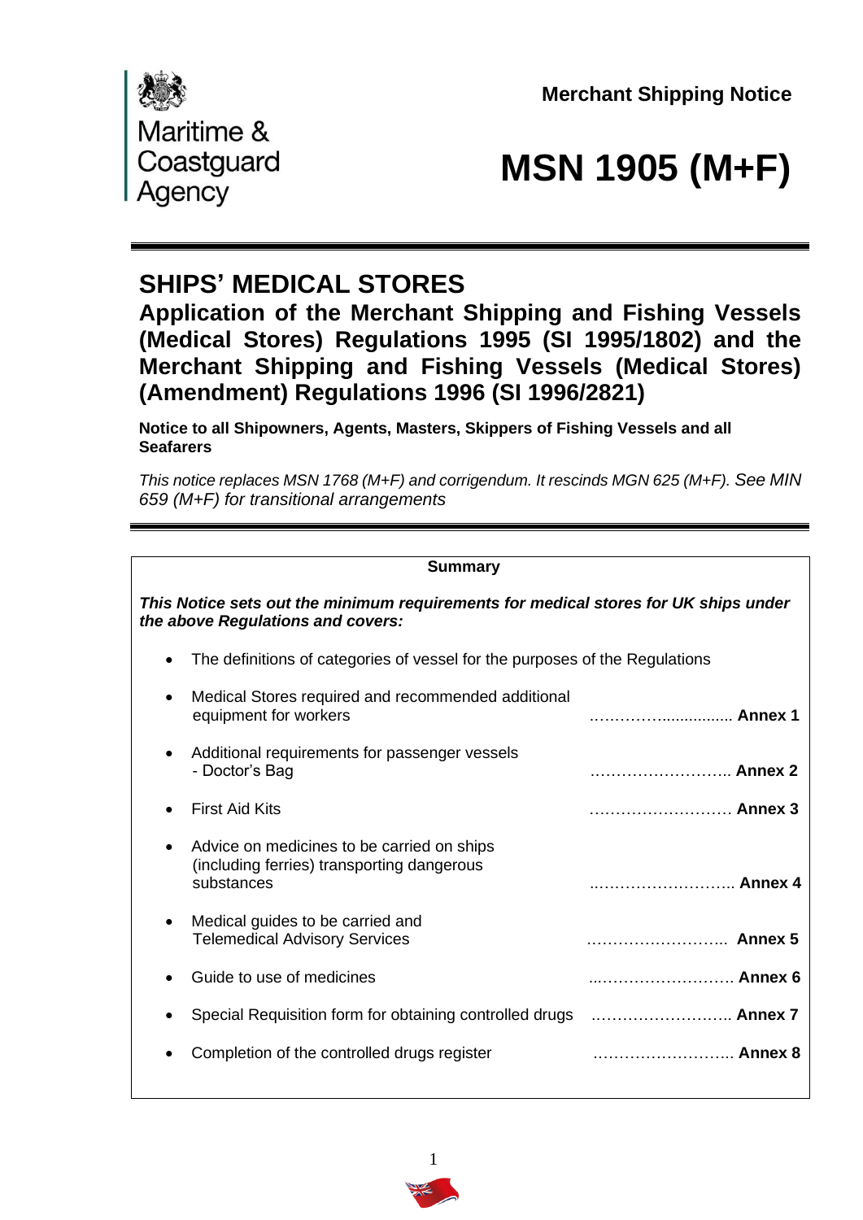Maritime & Coastguard Agency

**Merchant Shipping Notice**

# MSN 1905 (M+F)

## SHIPS' MEDICAL STORES

### Application of the Merchant Shipping and Fishing Vessels (Medical Stores) Regulations 1995 (SI 1995/1802) and the Merchant Shipping and Fishing Vessels (Medical Stores) (Amendment) Regulations 1996 (SI 1996/2821)

**Notice to all Shipowners, Agents, Masters, Skippers of Fishing Vessels and all Seafarers**

*This notice replaces MSN 1768 (M+F) and corrigendum. It rescinds MGN 625 (M+F). See MIN 659 (M+F) for transitional arrangements*

---

**Summary**

***This Notice sets out the minimum requirements for medical stores for UK ships under the above Regulations and covers:***

- The definitions of categories of vessel for the purposes of the Regulations
- Medical Stores required and recommended additional equipment for workers ……………............... **Annex 1**
- Additional requirements for passenger vessels - Doctor's Bag ……………………... **Annex 2**
- First Aid Kits ……………………… **Annex 3**
- Advice on medicines to be carried on ships (including ferries) transporting dangerous substances ..……………………... **Annex 4**
- Medical guides to be carried and Telemedical Advisory Services ……………………... **Annex 5**
- Guide to use of medicines ...……………………. **Annex 6**
- Special Requisition form for obtaining controlled drugs ..……………………. **Annex 7**
- Completion of the controlled drugs register ……………………... **Annex 8**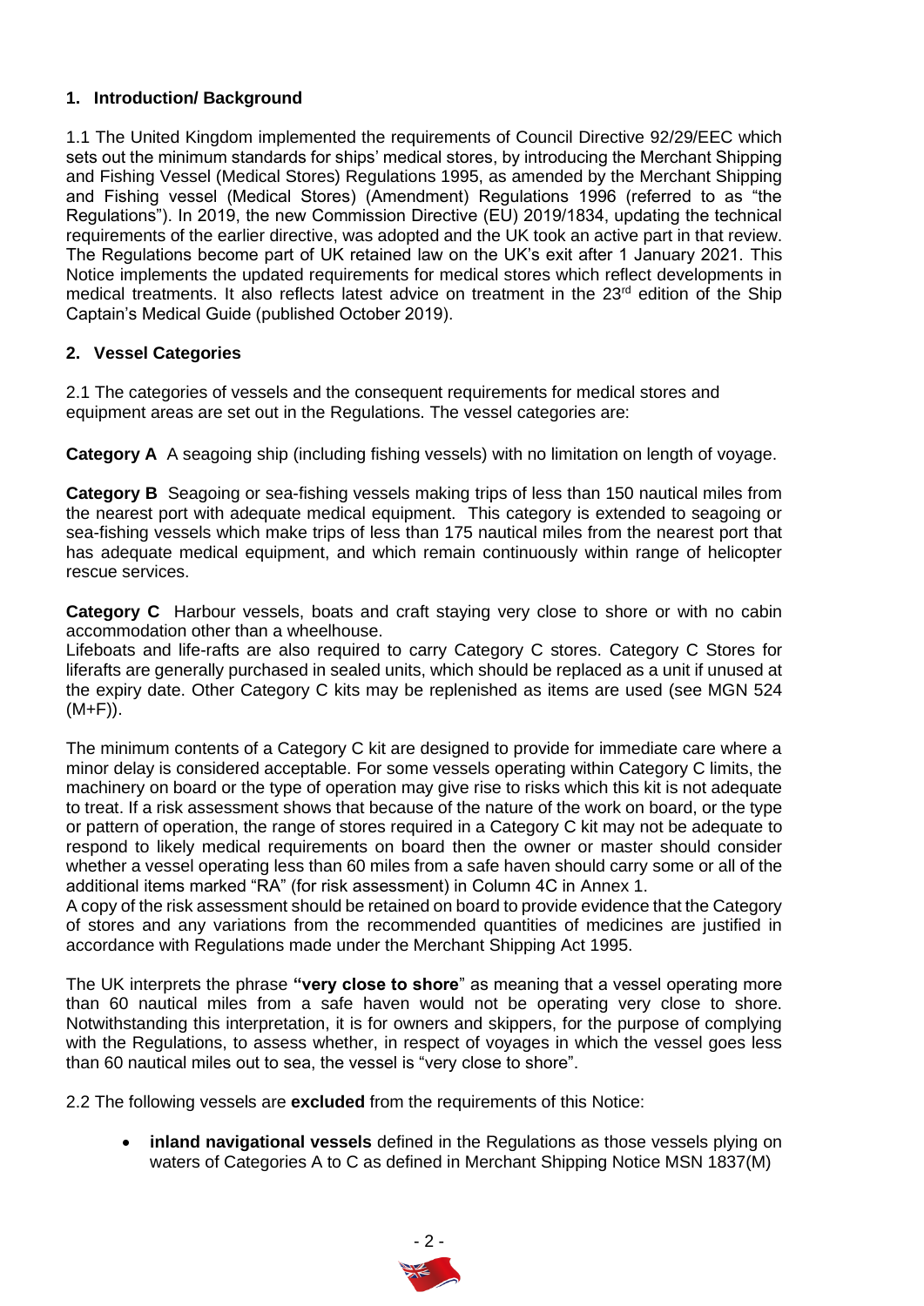## 1. Introduction/ Background

1.1 The United Kingdom implemented the requirements of Council Directive 92/29/EEC which sets out the minimum standards for ships' medical stores, by introducing the Merchant Shipping and Fishing Vessel (Medical Stores) Regulations 1995, as amended by the Merchant Shipping and Fishing vessel (Medical Stores) (Amendment) Regulations 1996 (referred to as "the Regulations"). In 2019, the new Commission Directive (EU) 2019/1834, updating the technical requirements of the earlier directive, was adopted and the UK took an active part in that review. The Regulations become part of UK retained law on the UK's exit after 1 January 2021. This Notice implements the updated requirements for medical stores which reflect developments in medical treatments. It also reflects latest advice on treatment in the 23rd edition of the Ship Captain's Medical Guide (published October 2019).

## 2. Vessel Categories

2.1 The categories of vessels and the consequent requirements for medical stores and equipment areas are set out in the Regulations. The vessel categories are:

**Category A** A seagoing ship (including fishing vessels) with no limitation on length of voyage.

**Category B** Seagoing or sea-fishing vessels making trips of less than 150 nautical miles from the nearest port with adequate medical equipment. This category is extended to seagoing or sea-fishing vessels which make trips of less than 175 nautical miles from the nearest port that has adequate medical equipment, and which remain continuously within range of helicopter rescue services.

**Category C** Harbour vessels, boats and craft staying very close to shore or with no cabin accommodation other than a wheelhouse.
Lifeboats and life-rafts are also required to carry Category C stores. Category C Stores for liferafts are generally purchased in sealed units, which should be replaced as a unit if unused at the expiry date. Other Category C kits may be replenished as items are used (see MGN 524 (M+F)).

The minimum contents of a Category C kit are designed to provide for immediate care where a minor delay is considered acceptable. For some vessels operating within Category C limits, the machinery on board or the type of operation may give rise to risks which this kit is not adequate to treat. If a risk assessment shows that because of the nature of the work on board, or the type or pattern of operation, the range of stores required in a Category C kit may not be adequate to respond to likely medical requirements on board then the owner or master should consider whether a vessel operating less than 60 miles from a safe haven should carry some or all of the additional items marked "RA" (for risk assessment) in Column 4C in Annex 1.
A copy of the risk assessment should be retained on board to provide evidence that the Category of stores and any variations from the recommended quantities of medicines are justified in accordance with Regulations made under the Merchant Shipping Act 1995.

The UK interprets the phrase **"very close to shore**" as meaning that a vessel operating more than 60 nautical miles from a safe haven would not be operating very close to shore. Notwithstanding this interpretation, it is for owners and skippers, for the purpose of complying with the Regulations, to assess whether, in respect of voyages in which the vessel goes less than 60 nautical miles out to sea, the vessel is "very close to shore".

2.2 The following vessels are **excluded** from the requirements of this Notice:

- **inland navigational vessels** defined in the Regulations as those vessels plying on waters of Categories A to C as defined in Merchant Shipping Notice MSN 1837(M)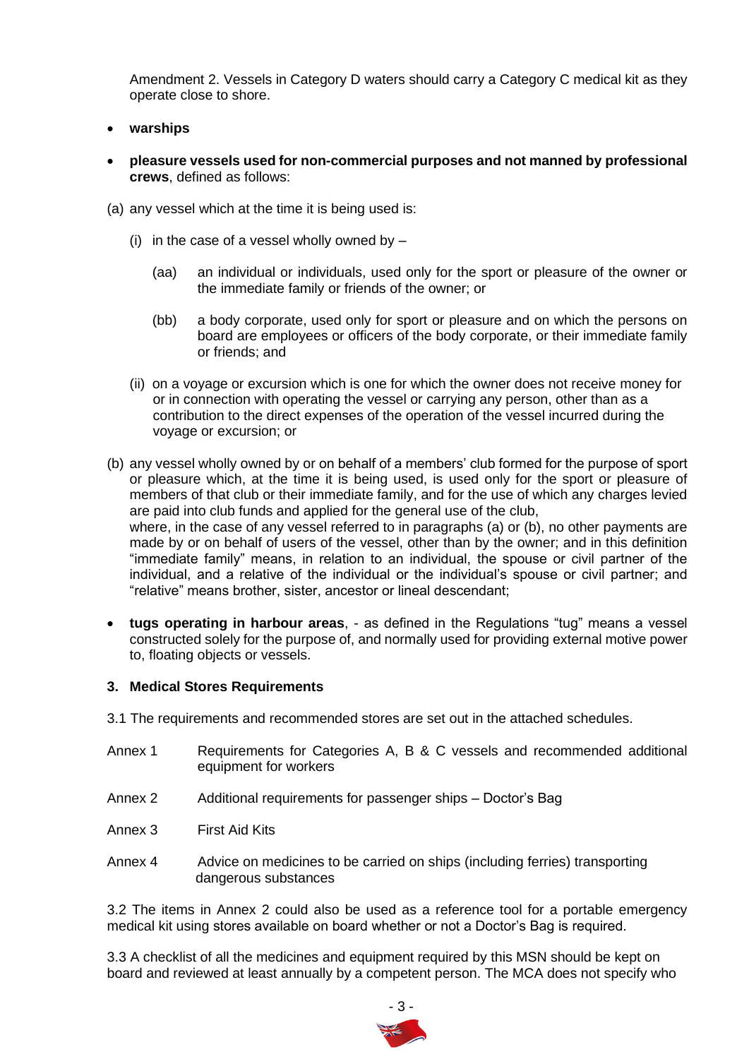Amendment 2. Vessels in Category D waters should carry a Category C medical kit as they operate close to shore.

- **warships**
- **pleasure vessels used for non-commercial purposes and not manned by professional crews**, defined as follows:

(a) any vessel which at the time it is being used is:

(i) in the case of a vessel wholly owned by –

(aa) an individual or individuals, used only for the sport or pleasure of the owner or the immediate family or friends of the owner; or

(bb) a body corporate, used only for sport or pleasure and on which the persons on board are employees or officers of the body corporate, or their immediate family or friends; and

(ii) on a voyage or excursion which is one for which the owner does not receive money for or in connection with operating the vessel or carrying any person, other than as a contribution to the direct expenses of the operation of the vessel incurred during the voyage or excursion; or

(b) any vessel wholly owned by or on behalf of a members' club formed for the purpose of sport or pleasure which, at the time it is being used, is used only for the sport or pleasure of members of that club or their immediate family, and for the use of which any charges levied are paid into club funds and applied for the general use of the club,
where, in the case of any vessel referred to in paragraphs (a) or (b), no other payments are made by or on behalf of users of the vessel, other than by the owner; and in this definition "immediate family" means, in relation to an individual, the spouse or civil partner of the individual, and a relative of the individual or the individual's spouse or civil partner; and "relative" means brother, sister, ancestor or lineal descendant;

- **tugs operating in harbour areas**, - as defined in the Regulations "tug" means a vessel constructed solely for the purpose of, and normally used for providing external motive power to, floating objects or vessels.

### 3. Medical Stores Requirements

3.1 The requirements and recommended stores are set out in the attached schedules.

Annex 1 Requirements for Categories A, B & C vessels and recommended additional equipment for workers

Annex 2 Additional requirements for passenger ships – Doctor's Bag

Annex 3 First Aid Kits

Annex 4 Advice on medicines to be carried on ships (including ferries) transporting dangerous substances

3.2 The items in Annex 2 could also be used as a reference tool for a portable emergency medical kit using stores available on board whether or not a Doctor's Bag is required.

3.3 A checklist of all the medicines and equipment required by this MSN should be kept on board and reviewed at least annually by a competent person. The MCA does not specify who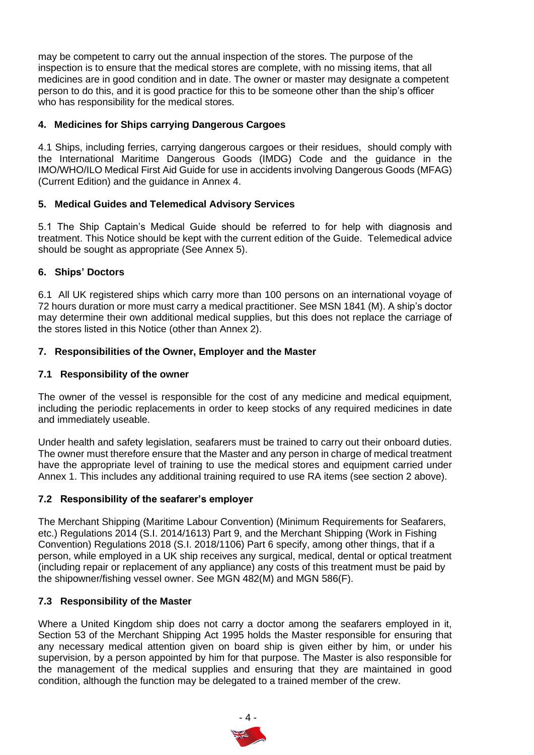may be competent to carry out the annual inspection of the stores. The purpose of the inspection is to ensure that the medical stores are complete, with no missing items, that all medicines are in good condition and in date. The owner or master may designate a competent person to do this, and it is good practice for this to be someone other than the ship's officer who has responsibility for the medical stores.

## 4. Medicines for Ships carrying Dangerous Cargoes

4.1 Ships, including ferries, carrying dangerous cargoes or their residues, should comply with the International Maritime Dangerous Goods (IMDG) Code and the guidance in the IMO/WHO/ILO Medical First Aid Guide for use in accidents involving Dangerous Goods (MFAG) (Current Edition) and the guidance in Annex 4.

## 5. Medical Guides and Telemedical Advisory Services

5.1 The Ship Captain's Medical Guide should be referred to for help with diagnosis and treatment. This Notice should be kept with the current edition of the Guide. Telemedical advice should be sought as appropriate (See Annex 5).

## 6. Ships' Doctors

6.1 All UK registered ships which carry more than 100 persons on an international voyage of 72 hours duration or more must carry a medical practitioner. See MSN 1841 (M). A ship's doctor may determine their own additional medical supplies, but this does not replace the carriage of the stores listed in this Notice (other than Annex 2).

## 7. Responsibilities of the Owner, Employer and the Master

### 7.1 Responsibility of the owner

The owner of the vessel is responsible for the cost of any medicine and medical equipment, including the periodic replacements in order to keep stocks of any required medicines in date and immediately useable.

Under health and safety legislation, seafarers must be trained to carry out their onboard duties. The owner must therefore ensure that the Master and any person in charge of medical treatment have the appropriate level of training to use the medical stores and equipment carried under Annex 1. This includes any additional training required to use RA items (see section 2 above).

### 7.2 Responsibility of the seafarer's employer

The Merchant Shipping (Maritime Labour Convention) (Minimum Requirements for Seafarers, etc.) Regulations 2014 (S.I. 2014/1613) Part 9, and the Merchant Shipping (Work in Fishing Convention) Regulations 2018 (S.I. 2018/1106) Part 6 specify, among other things, that if a person, while employed in a UK ship receives any surgical, medical, dental or optical treatment (including repair or replacement of any appliance) any costs of this treatment must be paid by the shipowner/fishing vessel owner. See MGN 482(M) and MGN 586(F).

### 7.3 Responsibility of the Master

Where a United Kingdom ship does not carry a doctor among the seafarers employed in it, Section 53 of the Merchant Shipping Act 1995 holds the Master responsible for ensuring that any necessary medical attention given on board ship is given either by him, or under his supervision, by a person appointed by him for that purpose. The Master is also responsible for the management of the medical supplies and ensuring that they are maintained in good condition, although the function may be delegated to a trained member of the crew.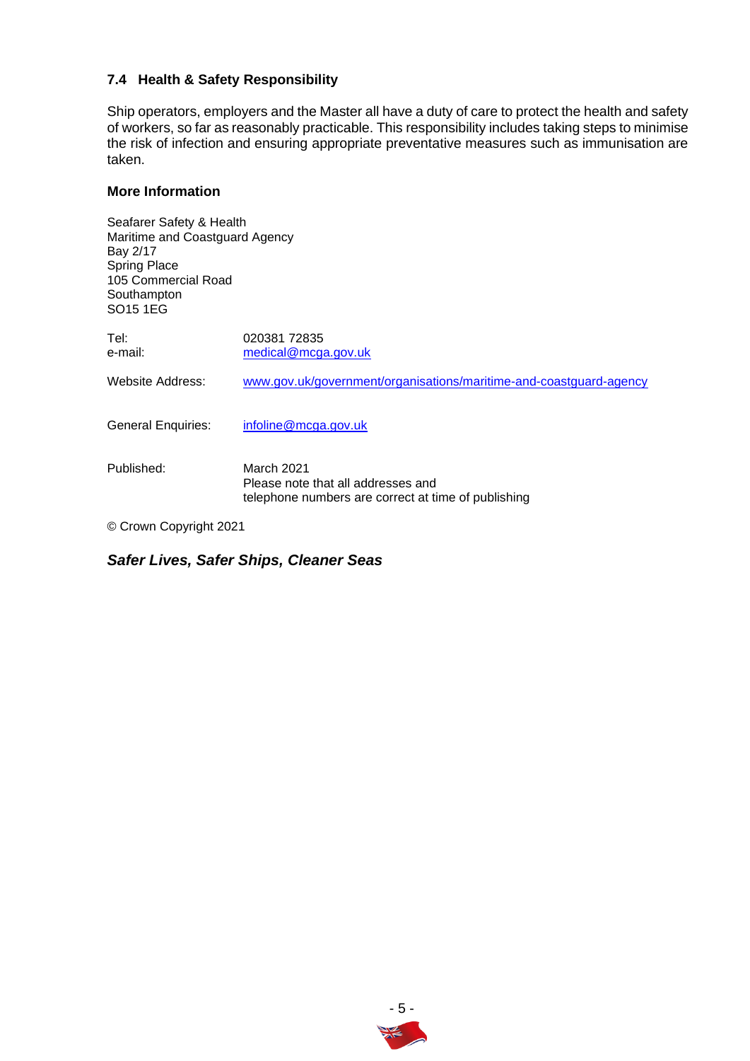### 7.4 Health & Safety Responsibility

Ship operators, employers and the Master all have a duty of care to protect the health and safety of workers, so far as reasonably practicable. This responsibility includes taking steps to minimise the risk of infection and ensuring appropriate preventative measures such as immunisation are taken.

**More Information**

Seafarer Safety & Health
Maritime and Coastguard Agency
Bay 2/17
Spring Place
105 Commercial Road
Southampton
SO15 1EG

Tel: 020381 72835
e-mail: medical@mcga.gov.uk

Website Address: www.gov.uk/government/organisations/maritime-and-coastguard-agency

General Enquiries: infoline@mcga.gov.uk

Published: March 2021
Please note that all addresses and telephone numbers are correct at time of publishing

© Crown Copyright 2021

***Safer Lives, Safer Ships, Cleaner Seas***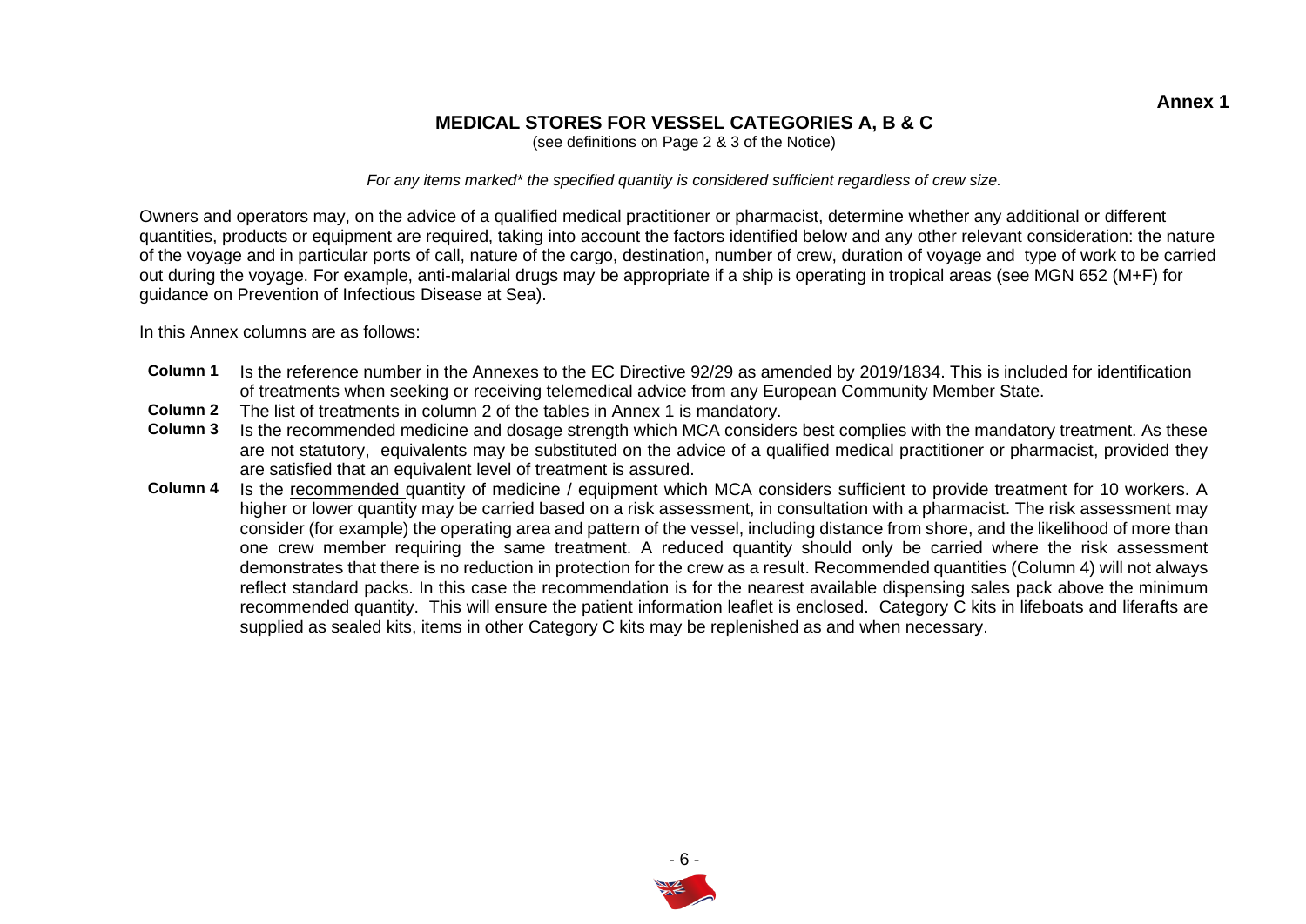**Annex 1**

## MEDICAL STORES FOR VESSEL CATEGORIES A, B & C

(see definitions on Page 2 & 3 of the Notice)

*For any items marked* the specified quantity is considered sufficient regardless of crew size.*

Owners and operators may, on the advice of a qualified medical practitioner or pharmacist, determine whether any additional or different quantities, products or equipment are required, taking into account the factors identified below and any other relevant consideration: the nature of the voyage and in particular ports of call, nature of the cargo, destination, number of crew, duration of voyage and type of work to be carried out during the voyage. For example, anti-malarial drugs may be appropriate if a ship is operating in tropical areas (see MGN 652 (M+F) for guidance on Prevention of Infectious Disease at Sea).

In this Annex columns are as follows:

**Column 1** Is the reference number in the Annexes to the EC Directive 92/29 as amended by 2019/1834. This is included for identification of treatments when seeking or receiving telemedical advice from any European Community Member State.

**Column 2** The list of treatments in column 2 of the tables in Annex 1 is mandatory.

**Column 3** Is the recommended medicine and dosage strength which MCA considers best complies with the mandatory treatment. As these are not statutory, equivalents may be substituted on the advice of a qualified medical practitioner or pharmacist, provided they are satisfied that an equivalent level of treatment is assured.

**Column 4** Is the recommended quantity of medicine / equipment which MCA considers sufficient to provide treatment for 10 workers. A higher or lower quantity may be carried based on a risk assessment, in consultation with a pharmacist. The risk assessment may consider (for example) the operating area and pattern of the vessel, including distance from shore, and the likelihood of more than one crew member requiring the same treatment. A reduced quantity should only be carried where the risk assessment demonstrates that there is no reduction in protection for the crew as a result. Recommended quantities (Column 4) will not always reflect standard packs. In this case the recommendation is for the nearest available dispensing sales pack above the minimum recommended quantity. This will ensure the patient information leaflet is enclosed. Category C kits in lifeboats and liferafts are supplied as sealed kits, items in other Category C kits may be replenished as and when necessary.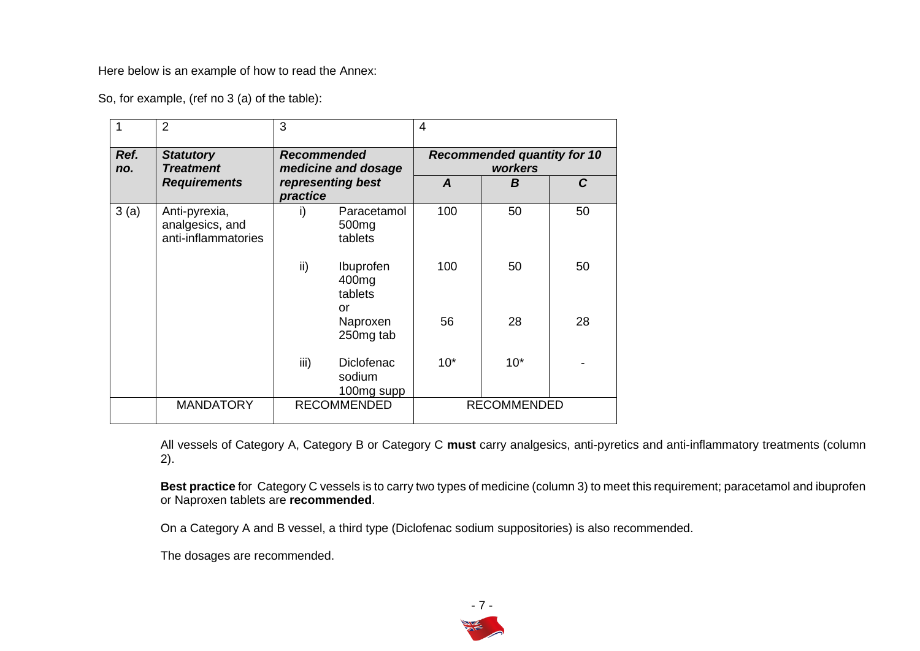Here below is an example of how to read the Annex:

So, for example, (ref no 3 (a) of the table):

| 1 | 2 | 3 | | 4 | | |
|---|---|---|---|---|---|---|
| ***Ref. no.*** | ***Statutory Treatment Requirements*** | ***Recommended medicine and dosage representing best practice*** | | ***Recommended quantity for 10 workers*** | | |
| | | | | ***A*** | ***B*** | ***C*** |
| 3 (a) | Anti-pyrexia, analgesics, and anti-inflammatories | i) | Paracetamol 500mg tablets | 100 | 50 | 50 |
| | | ii) | Ibuprofen 400mg tablets or | 100 | 50 | 50 |
| | | | Naproxen 250mg tab | 56 | 28 | 28 |
| | | iii) | Diclofenac sodium 100mg supp | 10* | 10* | - |
| | MANDATORY | RECOMMENDED | | RECOMMENDED | | |

All vessels of Category A, Category B or Category C **must** carry analgesics, anti-pyretics and anti-inflammatory treatments (column 2).

**Best practice** for Category C vessels is to carry two types of medicine (column 3) to meet this requirement; paracetamol and ibuprofen or Naproxen tablets are **recommended**.

On a Category A and B vessel, a third type (Diclofenac sodium suppositories) is also recommended.

The dosages are recommended.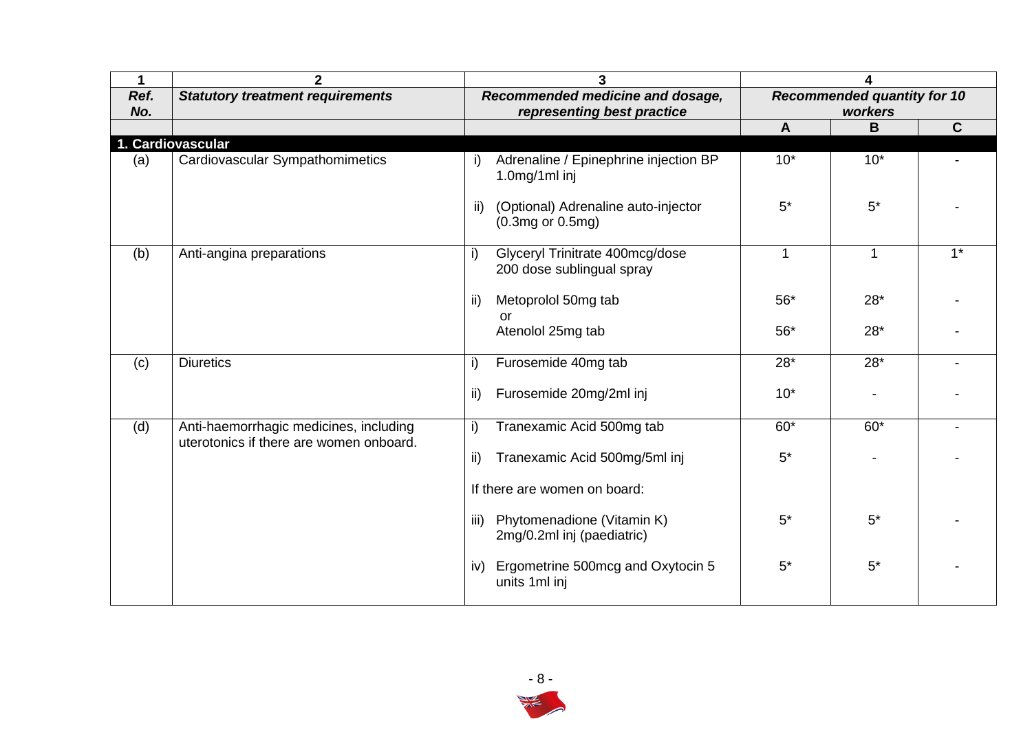| 1 | 2 | 3 | 4 | | |
|---|---|---|---|---|---|
| ***Ref. No.*** | ***Statutory treatment requirements*** | ***Recommended medicine and dosage, representing best practice*** | ***Recommended quantity for 10 workers*** | | |
| | | | **A** | **B** | **C** |
| **1. Cardiovascular** | | | | | |
| (a) | Cardiovascular Sympathomimetics | i) Adrenaline / Epinephrine injection BP 1.0mg/1ml inj | 10* | 10* | - |
| | | ii) (Optional) Adrenaline auto-injector (0.3mg or 0.5mg) | 5* | 5* | - |
| (b) | Anti-angina preparations | i) Glyceryl Trinitrate 400mcg/dose 200 dose sublingual spray | 1 | 1 | 1* |
| | | ii) Metoprolol 50mg tab | 56* | 28* | - |
| | | or Atenolol 25mg tab | 56* | 28* | - |
| (c) | Diuretics | i) Furosemide 40mg tab | 28* | 28* | - |
| | | ii) Furosemide 20mg/2ml inj | 10* | - | - |
| (d) | Anti-haemorrhagic medicines, including uterotonics if there are women onboard. | i) Tranexamic Acid 500mg tab | 60* | 60* | - |
| | | ii) Tranexamic Acid 500mg/5ml inj | 5* | - | - |
| | | If there are women on board: | | | |
| | | iii) Phytomenadione (Vitamin K) 2mg/0.2ml inj (paediatric) | 5* | 5* | - |
| | | iv) Ergometrine 500mcg and Oxytocin 5 units 1ml inj | 5* | 5* | - |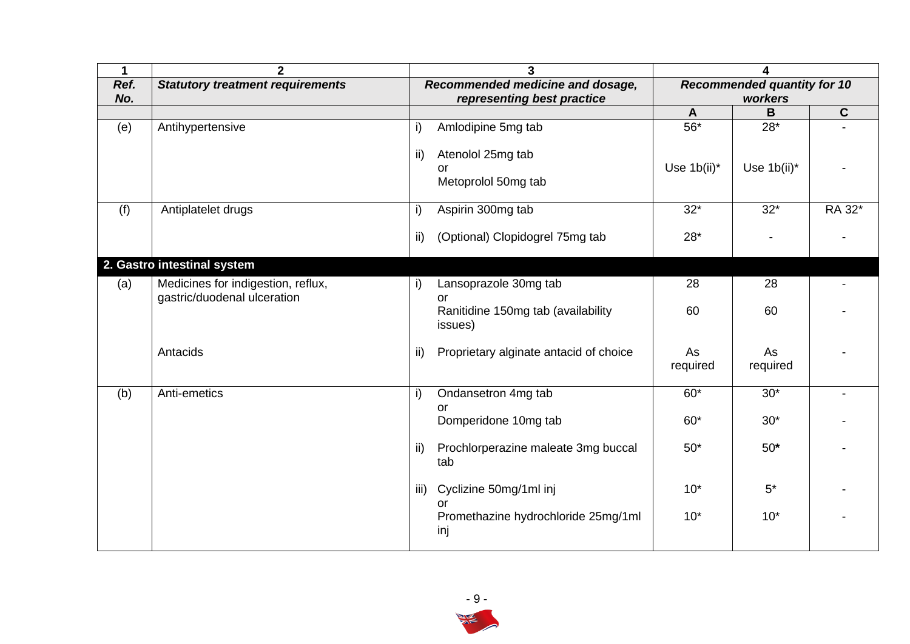| 1 | 2 | 3 | 4 | | |
|---|---|---|---|---|---|
| ***Ref. No.*** | ***Statutory treatment requirements*** | ***Recommended medicine and dosage, representing best practice*** | ***Recommended quantity for 10 workers*** | | |
| | | | **A** | **B** | **C** |
| (e) | Antihypertensive | i) Amlodipine 5mg tab | 56* | 28* | - |
| | | ii) Atenolol 25mg tab or Metoprolol 50mg tab | Use 1b(ii)* | Use 1b(ii)* | - |
| (f) | Antiplatelet drugs | i) Aspirin 300mg tab | 32* | 32* | RA 32* |
| | | ii) (Optional) Clopidogrel 75mg tab | 28* | - | - |
| **2. Gastro intestinal system** | | | | | |
| (a) | Medicines for indigestion, reflux, gastric/duodenal ulceration | i) Lansoprazole 30mg tab | 28 | 28 | - |
| | | or Ranitidine 150mg tab (availability issues) | 60 | 60 | - |
| | Antacids | ii) Proprietary alginate antacid of choice | As required | As required | - |
| (b) | Anti-emetics | i) Ondansetron 4mg tab | 60* | 30* | - |
| | | or Domperidone 10mg tab | 60* | 30* | - |
| | | ii) Prochlorperazine maleate 3mg buccal tab | 50* | 50* | - |
| | | iii) Cyclizine 50mg/1ml inj | 10* | 5* | - |
| | | or Promethazine hydrochloride 25mg/1ml inj | 10* | 10* | - |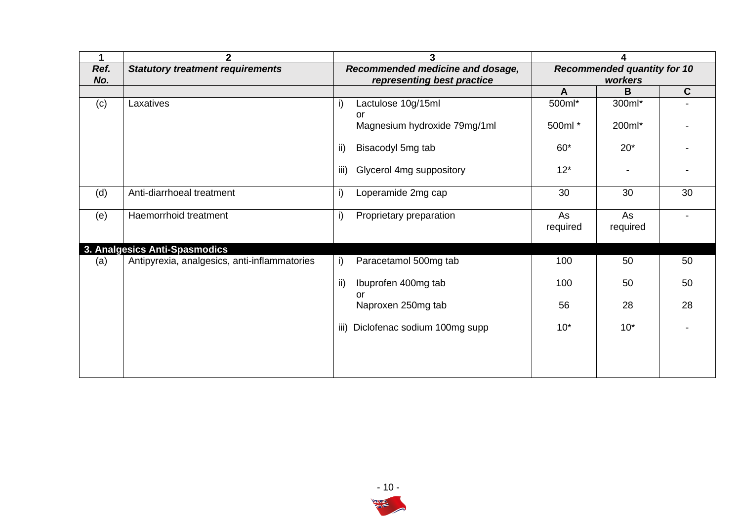| 1 | 2 | 3 | 4 | | |
|---|---|---|---|---|---|
| ***Ref. No.*** | ***Statutory treatment requirements*** | ***Recommended medicine and dosage, representing best practice*** | ***Recommended quantity for 10 workers*** | | |
| | | | **A** | **B** | **C** |
| (c) | Laxatives | i) Lactulose 10g/15ml<br>or<br>Magnesium hydroxide 79mg/1ml | 500ml*<br><br>500ml * | 300ml*<br><br>200ml* | -<br><br>- |
| | | ii) Bisacodyl 5mg tab | 60* | 20* | - |
| | | iii) Glycerol 4mg suppository | 12* | - | - |
| (d) | Anti-diarrhoeal treatment | i) Loperamide 2mg cap | 30 | 30 | 30 |
| (e) | Haemorrhoid treatment | i) Proprietary preparation | As required | As required | - |
| **3. Analgesics Anti-Spasmodics** | | | | | |
| (a) | Antipyrexia, analgesics, anti-inflammatories | i) Paracetamol 500mg tab | 100 | 50 | 50 |
| | | ii) Ibuprofen 400mg tab<br>or<br>Naproxen 250mg tab | 100<br><br>56 | 50<br><br>28 | 50<br><br>28 |
| | | iii) Diclofenac sodium 100mg supp | 10* | 10* | - |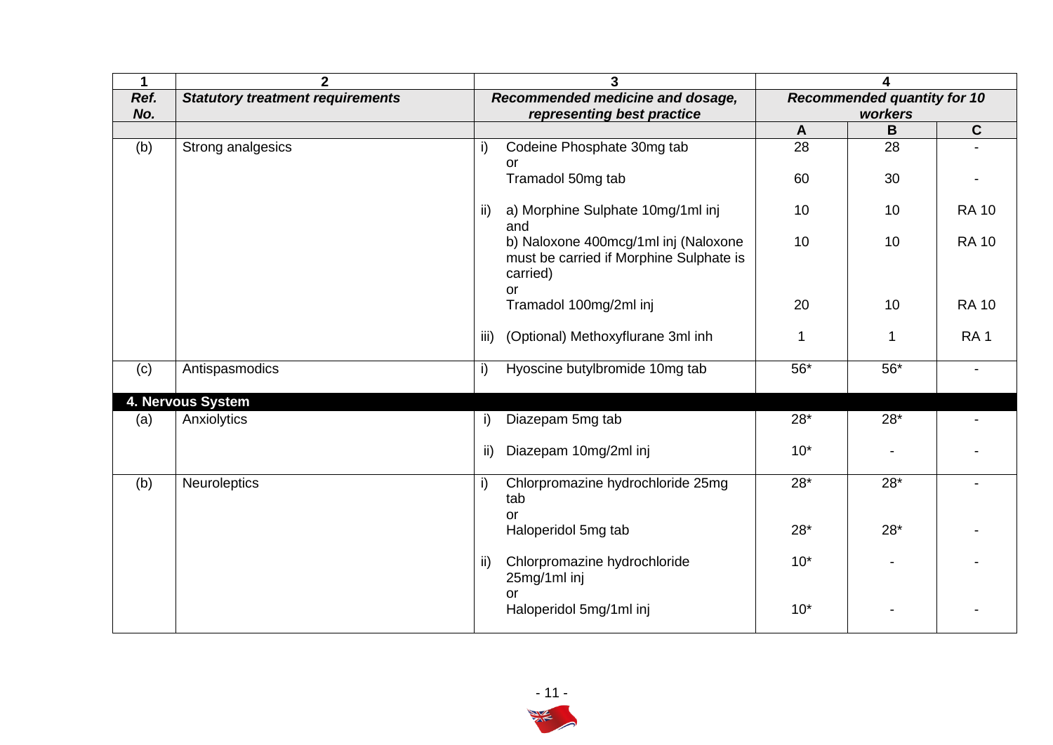| 1 | 2 | 3 | 4 | | |
|---|---|---|---|---|---|
| ***Ref. No.*** | ***Statutory treatment requirements*** | ***Recommended medicine and dosage, representing best practice*** | ***Recommended quantity for 10 workers*** | | |
| | | | **A** | **B** | **C** |
| (b) | Strong analgesics | i) Codeine Phosphate 30mg tab | 28 | 28 | - |
| | | or Tramadol 50mg tab | 60 | 30 | - |
| | | ii) a) Morphine Sulphate 10mg/1ml inj and | 10 | 10 | RA 10 |
| | | b) Naloxone 400mcg/1ml inj (Naloxone must be carried if Morphine Sulphate is carried) | 10 | 10 | RA 10 |
| | | or Tramadol 100mg/2ml inj | 20 | 10 | RA 10 |
| | | iii) (Optional) Methoxyflurane 3ml inh | 1 | 1 | RA 1 |
| (c) | Antispasmodics | i) Hyoscine butylbromide 10mg tab | 56* | 56* | - |
| **4. Nervous System** | | | | | |
| (a) | Anxiolytics | i) Diazepam 5mg tab | 28* | 28* | - |
| | | ii) Diazepam 10mg/2ml inj | 10* | - | - |
| (b) | Neuroleptics | i) Chlorpromazine hydrochloride 25mg tab | 28* | 28* | - |
| | | or Haloperidol 5mg tab | 28* | 28* | - |
| | | ii) Chlorpromazine hydrochloride 25mg/1ml inj | 10* | - | - |
| | | or Haloperidol 5mg/1ml inj | 10* | - | - |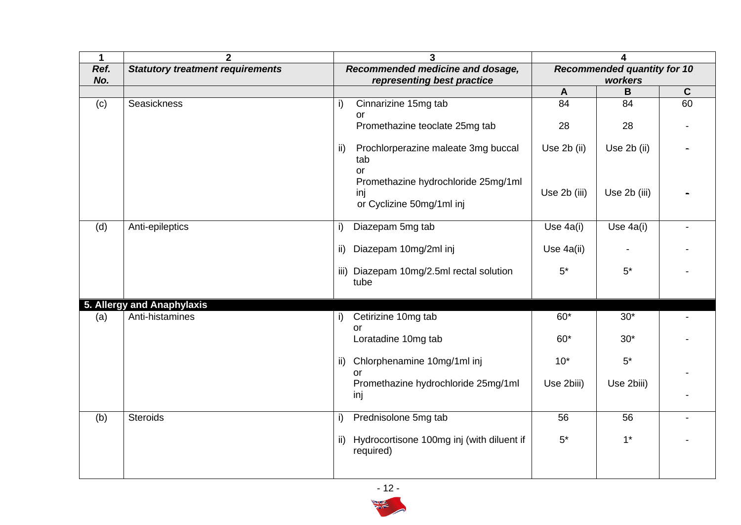| 1 | 2 | 3 | 4 | | |
|---|---|---|---|---|---|
| ***Ref. No.*** | ***Statutory treatment requirements*** | ***Recommended medicine and dosage, representing best practice*** | ***Recommended quantity for 10 workers*** | | |
| | | | **A** | **B** | **C** |
| (c) | Seasickness | i) Cinnarizine 15mg tab | 84 | 84 | 60 |
| | | or Promethazine teoclate 25mg tab | 28 | 28 | - |
| | | ii) Prochlorperazine maleate 3mg buccal tab | Use 2b (ii) | Use 2b (ii) | - |
| | | or Promethazine hydrochloride 25mg/1ml inj or Cyclizine 50mg/1ml inj | Use 2b (iii) | Use 2b (iii) | - |
| (d) | Anti-epileptics | i) Diazepam 5mg tab | Use 4a(i) | Use 4a(i) | - |
| | | ii) Diazepam 10mg/2ml inj | Use 4a(ii) | - | - |
| | | iii) Diazepam 10mg/2.5ml rectal solution tube | 5* | 5* | - |
| **5. Allergy and Anaphylaxis** | | | | | |
| (a) | Anti-histamines | i) Cetirizine 10mg tab | 60* | 30* | - |
| | | or Loratadine 10mg tab | 60* | 30* | - |
| | | ii) Chlorphenamine 10mg/1ml inj | 10* | 5* | - |
| | | or Promethazine hydrochloride 25mg/1ml inj | Use 2biii) | Use 2biii) | - |
| (b) | Steroids | i) Prednisolone 5mg tab | 56 | 56 | - |
| | | ii) Hydrocortisone 100mg inj (with diluent if required) | 5* | 1* | - |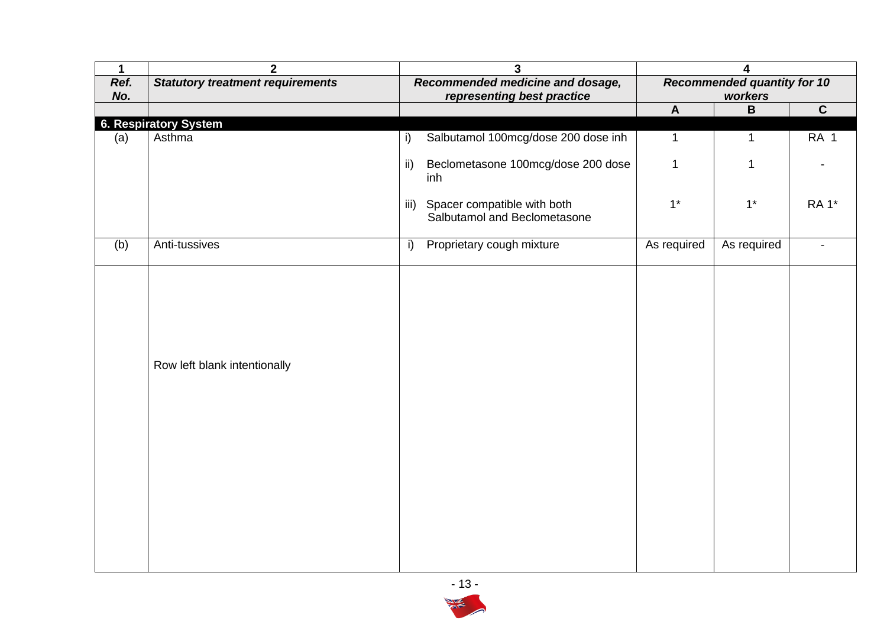| 1 | 2 | 3 | 4 | | |
|---|---|---|---|---|---|
| ***Ref. No.*** | ***Statutory treatment requirements*** | ***Recommended medicine and dosage, representing best practice*** | ***Recommended quantity for 10 workers*** | | |
| | | | **A** | **B** | **C** |
| **6. Respiratory System** | | | | | |
| (a) | Asthma | i) Salbutamol 100mcg/dose 200 dose inh | 1 | 1 | RA 1 |
| | | ii) Beclometasone 100mcg/dose 200 dose inh | 1 | 1 | - |
| | | iii) Spacer compatible with both Salbutamol and Beclometasone | 1* | 1* | RA 1* |
| (b) | Anti-tussives | i) Proprietary cough mixture | As required | As required | - |
| | Row left blank intentionally | | | | |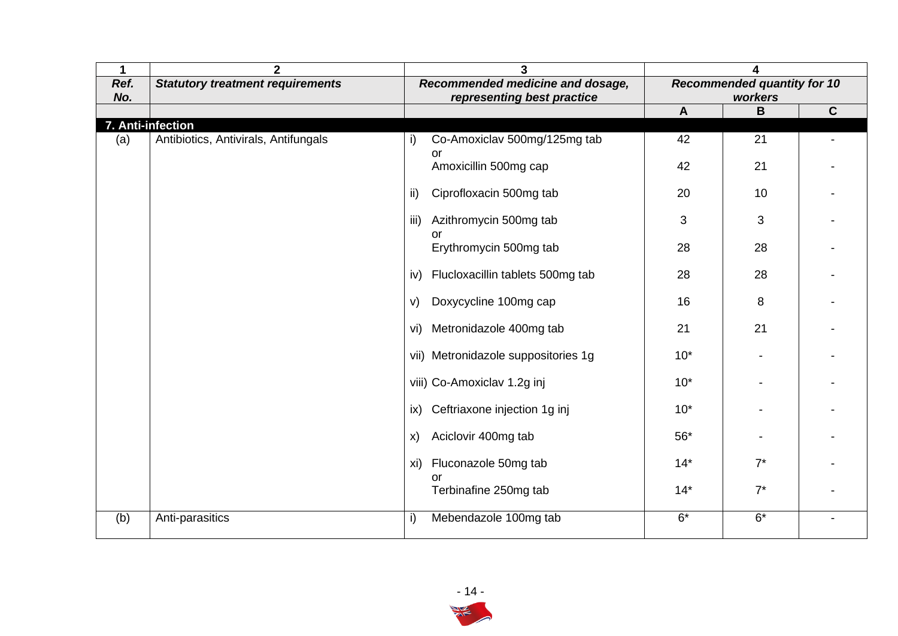| 1 | 2 | 3 | 4 | | |
|---|---|---|---|---|---|
| ***Ref. No.*** | ***Statutory treatment requirements*** | ***Recommended medicine and dosage, representing best practice*** | ***Recommended quantity for 10 workers*** | | |
| | | | **A** | **B** | **C** |
| **7. Anti-infection** | | | | | |
| (a) | Antibiotics, Antivirals, Antifungals | i) Co-Amoxiclav 500mg/125mg tab | 42 | 21 | - |
| | | or Amoxicillin 500mg cap | 42 | 21 | - |
| | | ii) Ciprofloxacin 500mg tab | 20 | 10 | - |
| | | iii) Azithromycin 500mg tab | 3 | 3 | - |
| | | or Erythromycin 500mg tab | 28 | 28 | - |
| | | iv) Flucloxacillin tablets 500mg tab | 28 | 28 | - |
| | | v) Doxycycline 100mg cap | 16 | 8 | - |
| | | vi) Metronidazole 400mg tab | 21 | 21 | - |
| | | vii) Metronidazole suppositories 1g | 10* | - | - |
| | | viii) Co-Amoxiclav 1.2g inj | 10* | - | - |
| | | ix) Ceftriaxone injection 1g inj | 10* | - | - |
| | | x) Aciclovir 400mg tab | 56* | - | - |
| | | xi) Fluconazole 50mg tab | 14* | 7* | - |
| | | or Terbinafine 250mg tab | 14* | 7* | - |
| (b) | Anti-parasitics | i) Mebendazole 100mg tab | 6* | 6* | - |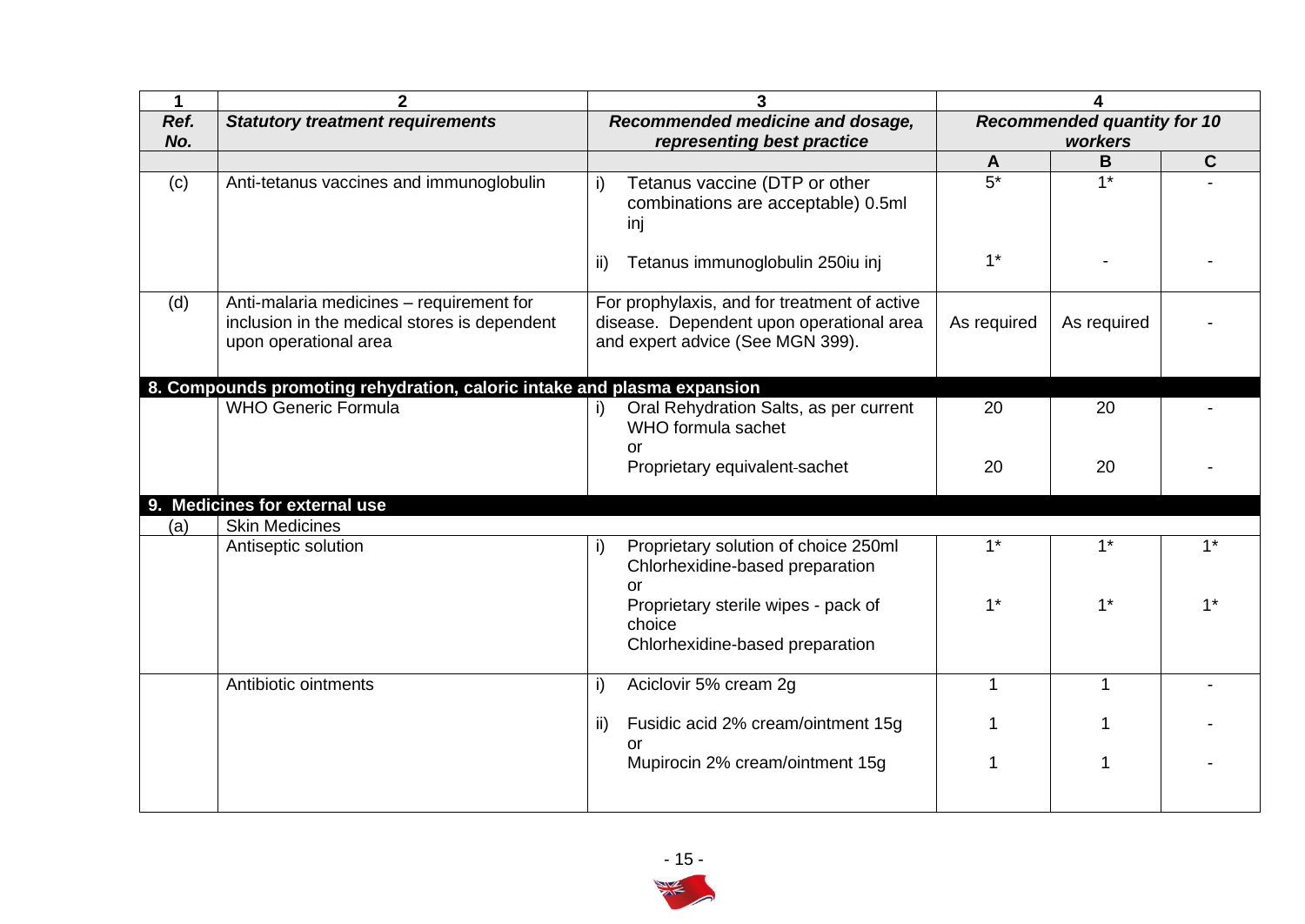| 1 | 2 | 3 | 4 | | |
|---|---|---|---|---|---|
| ***Ref. No.*** | ***Statutory treatment requirements*** | ***Recommended medicine and dosage, representing best practice*** | ***Recommended quantity for 10 workers*** | | |
| | | | **A** | **B** | **C** |
| (c) | Anti-tetanus vaccines and immunoglobulin | i) Tetanus vaccine (DTP or other combinations are acceptable) 0.5ml inj | 5* | 1* | - |
| | | ii) Tetanus immunoglobulin 250iu inj | 1* | - | - |
| (d) | Anti-malaria medicines – requirement for inclusion in the medical stores is dependent upon operational area | For prophylaxis, and for treatment of active disease. Dependent upon operational area and expert advice (See MGN 399). | As required | As required | - |
| **8. Compounds promoting rehydration, caloric intake and plasma expansion** | | | | | |
| | WHO Generic Formula | i) Oral Rehydration Salts, as per current WHO formula sachet | 20 | 20 | - |
| | | or Proprietary equivalent-sachet | 20 | 20 | - |
| **9. Medicines for external use** | | | | | |
| (a) | Skin Medicines | | | | |
| | Antiseptic solution | i) Proprietary solution of choice 250ml Chlorhexidine-based preparation | 1* | 1* | 1* |
| | | or Proprietary sterile wipes - pack of choice Chlorhexidine-based preparation | 1* | 1* | 1* |
| | Antibiotic ointments | i) Aciclovir 5% cream 2g | 1 | 1 | - |
| | | ii) Fusidic acid 2% cream/ointment 15g | 1 | 1 | - |
| | | or Mupirocin 2% cream/ointment 15g | 1 | 1 | - |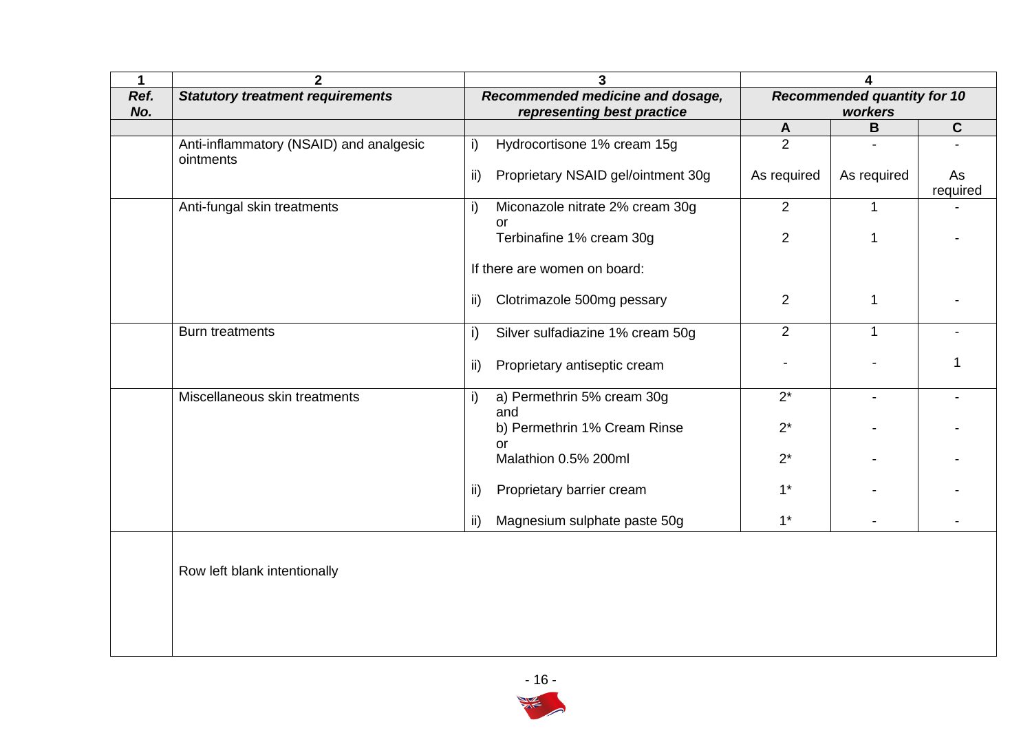| 1 | 2 | 3 | 4 | | |
|---|---|---|---|---|---|
| ***Ref. No.*** | ***Statutory treatment requirements*** | ***Recommended medicine and dosage, representing best practice*** | ***Recommended quantity for 10 workers*** | | |
| | | | **A** | **B** | **C** |
| | Anti-inflammatory (NSAID) and analgesic ointments | i) Hydrocortisone 1% cream 15g | 2 | - | - |
| | | ii) Proprietary NSAID gel/ointment 30g | As required | As required | As required |
| | Anti-fungal skin treatments | i) Miconazole nitrate 2% cream 30g or | 2 | 1 | - |
| | | Terbinafine 1% cream 30g | 2 | 1 | - |
| | | If there are women on board: | | | |
| | | ii) Clotrimazole 500mg pessary | 2 | 1 | - |
| | Burn treatments | i) Silver sulfadiazine 1% cream 50g | 2 | 1 | - |
| | | ii) Proprietary antiseptic cream | - | - | 1 |
| | Miscellaneous skin treatments | i) a) Permethrin 5% cream 30g and | 2* | - | - |
| | | b) Permethrin 1% Cream Rinse or | 2* | - | - |
| | | Malathion 0.5% 200ml | 2* | - | - |
| | | ii) Proprietary barrier cream | 1* | - | - |
| | | ii) Magnesium sulphate paste 50g | 1* | - | - |
| | Row left blank intentionally | | | | |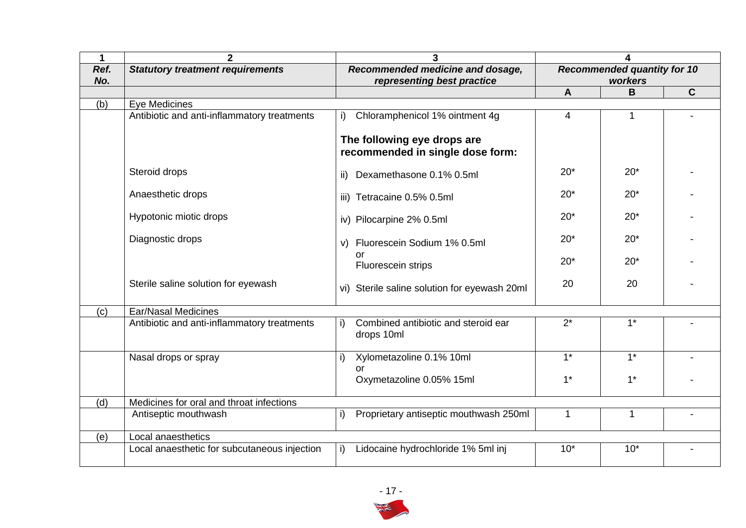| 1 | 2 | 3 | 4 | | |
|---|---|---|---|---|---|
| ***Ref. No.*** | ***Statutory treatment requirements*** | ***Recommended medicine and dosage, representing best practice*** | ***Recommended quantity for 10 workers*** | | |
| | | | **A** | **B** | **C** |
| (b) | Eye Medicines | | | | |
| | Antibiotic and anti-inflammatory treatments | i) Chloramphenicol 1% ointment 4g | 4 | 1 | - |
| | | **The following eye drops are recommended in single dose form:** | | | |
| | Steroid drops | ii) Dexamethasone 0.1% 0.5ml | 20* | 20* | - |
| | Anaesthetic drops | iii) Tetracaine 0.5% 0.5ml | 20* | 20* | - |
| | Hypotonic miotic drops | iv) Pilocarpine 2% 0.5ml | 20* | 20* | - |
| | Diagnostic drops | v) Fluorescein Sodium 1% 0.5ml | 20* | 20* | - |
| | | or Fluorescein strips | 20* | 20* | - |
| | Sterile saline solution for eyewash | vi) Sterile saline solution for eyewash 20ml | 20 | 20 | - |
| (c) | Ear/Nasal Medicines | | | | |
| | Antibiotic and anti-inflammatory treatments | i) Combined antibiotic and steroid ear drops 10ml | 2* | 1* | - |
| | Nasal drops or spray | i) Xylometazoline 0.1% 10ml | 1* | 1* | - |
| | | or Oxymetazoline 0.05% 15ml | 1* | 1* | - |
| (d) | Medicines for oral and throat infections | | | | |
| | Antiseptic mouthwash | i) Proprietary antiseptic mouthwash 250ml | 1 | 1 | - |
| (e) | Local anaesthetics | | | | |
| | Local anaesthetic for subcutaneous injection | i) Lidocaine hydrochloride 1% 5ml inj | 10* | 10* | - |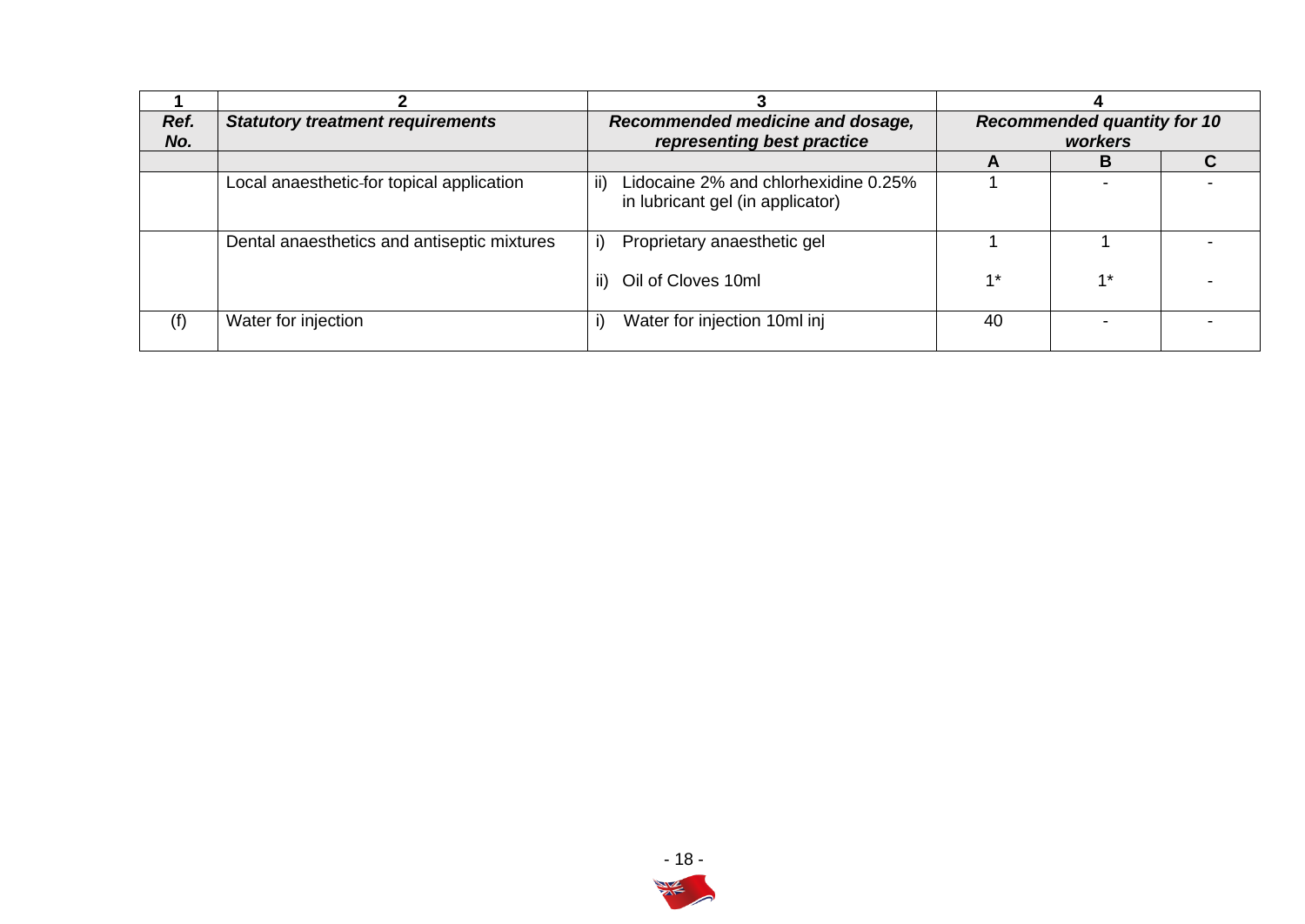| 1 | 2 | 3 | 4 | | |
|---|---|---|---|---|---|
| ***Ref. No.*** | ***Statutory treatment requirements*** | ***Recommended medicine and dosage, representing best practice*** | ***Recommended quantity for 10 workers*** | | |
| | | | **A** | **B** | **C** |
| | Local anaesthetic for topical application | ii) Lidocaine 2% and chlorhexidine 0.25% in lubricant gel (in applicator) | 1 | - | - |
| | Dental anaesthetics and antiseptic mixtures | i) Proprietary anaesthetic gel<br><br>ii) Oil of Cloves 10ml | 1<br><br>1* | 1<br><br>1* | -<br><br>- |
| (f) | Water for injection | i) Water for injection 10ml inj | 40 | - | - |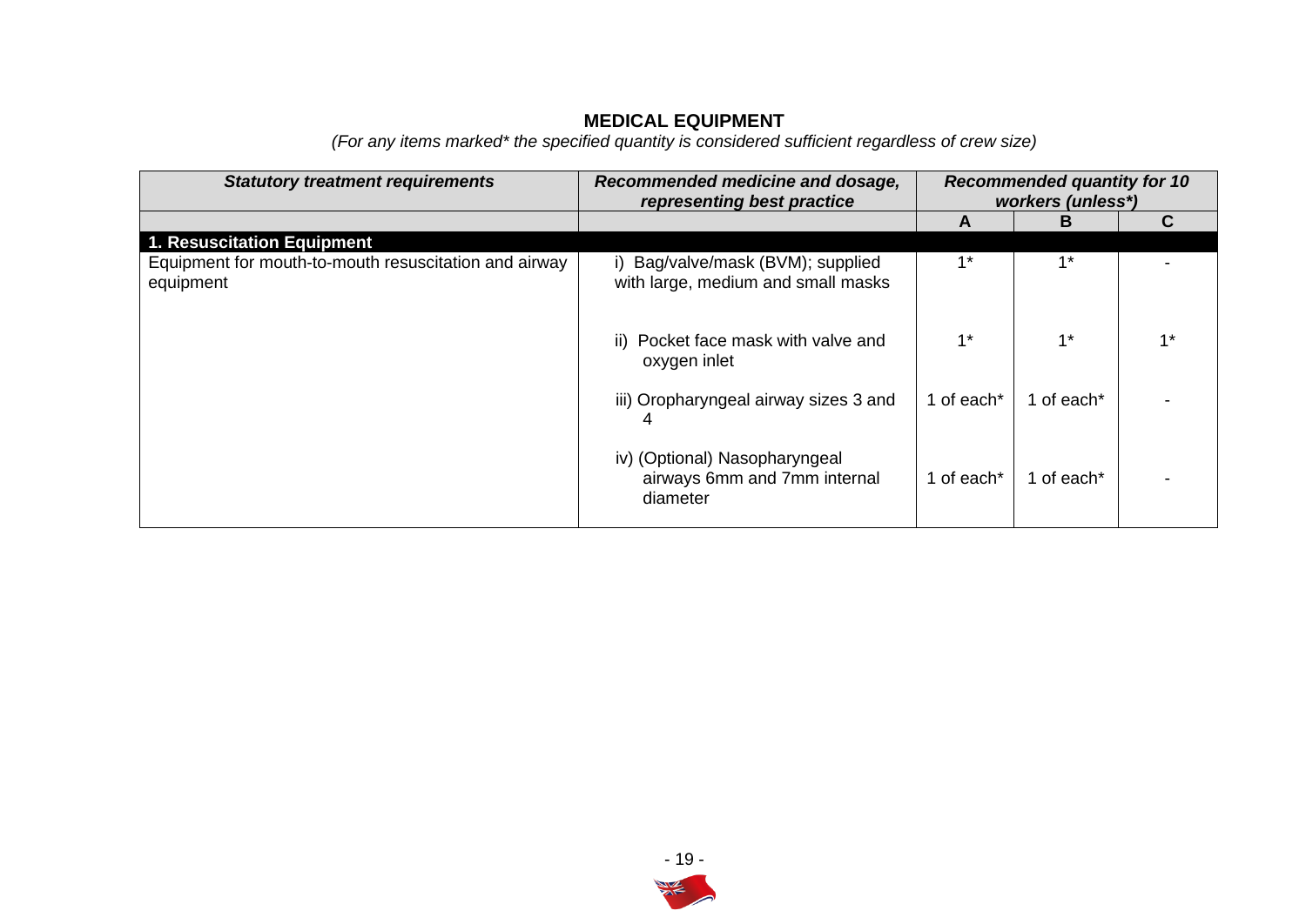## MEDICAL EQUIPMENT

*(For any items marked* the specified quantity is considered sufficient regardless of crew size)*

| ***Statutory treatment requirements*** | ***Recommended medicine and dosage, representing best practice*** | ***Recommended quantity for 10 workers (unless*)*** | | |
|---|---|---|---|---|
| | | **A** | **B** | **C** |
| **1. Resuscitation Equipment** | | | | |
| Equipment for mouth-to-mouth resuscitation and airway equipment | i) Bag/valve/mask (BVM); supplied with large, medium and small masks | 1* | 1* | - |
| | ii) Pocket face mask with valve and oxygen inlet | 1* | 1* | 1* |
| | iii) Oropharyngeal airway sizes 3 and 4 | 1 of each* | 1 of each* | - |
| | iv) (Optional) Nasopharyngeal airways 6mm and 7mm internal diameter | 1 of each* | 1 of each* | - |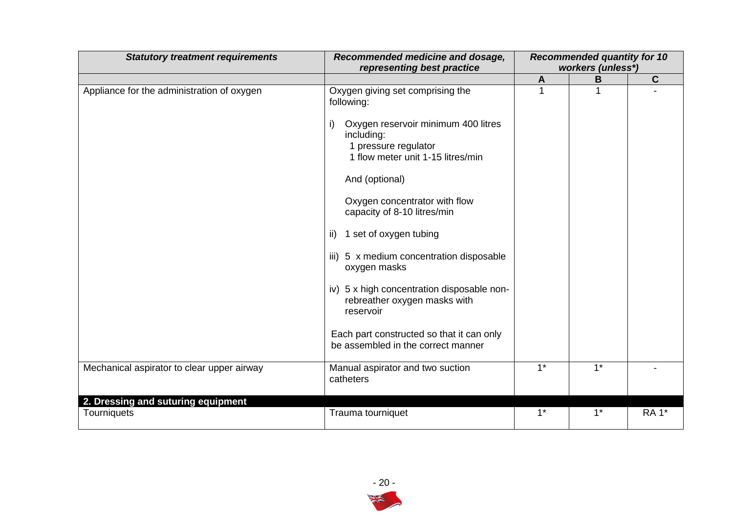| *Statutory treatment requirements* | *Recommended medicine and dosage, representing best practice* | *Recommended quantity for 10 workers (unless*)* | | |
|---|---|---|---|---|
| | | **A** | **B** | **C** |
| Appliance for the administration of oxygen | Oxygen giving set comprising the following:<br><br>i) Oxygen reservoir minimum 400 litres including:<br>1 pressure regulator<br>1 flow meter unit 1-15 litres/min<br><br>And (optional)<br><br>Oxygen concentrator with flow capacity of 8-10 litres/min<br><br>ii) 1 set of oxygen tubing<br><br>iii) 5 x medium concentration disposable oxygen masks<br><br>iv) 5 x high concentration disposable non-rebreather oxygen masks with reservoir<br><br>Each part constructed so that it can only be assembled in the correct manner | 1 | 1 | - |
| Mechanical aspirator to clear upper airway | Manual aspirator and two suction catheters | 1* | 1* | - |
| **2. Dressing and suturing equipment** | | | | |
| Tourniquets | Trauma tourniquet | 1* | 1* | RA 1* |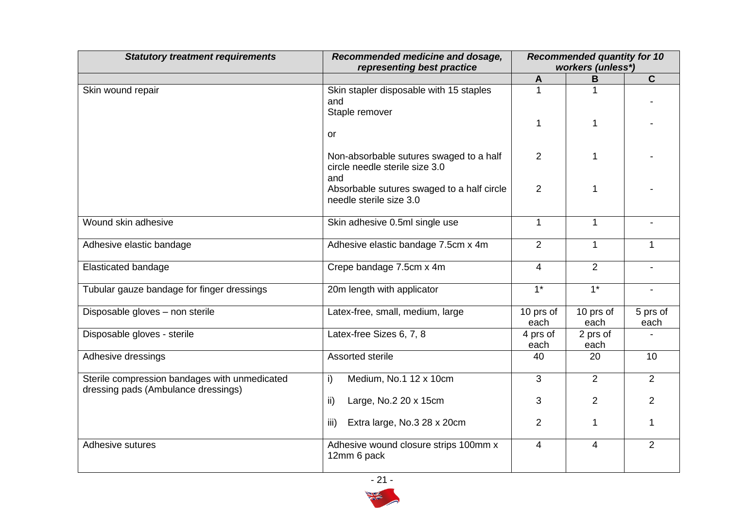| *Statutory treatment requirements* | *Recommended medicine and dosage, representing best practice* | *Recommended quantity for 10 workers (unless*)* | | |
|---|---|---|---|---|
| | | **A** | **B** | **C** |
| Skin wound repair | Skin stapler disposable with 15 staples and | 1 | 1 | - |
| | Staple remover | 1 | 1 | - |
| | or | | | |
| | Non-absorbable sutures swaged to a half circle needle sterile size 3.0 and | 2 | 1 | - |
| | Absorbable sutures swaged to a half circle needle sterile size 3.0 | 2 | 1 | - |
| Wound skin adhesive | Skin adhesive 0.5ml single use | 1 | 1 | - |
| Adhesive elastic bandage | Adhesive elastic bandage 7.5cm x 4m | 2 | 1 | 1 |
| Elasticated bandage | Crepe bandage 7.5cm x 4m | 4 | 2 | - |
| Tubular gauze bandage for finger dressings | 20m length with applicator | 1* | 1* | - |
| Disposable gloves – non sterile | Latex-free, small, medium, large | 10 prs of each | 10 prs of each | 5 prs of each |
| Disposable gloves - sterile | Latex-free Sizes 6, 7, 8 | 4 prs of each | 2 prs of each | - |
| Adhesive dressings | Assorted sterile | 40 | 20 | 10 |
| Sterile compression bandages with unmedicated dressing pads (Ambulance dressings) | i) Medium, No.1 12 x 10cm | 3 | 2 | 2 |
| | ii) Large, No.2 20 x 15cm | 3 | 2 | 2 |
| | iii) Extra large, No.3 28 x 20cm | 2 | 1 | 1 |
| Adhesive sutures | Adhesive wound closure strips 100mm x 12mm 6 pack | 4 | 4 | 2 |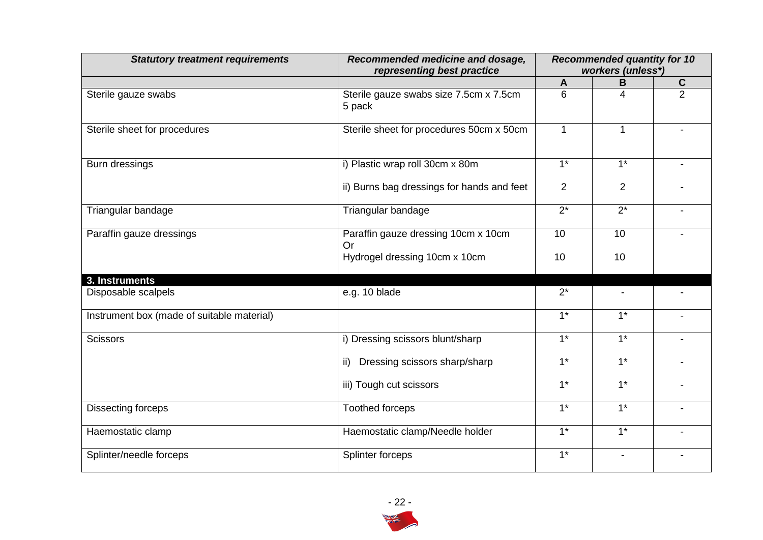| *Statutory treatment requirements* | *Recommended medicine and dosage, representing best practice* | *Recommended quantity for 10 workers (unless*)* | | |
|---|---|---|---|---|
| | | **A** | **B** | **C** |
| Sterile gauze swabs | Sterile gauze swabs size 7.5cm x 7.5cm 5 pack | 6 | 4 | 2 |
| Sterile sheet for procedures | Sterile sheet for procedures 50cm x 50cm | 1 | 1 | - |
| Burn dressings | i) Plastic wrap roll 30cm x 80m | 1* | 1* | - |
| | ii) Burns bag dressings for hands and feet | 2 | 2 | - |
| Triangular bandage | Triangular bandage | 2* | 2* | - |
| Paraffin gauze dressings | Paraffin gauze dressing 10cm x 10cm Or | 10 | 10 | - |
| | Hydrogel dressing 10cm x 10cm | 10 | 10 | |
| **3. Instruments** | | | | |
| Disposable scalpels | e.g. 10 blade | 2* | - | - |
| Instrument box (made of suitable material) | | 1* | 1* | - |
| Scissors | i) Dressing scissors blunt/sharp | 1* | 1* | - |
| | ii) Dressing scissors sharp/sharp | 1* | 1* | - |
| | iii) Tough cut scissors | 1* | 1* | - |
| Dissecting forceps | Toothed forceps | 1* | 1* | - |
| Haemostatic clamp | Haemostatic clamp/Needle holder | 1* | 1* | - |
| Splinter/needle forceps | Splinter forceps | 1* | - | - |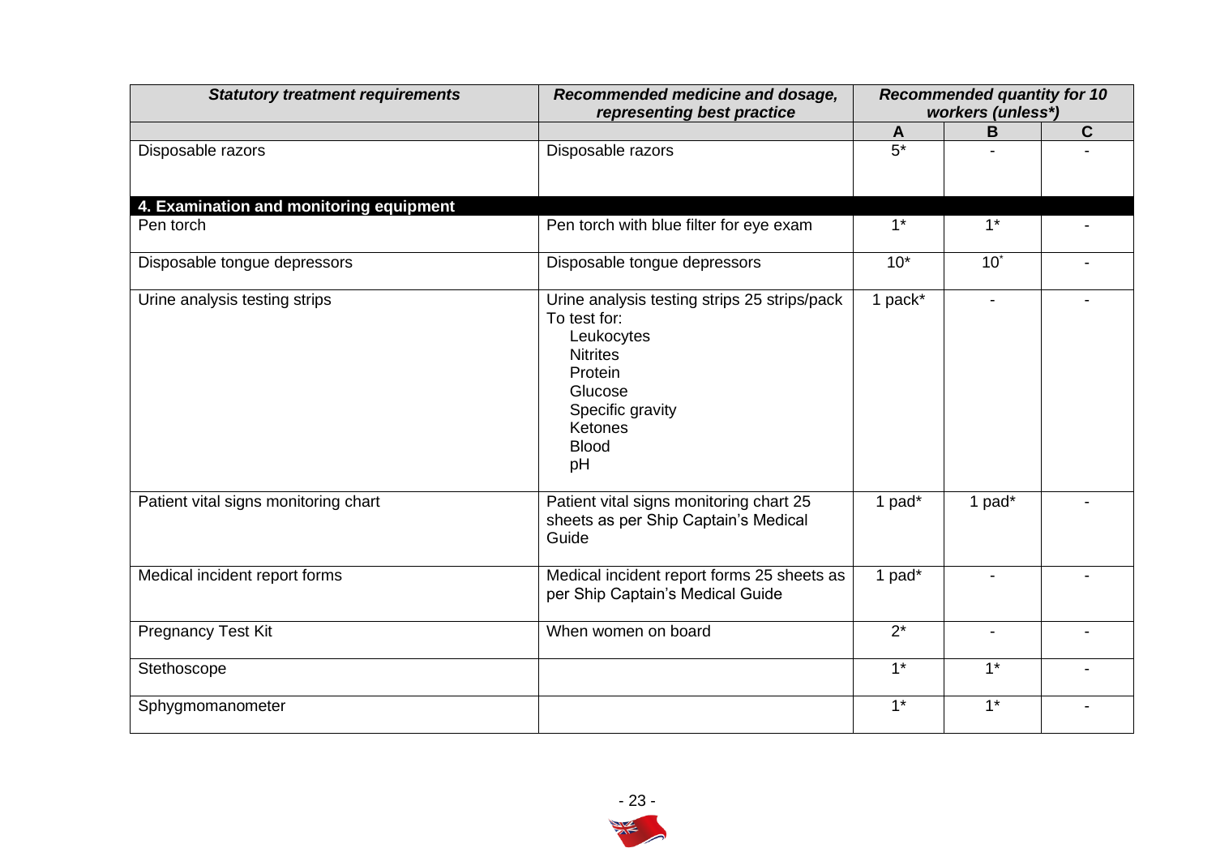| *Statistory treatment requirements* | *Recommended medicine and dosage, representing best practice* | *Recommended quantity for 10 workers (unless*)* | | |
|---|---|---|---|---|
| | | **A** | **B** | **C** |
| Disposable razors | Disposable razors | 5* | - | - |
| **4. Examination and monitoring equipment** | | | | |
| Pen torch | Pen torch with blue filter for eye exam | 1* | 1* | - |
| Disposable tongue depressors | Disposable tongue depressors | 10* | 10* | - |
| Urine analysis testing strips | Urine analysis testing strips 25 strips/pack To test for: Leukocytes Nitrites Protein Glucose Specific gravity Ketones Blood pH | 1 pack* | - | - |
| Patient vital signs monitoring chart | Patient vital signs monitoring chart 25 sheets as per Ship Captain's Medical Guide | 1 pad* | 1 pad* | - |
| Medical incident report forms | Medical incident report forms 25 sheets as per Ship Captain's Medical Guide | 1 pad* | - | - |
| Pregnancy Test Kit | When women on board | 2* | - | - |
| Stethoscope | | 1* | 1* | - |
| Sphygmomanometer | | 1* | 1* | - |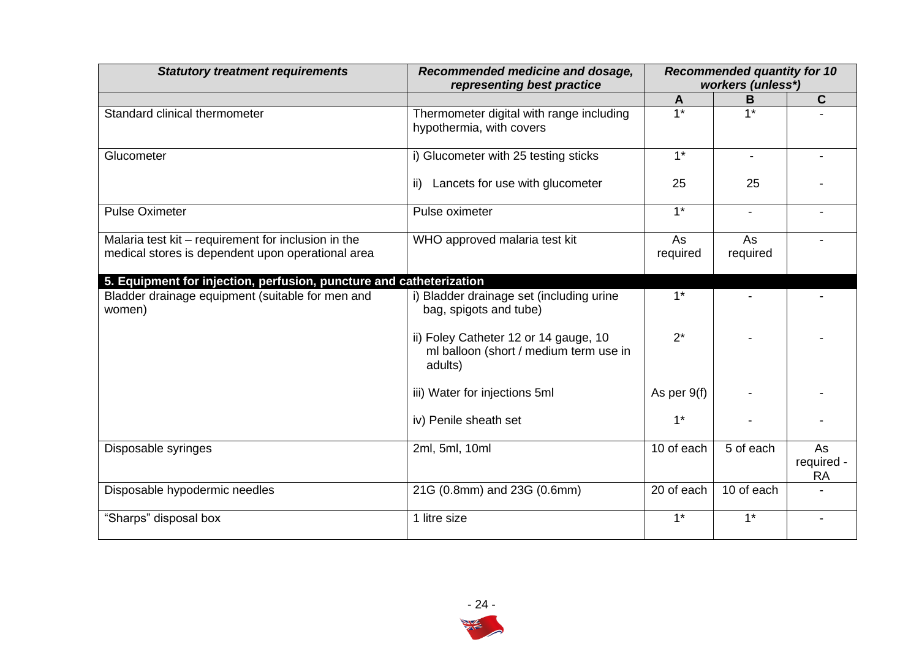| ***Statutory treatment requirements*** | ***Recommended medicine and dosage, representing best practice*** | ***Recommended quantity for 10 workers (unless*)*** | | |
|---|---|---|---|---|
| | | **A** | **B** | **C** |
| Standard clinical thermometer | Thermometer digital with range including hypothermia, with covers | 1* | 1* | - |
| Glucometer | i) Glucometer with 25 testing sticks | 1* | - | - |
| | ii) Lancets for use with glucometer | 25 | 25 | - |
| Pulse Oximeter | Pulse oximeter | 1* | - | - |
| Malaria test kit – requirement for inclusion in the medical stores is dependent upon operational area | WHO approved malaria test kit | As required | As required | - |
| **5. Equipment for injection, perfusion, puncture and catheterization** | | | | |
| Bladder drainage equipment (suitable for men and women) | i) Bladder drainage set (including urine bag, spigots and tube) | 1* | - | - |
| | ii) Foley Catheter 12 or 14 gauge, 10 ml balloon (short / medium term use in adults) | 2* | - | - |
| | iii) Water for injections 5ml | As per 9(f) | - | - |
| | iv) Penile sheath set | 1* | - | - |
| Disposable syringes | 2ml, 5ml, 10ml | 10 of each | 5 of each | As required - RA |
| Disposable hypodermic needles | 21G (0.8mm) and 23G (0.6mm) | 20 of each | 10 of each | - |
| "Sharps" disposal box | 1 litre size | 1* | 1* | - |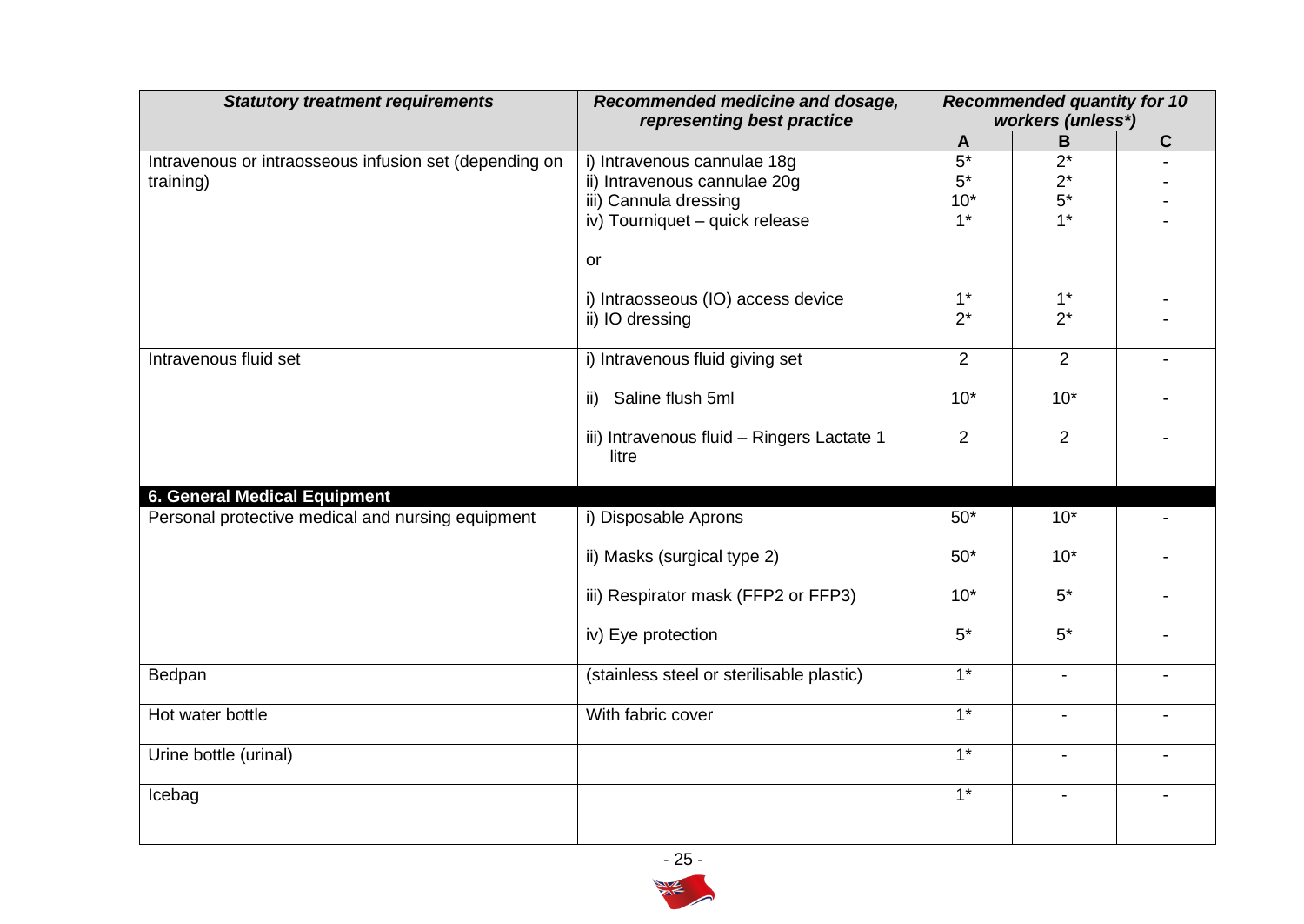| *Statutory treatment requirements* | *Recommended medicine and dosage, representing best practice* | *Recommended quantity for 10 workers (unless*)* | | |
|---|---|---|---|---|
| | | **A** | **B** | **C** |
| Intravenous or intraosseous infusion set (depending on training) | i) Intravenous cannulae 18g<br>ii) Intravenous cannulae 20g<br>iii) Cannula dressing<br>iv) Tourniquet – quick release<br><br>or<br><br>i) Intraosseous (IO) access device<br>ii) IO dressing | 5*<br>5*<br>10*<br>1*<br><br><br><br>1*<br>2* | 2*<br>2*<br>5*<br>1*<br><br><br><br>1*<br>2* | -<br>-<br>-<br>-<br><br><br><br>-<br>- |
| Intravenous fluid set | i) Intravenous fluid giving set<br><br>ii) Saline flush 5ml<br><br>iii) Intravenous fluid – Ringers Lactate 1 litre | 2<br><br>10*<br><br>2 | 2<br><br>10*<br><br>2 | -<br><br>-<br><br>- |
| **6. General Medical Equipment** | | | | |
| Personal protective medical and nursing equipment | i) Disposable Aprons<br><br>ii) Masks (surgical type 2)<br><br>iii) Respirator mask (FFP2 or FFP3)<br><br>iv) Eye protection | 50*<br><br>50*<br><br>10*<br><br>5* | 10*<br><br>10*<br><br>5*<br><br>5* | -<br><br>-<br><br>-<br><br>- |
| Bedpan | (stainless steel or sterilisable plastic) | 1* | - | - |
| Hot water bottle | With fabric cover | 1* | - | - |
| Urine bottle (urinal) | | 1* | - | - |
| Icebag | | 1* | - | - |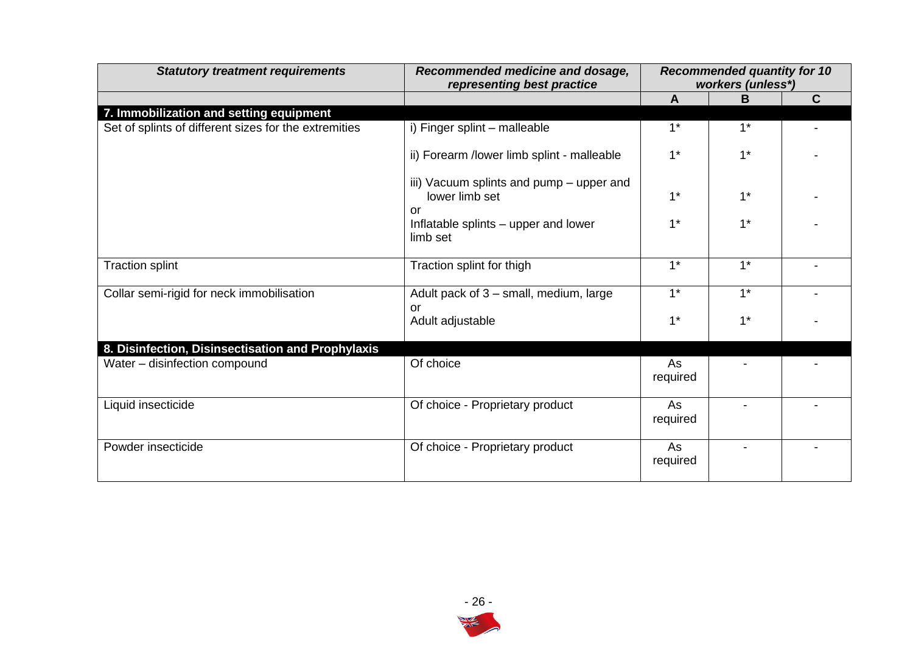| *Statistical treatment requirements* | *Recommended medicine and dosage, representing best practice* | *Recommended quantity for 10 workers (unless*)* | | |
|---|---|---|---|---|
| | | **A** | **B** | **C** |
| **7. Immobilization and setting equipment** | | | | |
| Set of splints of different sizes for the extremities | i) Finger splint – malleable | 1* | 1* | - |
| | ii) Forearm /lower limb splint - malleable | 1* | 1* | - |
| | iii) Vacuum splints and pump – upper and lower limb set | 1* | 1* | - |
| | or | | | |
| | Inflatable splints – upper and lower limb set | 1* | 1* | - |
| Traction splint | Traction splint for thigh | 1* | 1* | - |
| Collar semi-rigid for neck immobilisation | Adult pack of 3 – small, medium, large | 1* | 1* | - |
| | or | | | |
| | Adult adjustable | 1* | 1* | - |
| **8. Disinfection, Disinsectisation and Prophylaxis** | | | | |
| Water – disinfection compound | Of choice | As required | - | - |
| Liquid insecticide | Of choice - Proprietary product | As required | - | - |
| Powder insecticide | Of choice - Proprietary product | As required | - | - |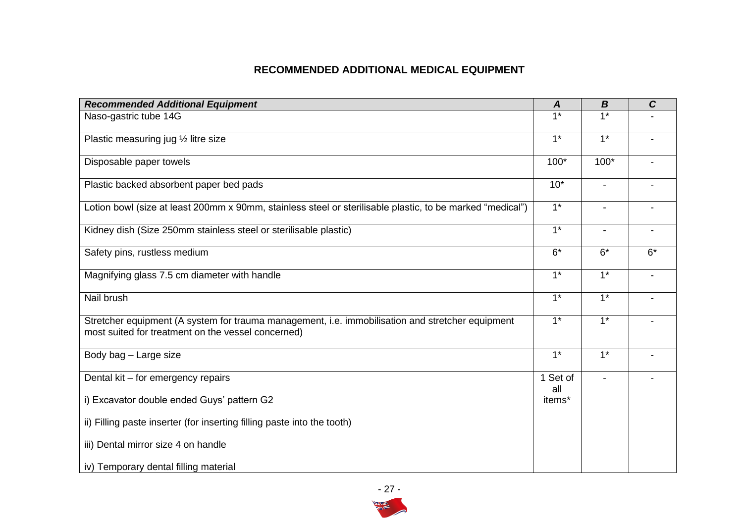## RECOMMENDED ADDITIONAL MEDICAL EQUIPMENT

| ***Recommended Additional Equipment*** | ***A*** | ***B*** | ***C*** |
|---|---|---|---|
| Naso-gastric tube 14G | 1* | 1* | - |
| Plastic measuring jug ½ litre size | 1* | 1* | - |
| Disposable paper towels | 100* | 100* | - |
| Plastic backed absorbent paper bed pads | 10* | - | - |
| Lotion bowl (size at least 200mm x 90mm, stainless steel or sterilisable plastic, to be marked "medical") | 1* | - | - |
| Kidney dish (Size 250mm stainless steel or sterilisable plastic) | 1* | - | - |
| Safety pins, rustless medium | 6* | 6* | 6* |
| Magnifying glass 7.5 cm diameter with handle | 1* | 1* | - |
| Nail brush | 1* | 1* | - |
| Stretcher equipment (A system for trauma management, i.e. immobilisation and stretcher equipment most suited for treatment on the vessel concerned) | 1* | 1* | - |
| Body bag – Large size | 1* | 1* | - |
| Dental kit – for emergency repairs<br><br>i) Excavator double ended Guys' pattern G2<br><br>ii) Filling paste inserter (for inserting filling paste into the tooth)<br><br>iii) Dental mirror size 4 on handle<br><br>iv) Temporary dental filling material | 1 Set of all items* | - | - |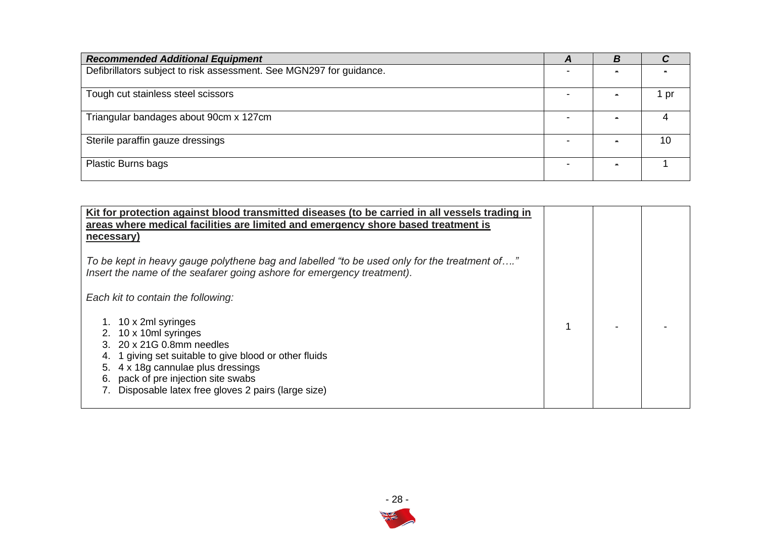| ***Recommended Additional Equipment*** | ***A*** | ***B*** | ***C*** |
|---|---|---|---|
| Defibrillators subject to risk assessment. See MGN297 for guidance. | - | - | - |
| Tough cut stainless steel scissors | - | - | 1 pr |
| Triangular bandages about 90cm x 127cm | - | - | 4 |
| Sterile paraffin gauze dressings | - | - | 10 |
| Plastic Burns bags | - | - | 1 |

| | | | |
|---|---|---|---|
| **<u>Kit for protection against blood transmitted diseases (to be carried in all vessels trading in areas where medical facilities are limited and emergency shore based treatment is necessary)</u>**<br><br>*To be kept in heavy gauge polythene bag and labelled "to be used only for the treatment of…." Insert the name of the seafarer going ashore for emergency treatment).*<br><br>*Each kit to contain the following:*<br><br>1. 10 x 2ml syringes<br>2. 10 x 10ml syringes<br>3. 20 x 21G 0.8mm needles<br>4. 1 giving set suitable to give blood or other fluids<br>5. 4 x 18g cannulae plus dressings<br>6. pack of pre injection site swabs<br>7. Disposable latex free gloves 2 pairs (large size) | 1 | - | - |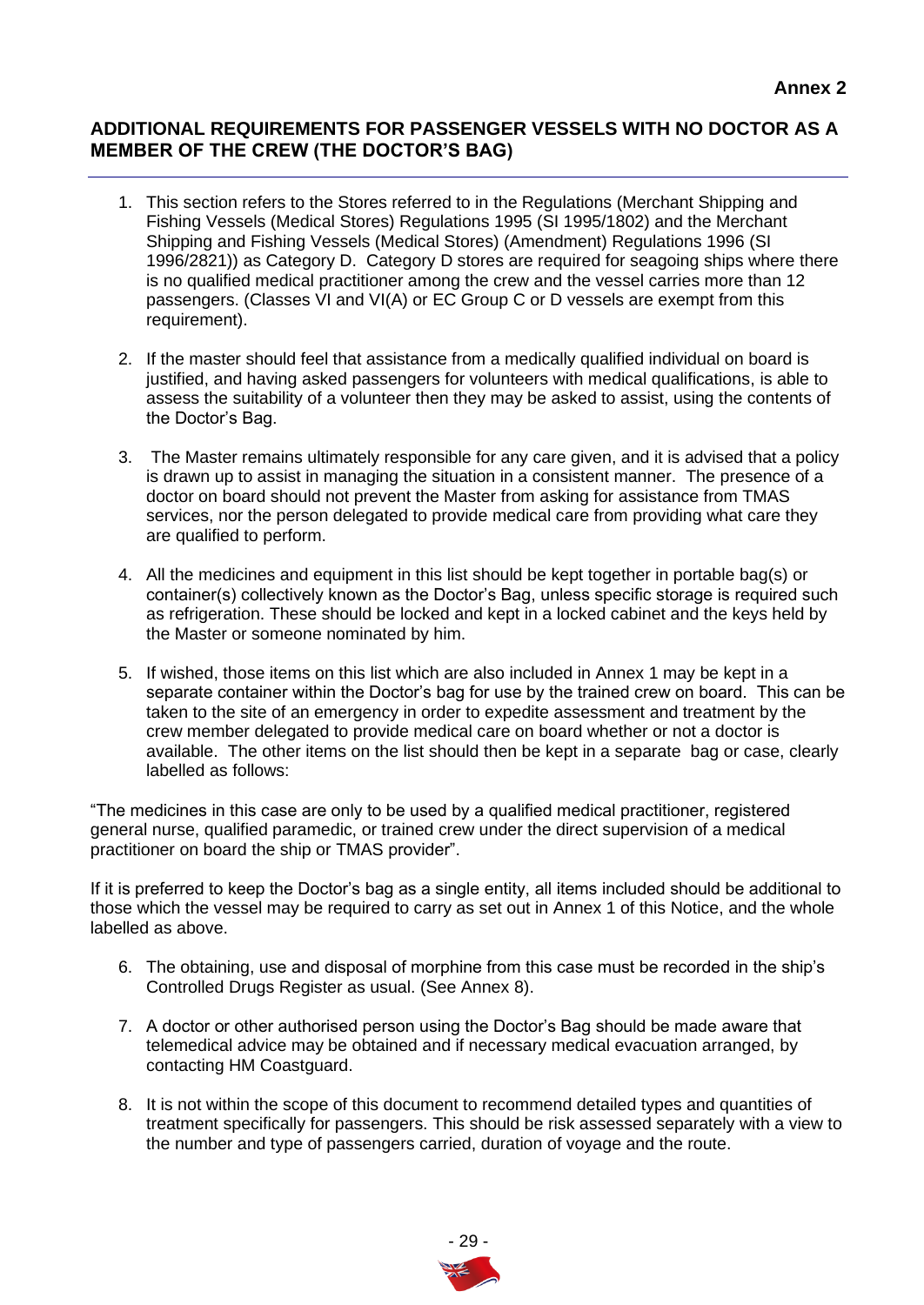**Annex 2**

## ADDITIONAL REQUIREMENTS FOR PASSENGER VESSELS WITH NO DOCTOR AS A MEMBER OF THE CREW (THE DOCTOR'S BAG)

1. This section refers to the Stores referred to in the Regulations (Merchant Shipping and Fishing Vessels (Medical Stores) Regulations 1995 (SI 1995/1802) and the Merchant Shipping and Fishing Vessels (Medical Stores) (Amendment) Regulations 1996 (SI 1996/2821)) as Category D. Category D stores are required for seagoing ships where there is no qualified medical practitioner among the crew and the vessel carries more than 12 passengers. (Classes VI and VI(A) or EC Group C or D vessels are exempt from this requirement).

2. If the master should feel that assistance from a medically qualified individual on board is justified, and having asked passengers for volunteers with medical qualifications, is able to assess the suitability of a volunteer then they may be asked to assist, using the contents of the Doctor's Bag.

3. The Master remains ultimately responsible for any care given, and it is advised that a policy is drawn up to assist in managing the situation in a consistent manner. The presence of a doctor on board should not prevent the Master from asking for assistance from TMAS services, nor the person delegated to provide medical care from providing what care they are qualified to perform.

4. All the medicines and equipment in this list should be kept together in portable bag(s) or container(s) collectively known as the Doctor's Bag, unless specific storage is required such as refrigeration. These should be locked and kept in a locked cabinet and the keys held by the Master or someone nominated by him.

5. If wished, those items on this list which are also included in Annex 1 may be kept in a separate container within the Doctor's bag for use by the trained crew on board. This can be taken to the site of an emergency in order to expedite assessment and treatment by the crew member delegated to provide medical care on board whether or not a doctor is available. The other items on the list should then be kept in a separate bag or case, clearly labelled as follows:

"The medicines in this case are only to be used by a qualified medical practitioner, registered general nurse, qualified paramedic, or trained crew under the direct supervision of a medical practitioner on board the ship or TMAS provider".

If it is preferred to keep the Doctor's bag as a single entity, all items included should be additional to those which the vessel may be required to carry as set out in Annex 1 of this Notice, and the whole labelled as above.

6. The obtaining, use and disposal of morphine from this case must be recorded in the ship's Controlled Drugs Register as usual. (See Annex 8).

7. A doctor or other authorised person using the Doctor's Bag should be made aware that telemedical advice may be obtained and if necessary medical evacuation arranged, by contacting HM Coastguard.

8. It is not within the scope of this document to recommend detailed types and quantities of treatment specifically for passengers. This should be risk assessed separately with a view to the number and type of passengers carried, duration of voyage and the route.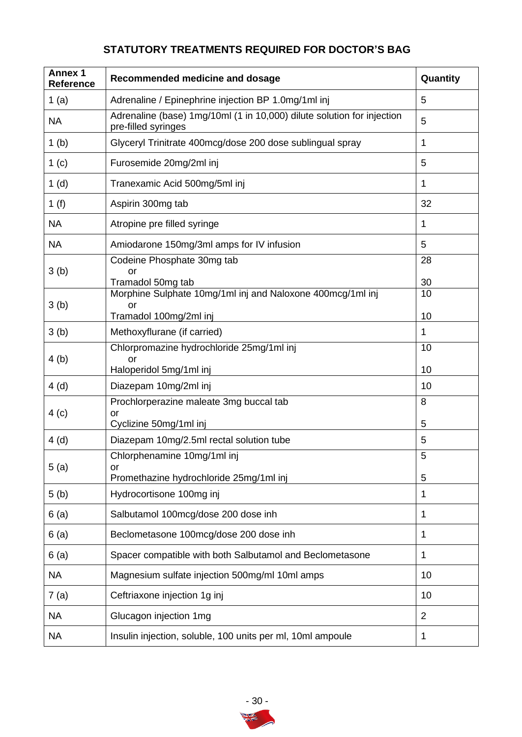## STATUTORY TREATMENTS REQUIRED FOR DOCTOR'S BAG

| Annex 1 Reference | Recommended medicine and dosage | Quantity |
|---|---|---|
| 1 (a) | Adrenaline / Epinephrine injection BP 1.0mg/1ml inj | 5 |
| NA | Adrenaline (base) 1mg/10ml (1 in 10,000) dilute solution for injection pre-filled syringes | 5 |
| 1 (b) | Glyceryl Trinitrate 400mcg/dose 200 dose sublingual spray | 1 |
| 1 (c) | Furosemide 20mg/2ml inj | 5 |
| 1 (d) | Tranexamic Acid 500mg/5ml inj | 1 |
| 1 (f) | Aspirin 300mg tab | 32 |
| NA | Atropine pre filled syringe | 1 |
| NA | Amiodarone 150mg/3ml amps for IV infusion | 5 |
| 3 (b) | Codeine Phosphate 30mg tab<br>or<br>Tramadol 50mg tab | 28<br><br>30 |
| 3 (b) | Morphine Sulphate 10mg/1ml inj and Naloxone 400mcg/1ml inj<br>or<br>Tramadol 100mg/2ml inj | 10<br><br>10 |
| 3 (b) | Methoxyflurane (if carried) | 1 |
| 4 (b) | Chlorpromazine hydrochloride 25mg/1ml inj<br>or<br>Haloperidol 5mg/1ml inj | 10<br><br>10 |
| 4 (d) | Diazepam 10mg/2ml inj | 10 |
| 4 (c) | Prochlorperazine maleate 3mg buccal tab<br>or<br>Cyclizine 50mg/1ml inj | 8<br><br>5 |
| 4 (d) | Diazepam 10mg/2.5ml rectal solution tube | 5 |
| 5 (a) | Chlorphenamine 10mg/1ml inj<br>or<br>Promethazine hydrochloride 25mg/1ml inj | 5<br><br>5 |
| 5 (b) | Hydrocortisone 100mg inj | 1 |
| 6 (a) | Salbutamol 100mcg/dose 200 dose inh | 1 |
| 6 (a) | Beclometasone 100mcg/dose 200 dose inh | 1 |
| 6 (a) | Spacer compatible with both Salbutamol and Beclometasone | 1 |
| NA | Magnesium sulfate injection 500mg/ml 10ml amps | 10 |
| 7 (a) | Ceftriaxone injection 1g inj | 10 |
| NA | Glucagon injection 1mg | 2 |
| NA | Insulin injection, soluble, 100 units per ml, 10ml ampoule | 1 |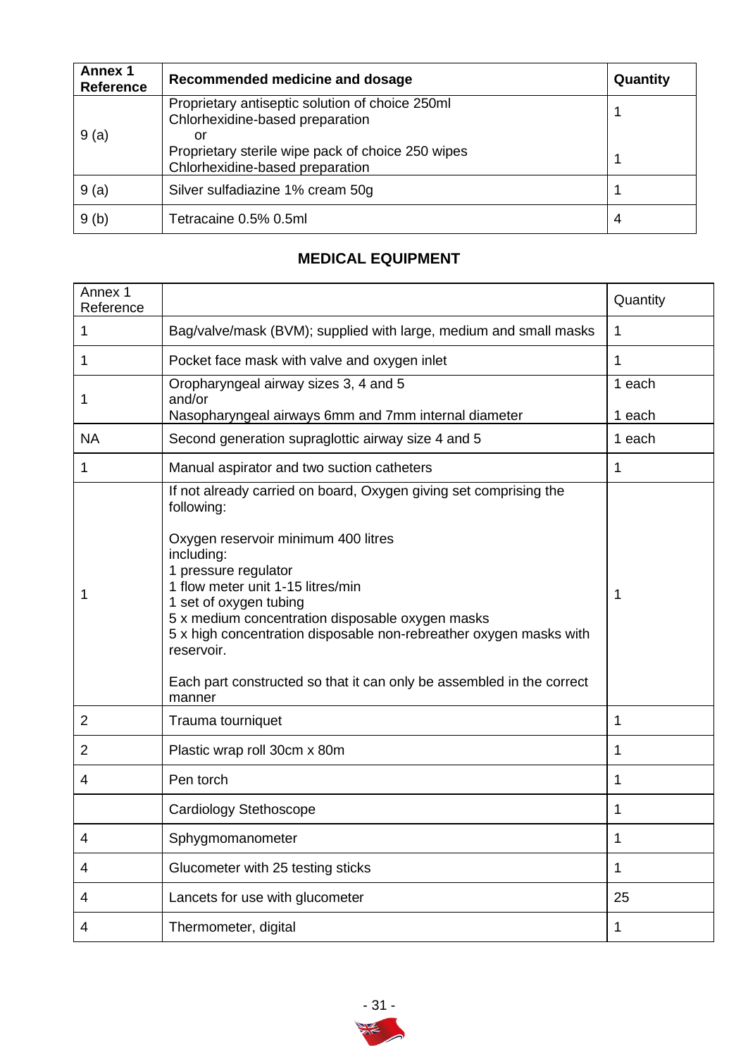| Annex 1 Reference | Recommended medicine and dosage | Quantity |
|---|---|---|
| 9 (a) | Proprietary antiseptic solution of choice 250ml<br>Chlorhexidine-based preparation<br>or<br>Proprietary sterile wipe pack of choice 250 wipes<br>Chlorhexidine-based preparation | 1<br><br><br>1 |
| 9 (a) | Silver sulfadiazine 1% cream 50g | 1 |
| 9 (b) | Tetracaine 0.5% 0.5ml | 4 |

## MEDICAL EQUIPMENT

| Annex 1 Reference | | Quantity |
|---|---|---|
| 1 | Bag/valve/mask (BVM); supplied with large, medium and small masks | 1 |
| 1 | Pocket face mask with valve and oxygen inlet | 1 |
| 1 | Oropharyngeal airway sizes 3, 4 and 5<br>and/or<br>Nasopharyngeal airways 6mm and 7mm internal diameter | 1 each<br><br>1 each |
| NA | Second generation supraglottic airway size 4 and 5 | 1 each |
| 1 | Manual aspirator and two suction catheters | 1 |
| 1 | If not already carried on board, Oxygen giving set comprising the following:<br><br>Oxygen reservoir minimum 400 litres<br>including:<br>1 pressure regulator<br>1 flow meter unit 1-15 litres/min<br>1 set of oxygen tubing<br>5 x medium concentration disposable oxygen masks<br>5 x high concentration disposable non-rebreather oxygen masks with reservoir.<br><br>Each part constructed so that it can only be assembled in the correct manner | 1 |
| 2 | Trauma tourniquet | 1 |
| 2 | Plastic wrap roll 30cm x 80m | 1 |
| 4 | Pen torch | 1 |
| | Cardiology Stethoscope | 1 |
| 4 | Sphygmomanometer | 1 |
| 4 | Glucometer with 25 testing sticks | 1 |
| 4 | Lancets for use with glucometer | 25 |
| 4 | Thermometer, digital | 1 |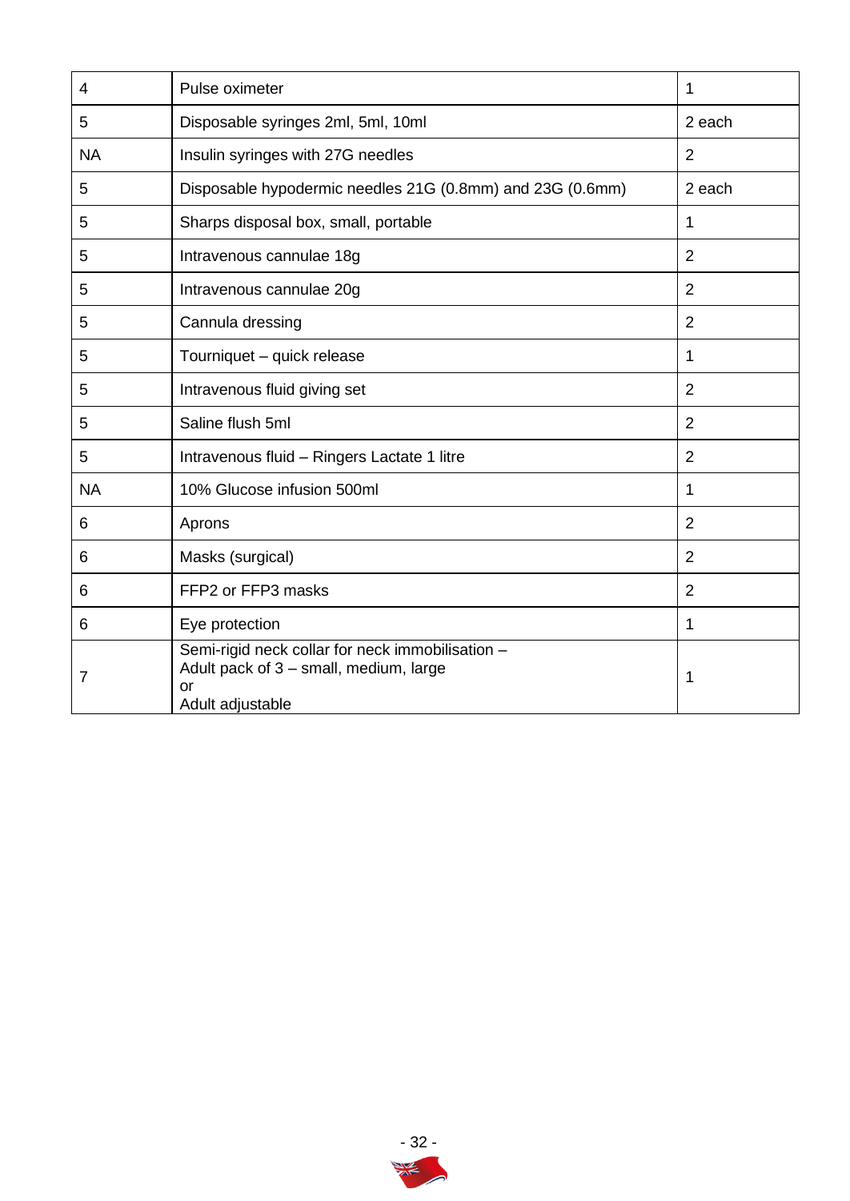| 4 | Pulse oximeter | 1 |
|---|---|---|
| 5 | Disposable syringes 2ml, 5ml, 10ml | 2 each |
| NA | Insulin syringes with 27G needles | 2 |
| 5 | Disposable hypodermic needles 21G (0.8mm) and 23G (0.6mm) | 2 each |
| 5 | Sharps disposal box, small, portable | 1 |
| 5 | Intravenous cannulae 18g | 2 |
| 5 | Intravenous cannulae 20g | 2 |
| 5 | Cannula dressing | 2 |
| 5 | Tourniquet – quick release | 1 |
| 5 | Intravenous fluid giving set | 2 |
| 5 | Saline flush 5ml | 2 |
| 5 | Intravenous fluid – Ringers Lactate 1 litre | 2 |
| NA | 10% Glucose infusion 500ml | 1 |
| 6 | Aprons | 2 |
| 6 | Masks (surgical) | 2 |
| 6 | FFP2 or FFP3 masks | 2 |
| 6 | Eye protection | 1 |
| 7 | Semi-rigid neck collar for neck immobilisation – Adult pack of 3 – small, medium, large or Adult adjustable | 1 |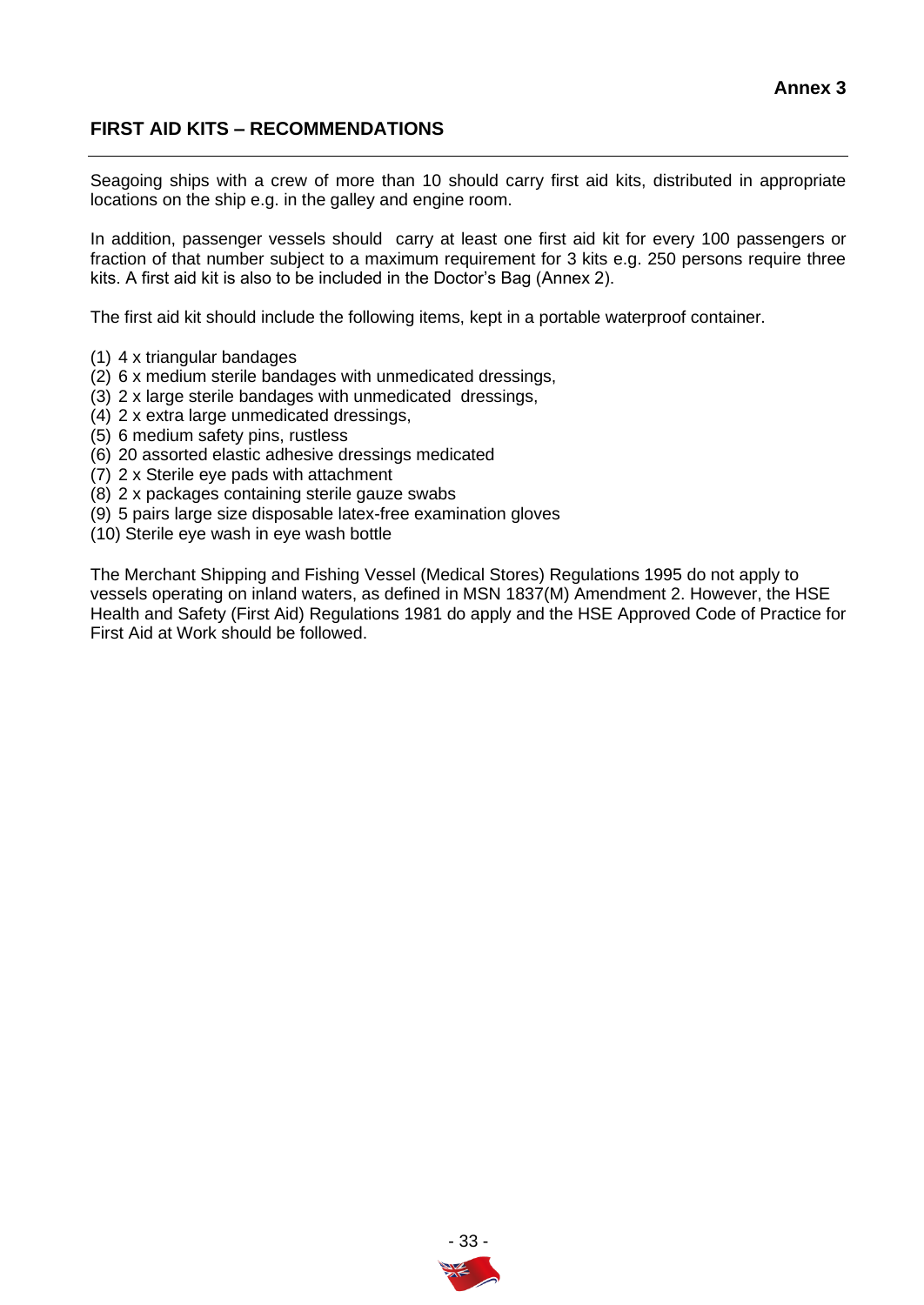**Annex 3**

## FIRST AID KITS – RECOMMENDATIONS

Seagoing ships with a crew of more than 10 should carry first aid kits, distributed in appropriate locations on the ship e.g. in the galley and engine room.

In addition, passenger vessels should carry at least one first aid kit for every 100 passengers or fraction of that number subject to a maximum requirement for 3 kits e.g. 250 persons require three kits. A first aid kit is also to be included in the Doctor's Bag (Annex 2).

The first aid kit should include the following items, kept in a portable waterproof container.

(1) 4 x triangular bandages
(2) 6 x medium sterile bandages with unmedicated dressings,
(3) 2 x large sterile bandages with unmedicated dressings,
(4) 2 x extra large unmedicated dressings,
(5) 6 medium safety pins, rustless
(6) 20 assorted elastic adhesive dressings medicated
(7) 2 x Sterile eye pads with attachment
(8) 2 x packages containing sterile gauze swabs
(9) 5 pairs large size disposable latex-free examination gloves
(10) Sterile eye wash in eye wash bottle

The Merchant Shipping and Fishing Vessel (Medical Stores) Regulations 1995 do not apply to vessels operating on inland waters, as defined in MSN 1837(M) Amendment 2. However, the HSE Health and Safety (First Aid) Regulations 1981 do apply and the HSE Approved Code of Practice for First Aid at Work should be followed.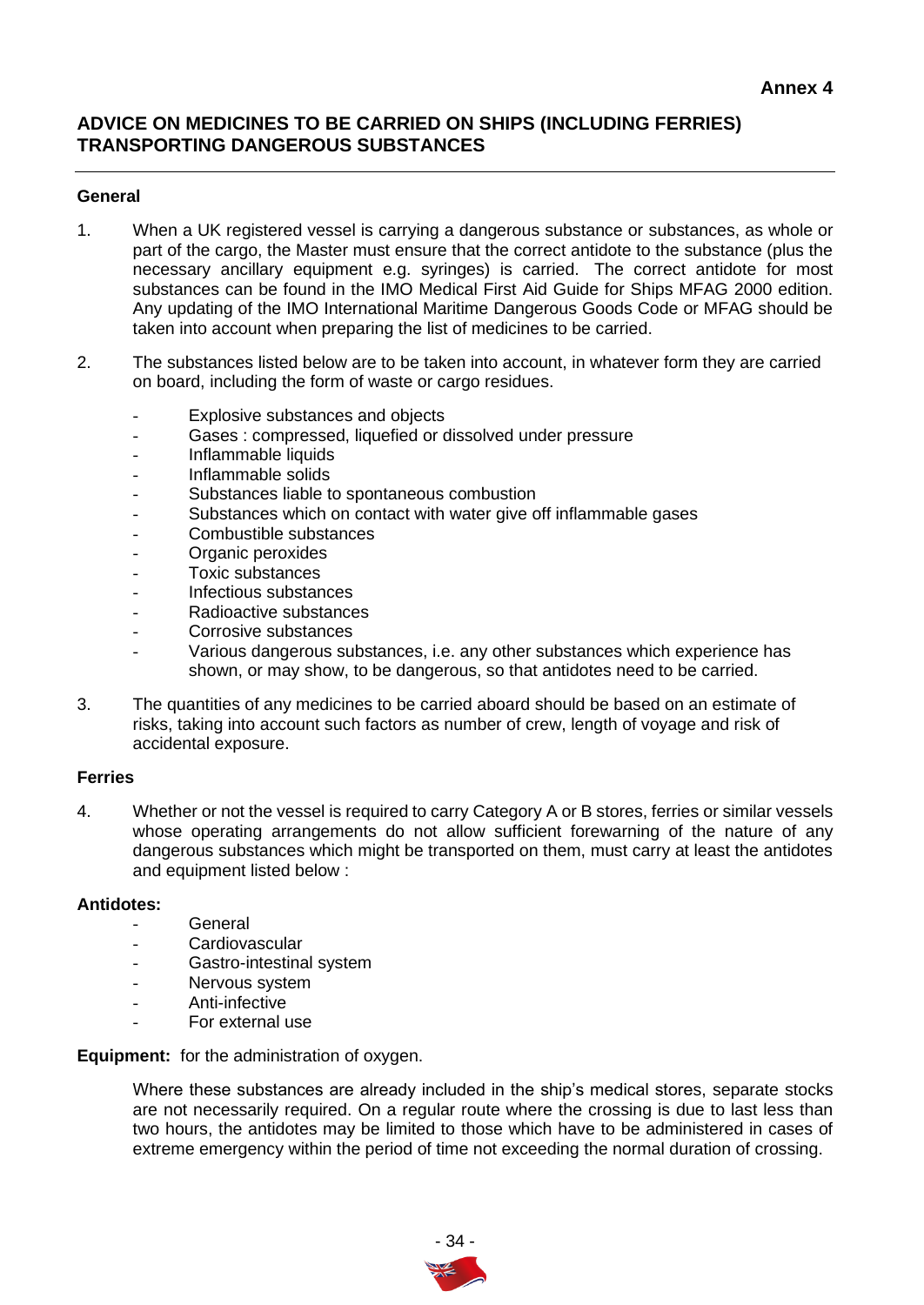**Annex 4**

## ADVICE ON MEDICINES TO BE CARRIED ON SHIPS (INCLUDING FERRIES) TRANSPORTING DANGEROUS SUBSTANCES

### General

1. When a UK registered vessel is carrying a dangerous substance or substances, as whole or part of the cargo, the Master must ensure that the correct antidote to the substance (plus the necessary ancillary equipment e.g. syringes) is carried. The correct antidote for most substances can be found in the IMO Medical First Aid Guide for Ships MFAG 2000 edition. Any updating of the IMO International Maritime Dangerous Goods Code or MFAG should be taken into account when preparing the list of medicines to be carried.

2. The substances listed below are to be taken into account, in whatever form they are carried on board, including the form of waste or cargo residues.

   - Explosive substances and objects
   - Gases : compressed, liquefied or dissolved under pressure
   - Inflammable liquids
   - Inflammable solids
   - Substances liable to spontaneous combustion
   - Substances which on contact with water give off inflammable gases
   - Combustible substances
   - Organic peroxides
   - Toxic substances
   - Infectious substances
   - Radioactive substances
   - Corrosive substances
   - Various dangerous substances, i.e. any other substances which experience has shown, or may show, to be dangerous, so that antidotes need to be carried.

3. The quantities of any medicines to be carried aboard should be based on an estimate of risks, taking into account such factors as number of crew, length of voyage and risk of accidental exposure.

### Ferries

4. Whether or not the vessel is required to carry Category A or B stores, ferries or similar vessels whose operating arrangements do not allow sufficient forewarning of the nature of any dangerous substances which might be transported on them, must carry at least the antidotes and equipment listed below :

**Antidotes:**

- General
- Cardiovascular
- Gastro-intestinal system
- Nervous system
- Anti-infective
- For external use

**Equipment:** for the administration of oxygen.

Where these substances are already included in the ship's medical stores, separate stocks are not necessarily required. On a regular route where the crossing is due to last less than two hours, the antidotes may be limited to those which have to be administered in cases of extreme emergency within the period of time not exceeding the normal duration of crossing.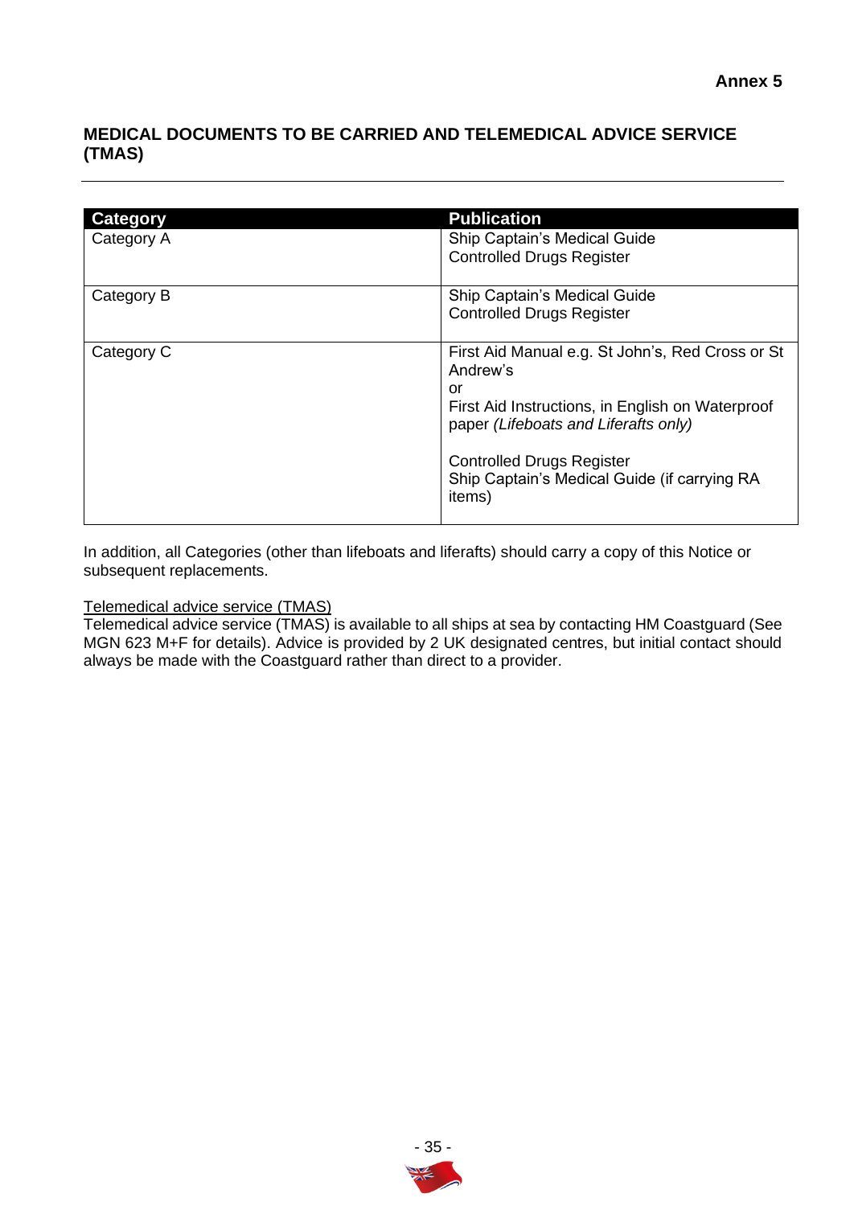**Annex 5**

## MEDICAL DOCUMENTS TO BE CARRIED AND TELEMEDICAL ADVICE SERVICE (TMAS)

| Category | Publication |
|---|---|
| Category A | Ship Captain's Medical Guide<br>Controlled Drugs Register |
| Category B | Ship Captain's Medical Guide<br>Controlled Drugs Register |
| Category C | First Aid Manual e.g. St John's, Red Cross or St Andrew's<br>or<br>First Aid Instructions, in English on Waterproof paper *(Lifeboats and Liferafts only)*<br><br>Controlled Drugs Register<br>Ship Captain's Medical Guide (if carrying RA items) |

In addition, all Categories (other than lifeboats and liferafts) should carry a copy of this Notice or subsequent replacements.

<u>Telemedical advice service (TMAS)</u>

Telemedical advice service (TMAS) is available to all ships at sea by contacting HM Coastguard (See MGN 623 M+F for details). Advice is provided by 2 UK designated centres, but initial contact should always be made with the Coastguard rather than direct to a provider.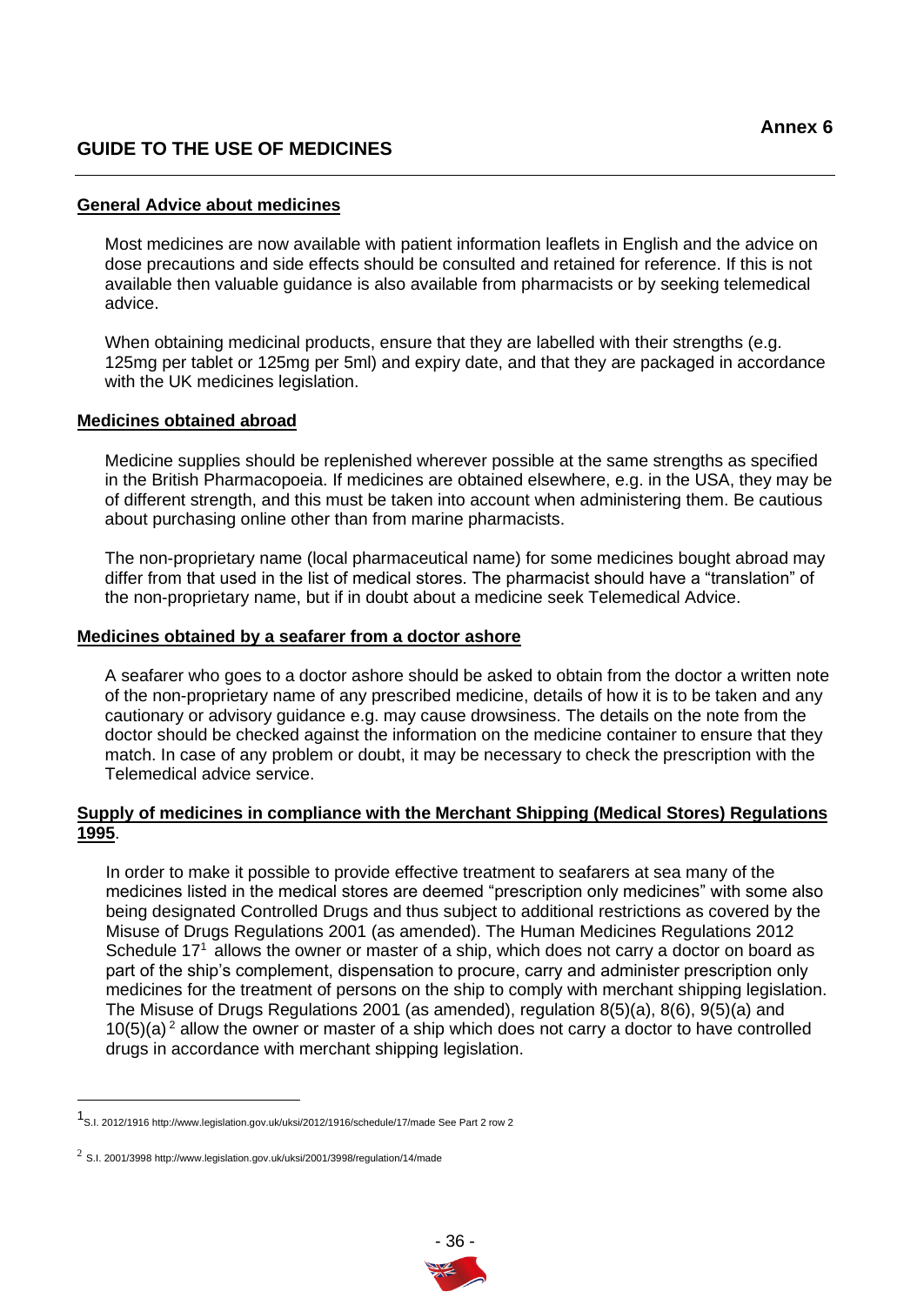**Annex 6**

## GUIDE TO THE USE OF MEDICINES

### General Advice about medicines

Most medicines are now available with patient information leaflets in English and the advice on dose precautions and side effects should be consulted and retained for reference. If this is not available then valuable guidance is also available from pharmacists or by seeking telemedical advice.

When obtaining medicinal products, ensure that they are labelled with their strengths (e.g. 125mg per tablet or 125mg per 5ml) and expiry date, and that they are packaged in accordance with the UK medicines legislation.

### Medicines obtained abroad

Medicine supplies should be replenished wherever possible at the same strengths as specified in the British Pharmacopoeia. If medicines are obtained elsewhere, e.g. in the USA, they may be of different strength, and this must be taken into account when administering them. Be cautious about purchasing online other than from marine pharmacists.

The non-proprietary name (local pharmaceutical name) for some medicines bought abroad may differ from that used in the list of medical stores. The pharmacist should have a "translation" of the non-proprietary name, but if in doubt about a medicine seek Telemedical Advice.

### Medicines obtained by a seafarer from a doctor ashore

A seafarer who goes to a doctor ashore should be asked to obtain from the doctor a written note of the non-proprietary name of any prescribed medicine, details of how it is to be taken and any cautionary or advisory guidance e.g. may cause drowsiness. The details on the note from the doctor should be checked against the information on the medicine container to ensure that they match. In case of any problem or doubt, it may be necessary to check the prescription with the Telemedical advice service.

### Supply of medicines in compliance with the Merchant Shipping (Medical Stores) Regulations 1995.

In order to make it possible to provide effective treatment to seafarers at sea many of the medicines listed in the medical stores are deemed "prescription only medicines" with some also being designated Controlled Drugs and thus subject to additional restrictions as covered by the Misuse of Drugs Regulations 2001 (as amended). The Human Medicines Regulations 2012 Schedule 17[1] allows the owner or master of a ship, which does not carry a doctor on board as part of the ship's complement, dispensation to procure, carry and administer prescription only medicines for the treatment of persons on the ship to comply with merchant shipping legislation. The Misuse of Drugs Regulations 2001 (as amended), regulation 8(5)(a), 8(6), 9(5)(a) and 10(5)(a)[2] allow the owner or master of a ship which does not carry a doctor to have controlled drugs in accordance with merchant shipping legislation.

---

[1] S.I. 2012/1916 http://www.legislation.gov.uk/uksi/2012/1916/schedule/17/made See Part 2 row 2

[2] S.I. 2001/3998 http://www.legislation.gov.uk/uksi/2001/3998/regulation/14/made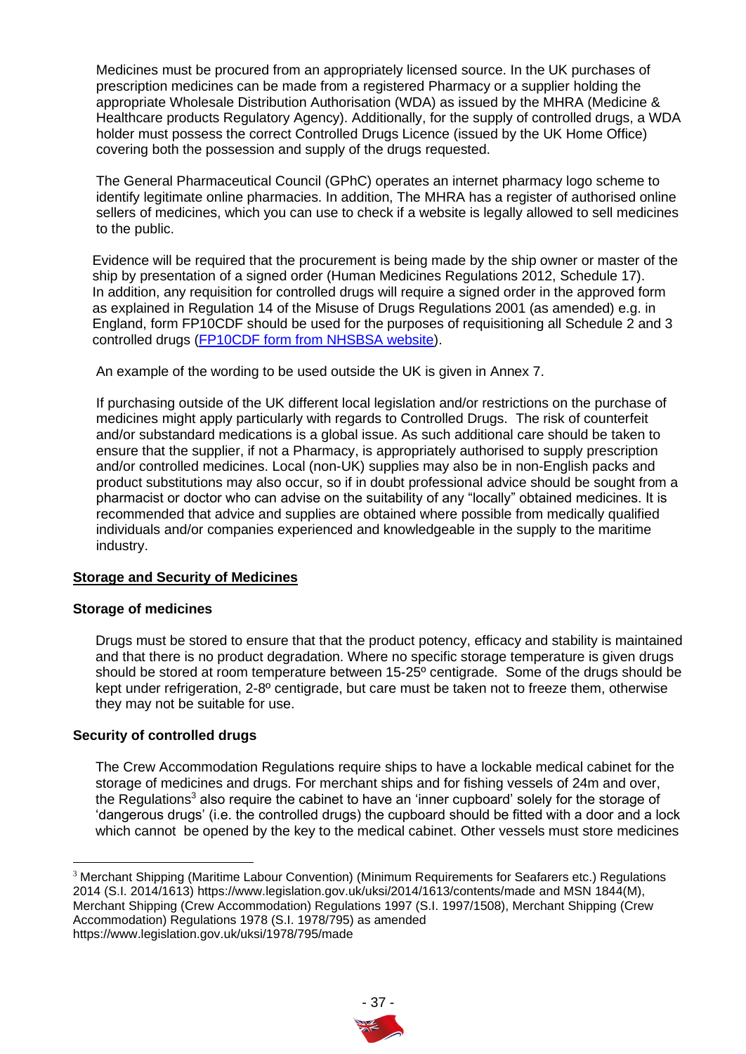Medicines must be procured from an appropriately licensed source. In the UK purchases of prescription medicines can be made from a registered Pharmacy or a supplier holding the appropriate Wholesale Distribution Authorisation (WDA) as issued by the MHRA (Medicine & Healthcare products Regulatory Agency). Additionally, for the supply of controlled drugs, a WDA holder must possess the correct Controlled Drugs Licence (issued by the UK Home Office) covering both the possession and supply of the drugs requested.

The General Pharmaceutical Council (GPhC) operates an internet pharmacy logo scheme to identify legitimate online pharmacies. In addition, The MHRA has a register of authorised online sellers of medicines, which you can use to check if a website is legally allowed to sell medicines to the public.

Evidence will be required that the procurement is being made by the ship owner or master of the ship by presentation of a signed order (Human Medicines Regulations 2012, Schedule 17). In addition, any requisition for controlled drugs will require a signed order in the approved form as explained in Regulation 14 of the Misuse of Drugs Regulations 2001 (as amended) e.g. in England, form FP10CDF should be used for the purposes of requisitioning all Schedule 2 and 3 controlled drugs (FP10CDF form from NHSBSA website).

An example of the wording to be used outside the UK is given in Annex 7.

If purchasing outside of the UK different local legislation and/or restrictions on the purchase of medicines might apply particularly with regards to Controlled Drugs. The risk of counterfeit and/or substandard medications is a global issue. As such additional care should be taken to ensure that the supplier, if not a Pharmacy, is appropriately authorised to supply prescription and/or controlled medicines. Local (non-UK) supplies may also be in non-English packs and product substitutions may also occur, so if in doubt professional advice should be sought from a pharmacist or doctor who can advise on the suitability of any "locally" obtained medicines. It is recommended that advice and supplies are obtained where possible from medically qualified individuals and/or companies experienced and knowledgeable in the supply to the maritime industry.

## Storage and Security of Medicines

### Storage of medicines

Drugs must be stored to ensure that that the product potency, efficacy and stability is maintained and that there is no product degradation. Where no specific storage temperature is given drugs should be stored at room temperature between 15-25º centigrade. Some of the drugs should be kept under refrigeration, 2-8º centigrade, but care must be taken not to freeze them, otherwise they may not be suitable for use.

### Security of controlled drugs

The Crew Accommodation Regulations require ships to have a lockable medical cabinet for the storage of medicines and drugs. For merchant ships and for fishing vessels of 24m and over, the Regulations[3] also require the cabinet to have an 'inner cupboard' solely for the storage of 'dangerous drugs' (i.e. the controlled drugs) the cupboard should be fitted with a door and a lock which cannot be opened by the key to the medical cabinet. Other vessels must store medicines

---

[3] Merchant Shipping (Maritime Labour Convention) (Minimum Requirements for Seafarers etc.) Regulations 2014 (S.I. 2014/1613) https://www.legislation.gov.uk/uksi/2014/1613/contents/made and MSN 1844(M), Merchant Shipping (Crew Accommodation) Regulations 1997 (S.I. 1997/1508), Merchant Shipping (Crew Accommodation) Regulations 1978 (S.I. 1978/795) as amended https://www.legislation.gov.uk/uksi/1978/795/made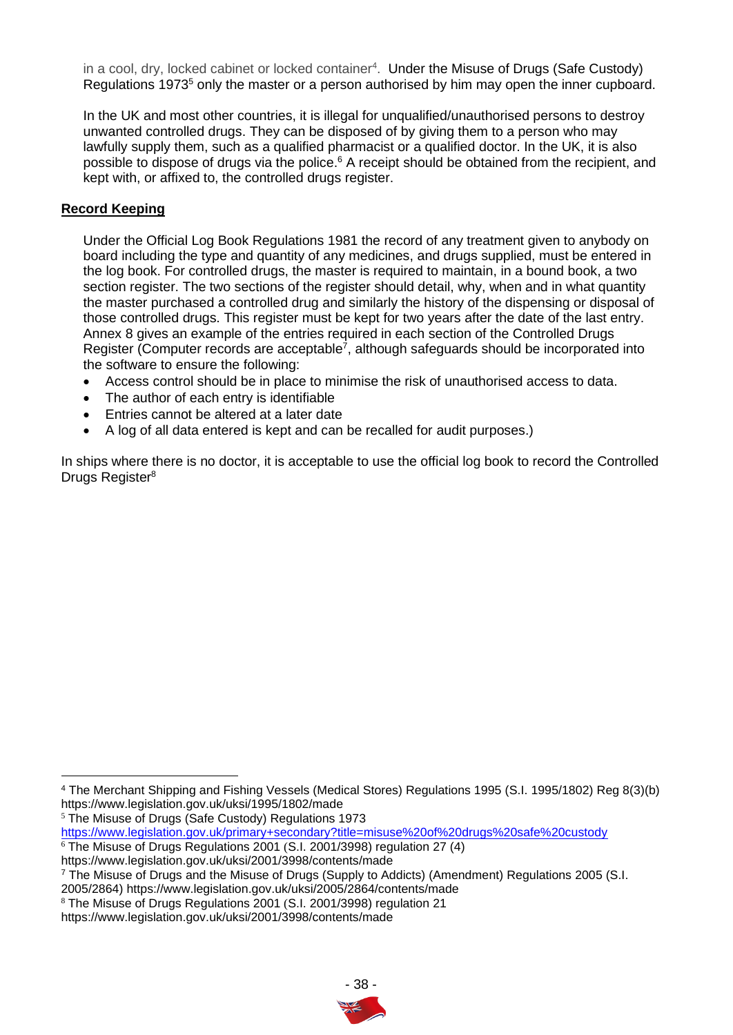in a cool, dry, locked cabinet or locked container[4]. Under the Misuse of Drugs (Safe Custody) Regulations 1973[5] only the master or a person authorised by him may open the inner cupboard.

In the UK and most other countries, it is illegal for unqualified/unauthorised persons to destroy unwanted controlled drugs. They can be disposed of by giving them to a person who may lawfully supply them, such as a qualified pharmacist or a qualified doctor. In the UK, it is also possible to dispose of drugs via the police.[6] A receipt should be obtained from the recipient, and kept with, or affixed to, the controlled drugs register.

**Record Keeping**

Under the Official Log Book Regulations 1981 the record of any treatment given to anybody on board including the type and quantity of any medicines, and drugs supplied, must be entered in the log book. For controlled drugs, the master is required to maintain, in a bound book, a two section register. The two sections of the register should detail, why, when and in what quantity the master purchased a controlled drug and similarly the history of the dispensing or disposal of those controlled drugs. This register must be kept for two years after the date of the last entry. Annex 8 gives an example of the entries required in each section of the Controlled Drugs Register (Computer records are acceptable[7], although safeguards should be incorporated into the software to ensure the following:

- Access control should be in place to minimise the risk of unauthorised access to data.
- The author of each entry is identifiable
- Entries cannot be altered at a later date
- A log of all data entered is kept and can be recalled for audit purposes.)

In ships where there is no doctor, it is acceptable to use the official log book to record the Controlled Drugs Register[8]

---

[4] The Merchant Shipping and Fishing Vessels (Medical Stores) Regulations 1995 (S.I. 1995/1802) Reg 8(3)(b) https://www.legislation.gov.uk/uksi/1995/1802/made

[5] The Misuse of Drugs (Safe Custody) Regulations 1973 https://www.legislation.gov.uk/primary+secondary?title=misuse%20of%20drugs%20safe%20custody

[6] The Misuse of Drugs Regulations 2001 (S.I. 2001/3998) regulation 27 (4) https://www.legislation.gov.uk/uksi/2001/3998/contents/made

[7] The Misuse of Drugs and the Misuse of Drugs (Supply to Addicts) (Amendment) Regulations 2005 (S.I. 2005/2864) https://www.legislation.gov.uk/uksi/2005/2864/contents/made

[8] The Misuse of Drugs Regulations 2001 (S.I. 2001/3998) regulation 21 https://www.legislation.gov.uk/uksi/2001/3998/contents/made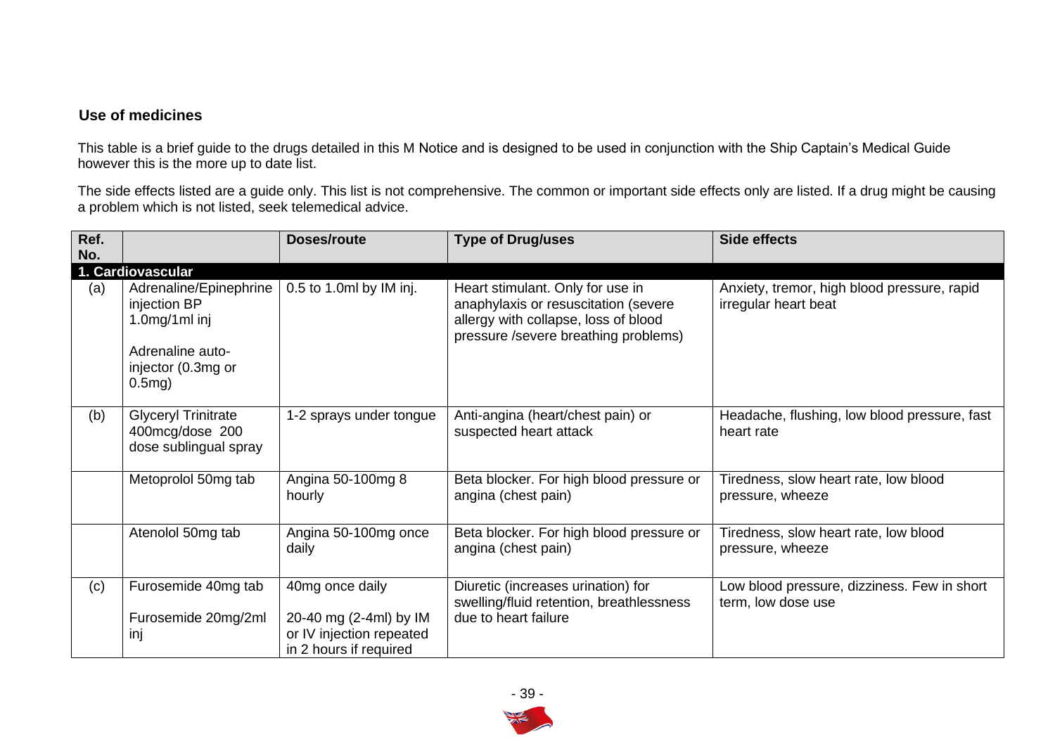### Use of medicines

This table is a brief guide to the drugs detailed in this M Notice and is designed to be used in conjunction with the Ship Captain's Medical Guide however this is the more up to date list.

The side effects listed are a guide only. This list is not comprehensive. The common or important side effects only are listed. If a drug might be causing a problem which is not listed, seek telemedical advice.

| Ref. No. | | Doses/route | Type of Drug/uses | Side effects |
|---|---|---|---|---|
| **1. Cardiovascular** | | | | |
| (a) | Adrenaline/Epinephrine injection BP 1.0mg/1ml inj<br><br>Adrenaline auto-injector (0.3mg or 0.5mg) | 0.5 to 1.0ml by IM inj. | Heart stimulant. Only for use in anaphylaxis or resuscitation (severe allergy with collapse, loss of blood pressure /severe breathing problems) | Anxiety, tremor, high blood pressure, rapid irregular heart beat |
| (b) | Glyceryl Trinitrate 400mcg/dose 200 dose sublingual spray | 1-2 sprays under tongue | Anti-angina (heart/chest pain) or suspected heart attack | Headache, flushing, low blood pressure, fast heart rate |
| | Metoprolol 50mg tab | Angina 50-100mg 8 hourly | Beta blocker. For high blood pressure or angina (chest pain) | Tiredness, slow heart rate, low blood pressure, wheeze |
| | Atenolol 50mg tab | Angina 50-100mg once daily | Beta blocker. For high blood pressure or angina (chest pain) | Tiredness, slow heart rate, low blood pressure, wheeze |
| (c) | Furosemide 40mg tab<br><br>Furosemide 20mg/2ml inj | 40mg once daily<br><br>20-40 mg (2-4ml) by IM or IV injection repeated in 2 hours if required | Diuretic (increases urination) for swelling/fluid retention, breathlessness due to heart failure | Low blood pressure, dizziness. Few in short term, low dose use |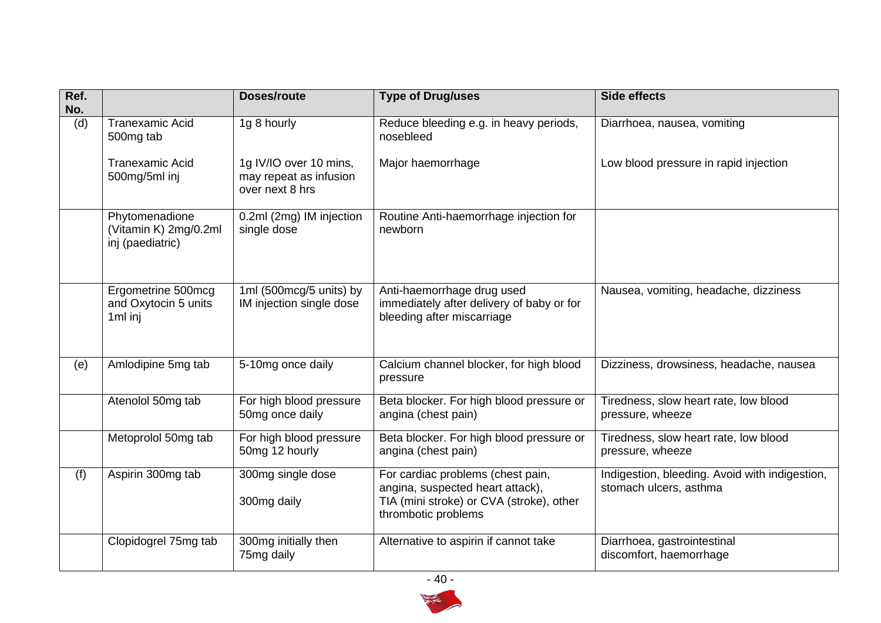| Ref. No. | | Doses/route | Type of Drug/uses | Side effects |
|---|---|---|---|---|
| (d) | Tranexamic Acid 500mg tab<br><br>Tranexamic Acid 500mg/5ml inj | 1g 8 hourly<br><br>1g IV/IO over 10 mins, may repeat as infusion over next 8 hrs | Reduce bleeding e.g. in heavy periods, nosebleed<br><br>Major haemorrhage | Diarrhoea, nausea, vomiting<br><br>Low blood pressure in rapid injection |
| | Phytomenadione (Vitamin K) 2mg/0.2ml inj (paediatric) | 0.2ml (2mg) IM injection single dose | Routine Anti-haemorrhage injection for newborn | |
| | Ergometrine 500mcg and Oxytocin 5 units 1ml inj | 1ml (500mcg/5 units) by IM injection single dose | Anti-haemorrhage drug used immediately after delivery of baby or for bleeding after miscarriage | Nausea, vomiting, headache, dizziness |
| (e) | Amlodipine 5mg tab | 5-10mg once daily | Calcium channel blocker, for high blood pressure | Dizziness, drowsiness, headache, nausea |
| | Atenolol 50mg tab | For high blood pressure 50mg once daily | Beta blocker. For high blood pressure or angina (chest pain) | Tiredness, slow heart rate, low blood pressure, wheeze |
| | Metoprolol 50mg tab | For high blood pressure 50mg 12 hourly | Beta blocker. For high blood pressure or angina (chest pain) | Tiredness, slow heart rate, low blood pressure, wheeze |
| (f) | Aspirin 300mg tab | 300mg single dose<br><br>300mg daily | For cardiac problems (chest pain, angina, suspected heart attack),<br>TIA (mini stroke) or CVA (stroke), other thrombotic problems | Indigestion, bleeding. Avoid with indigestion, stomach ulcers, asthma |
| | Clopidogrel 75mg tab | 300mg initially then 75mg daily | Alternative to aspirin if cannot take | Diarrhoea, gastrointestinal discomfort, haemorrhage |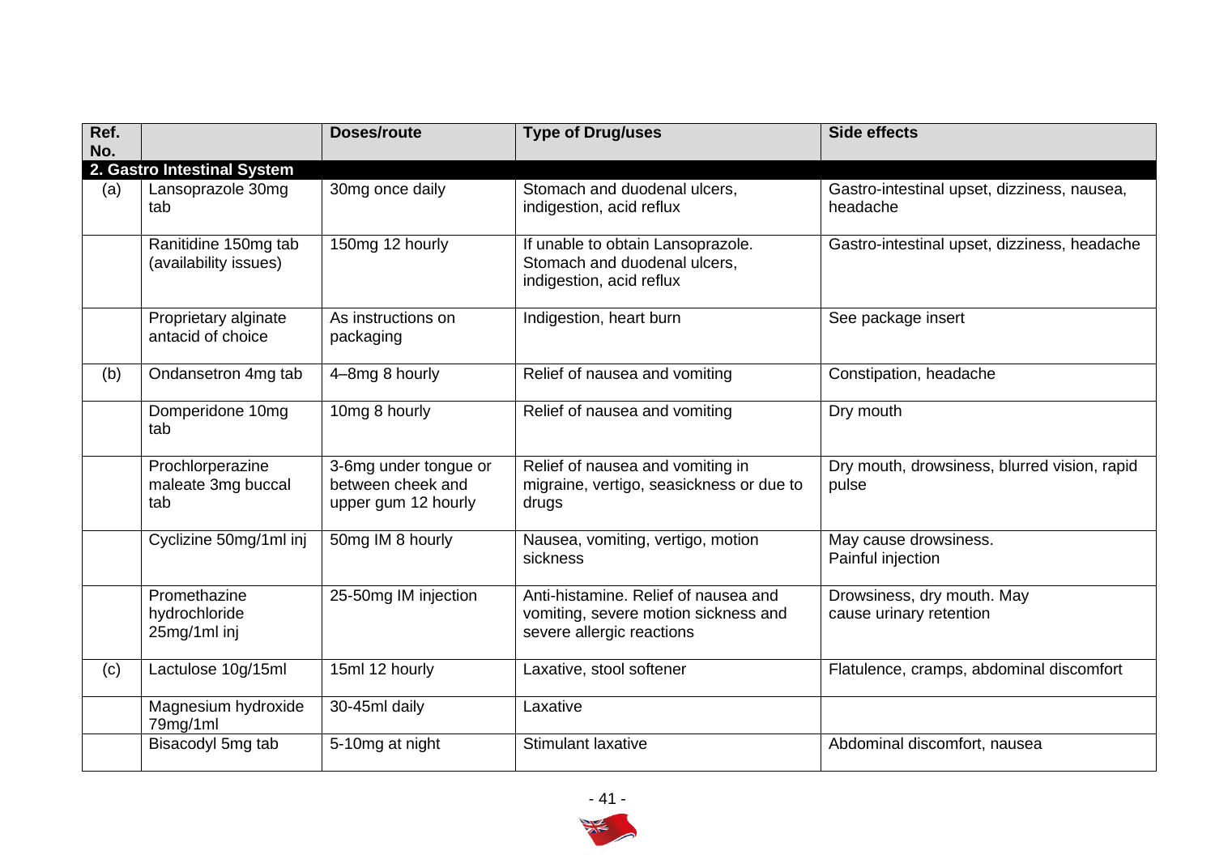| Ref. No. | | Doses/route | Type of Drug/uses | Side effects |
|---|---|---|---|---|
| **2. Gastro Intestinal System** | | | | |
| (a) | Lansoprazole 30mg tab | 30mg once daily | Stomach and duodenal ulcers, indigestion, acid reflux | Gastro-intestinal upset, dizziness, nausea, headache |
| | Ranitidine 150mg tab (availability issues) | 150mg 12 hourly | If unable to obtain Lansoprazole. Stomach and duodenal ulcers, indigestion, acid reflux | Gastro-intestinal upset, dizziness, headache |
| | Proprietary alginate antacid of choice | As instructions on packaging | Indigestion, heart burn | See package insert |
| (b) | Ondansetron 4mg tab | 4–8mg 8 hourly | Relief of nausea and vomiting | Constipation, headache |
| | Domperidone 10mg tab | 10mg 8 hourly | Relief of nausea and vomiting | Dry mouth |
| | Prochlorperazine maleate 3mg buccal tab | 3-6mg under tongue or between cheek and upper gum 12 hourly | Relief of nausea and vomiting in migraine, vertigo, seasickness or due to drugs | Dry mouth, drowsiness, blurred vision, rapid pulse |
| | Cyclizine 50mg/1ml inj | 50mg IM 8 hourly | Nausea, vomiting, vertigo, motion sickness | May cause drowsiness. Painful injection |
| | Promethazine hydrochloride 25mg/1ml inj | 25-50mg IM injection | Anti-histamine. Relief of nausea and vomiting, severe motion sickness and severe allergic reactions | Drowsiness, dry mouth. May cause urinary retention |
| (c) | Lactulose 10g/15ml | 15ml 12 hourly | Laxative, stool softener | Flatulence, cramps, abdominal discomfort |
| | Magnesium hydroxide 79mg/1ml | 30-45ml daily | Laxative | |
| | Bisacodyl 5mg tab | 5-10mg at night | Stimulant laxative | Abdominal discomfort, nausea |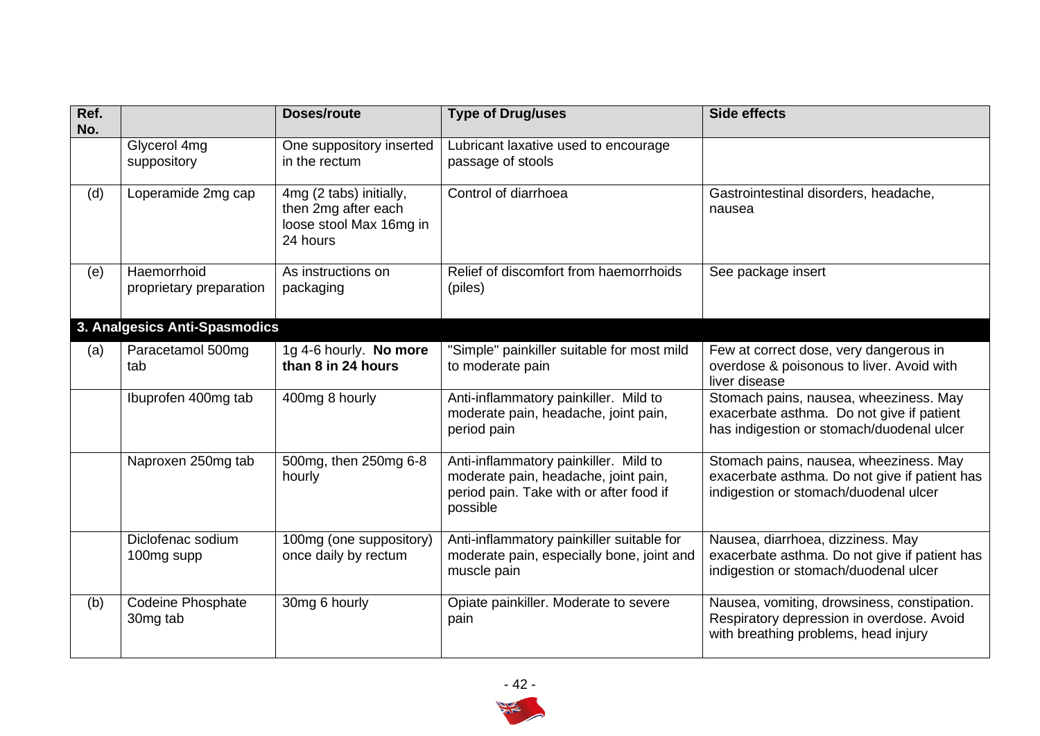| Ref. No. | | Doses/route | Type of Drug/uses | Side effects |
|---|---|---|---|---|
| | Glycerol 4mg suppository | One suppository inserted in the rectum | Lubricant laxative used to encourage passage of stools | |
| (d) | Loperamide 2mg cap | 4mg (2 tabs) initially, then 2mg after each loose stool Max 16mg in 24 hours | Control of diarrhoea | Gastrointestinal disorders, headache, nausea |
| (e) | Haemorrhoid proprietary preparation | As instructions on packaging | Relief of discomfort from haemorrhoids (piles) | See package insert |
| **3. Analgesics Anti-Spasmodics** | | | | |
| (a) | Paracetamol 500mg tab | 1g 4-6 hourly. **No more than 8 in 24 hours** | "Simple" painkiller suitable for most mild to moderate pain | Few at correct dose, very dangerous in overdose & poisonous to liver. Avoid with liver disease |
| | Ibuprofen 400mg tab | 400mg 8 hourly | Anti-inflammatory painkiller. Mild to moderate pain, headache, joint pain, period pain | Stomach pains, nausea, wheeziness. May exacerbate asthma. Do not give if patient has indigestion or stomach/duodenal ulcer |
| | Naproxen 250mg tab | 500mg, then 250mg 6-8 hourly | Anti-inflammatory painkiller. Mild to moderate pain, headache, joint pain, period pain. Take with or after food if possible | Stomach pains, nausea, wheeziness. May exacerbate asthma. Do not give if patient has indigestion or stomach/duodenal ulcer |
| | Diclofenac sodium 100mg supp | 100mg (one suppository) once daily by rectum | Anti-inflammatory painkiller suitable for moderate pain, especially bone, joint and muscle pain | Nausea, diarrhoea, dizziness. May exacerbate asthma. Do not give if patient has indigestion or stomach/duodenal ulcer |
| (b) | Codeine Phosphate 30mg tab | 30mg 6 hourly | Opiate painkiller. Moderate to severe pain | Nausea, vomiting, drowsiness, constipation. Respiratory depression in overdose. Avoid with breathing problems, head injury |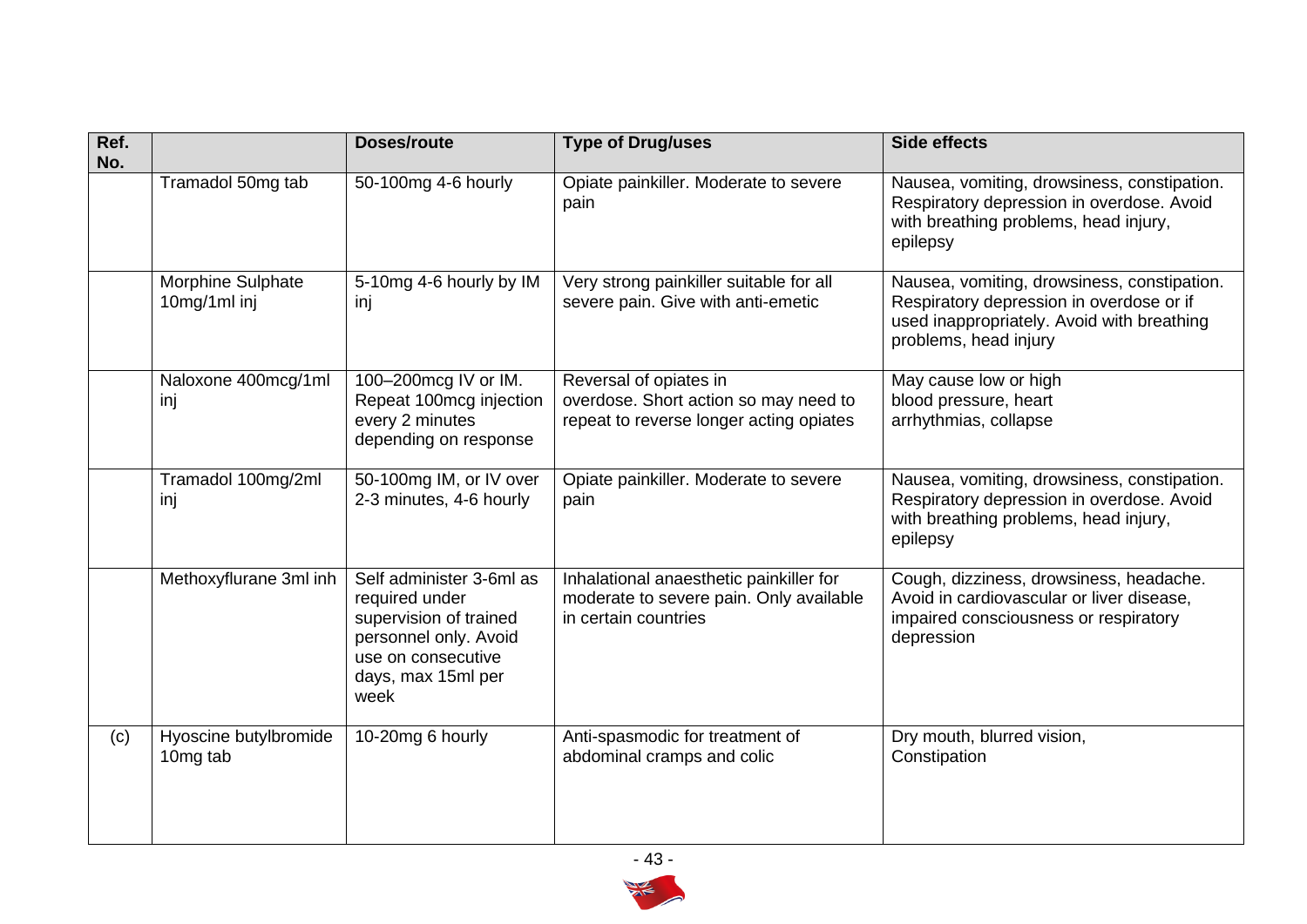| Ref. No. | | Doses/route | Type of Drug/uses | Side effects |
|---|---|---|---|---|
| | Tramadol 50mg tab | 50-100mg 4-6 hourly | Opiate painkiller. Moderate to severe pain | Nausea, vomiting, drowsiness, constipation. Respiratory depression in overdose. Avoid with breathing problems, head injury, epilepsy |
| | Morphine Sulphate 10mg/1ml inj | 5-10mg 4-6 hourly by IM inj | Very strong painkiller suitable for all severe pain. Give with anti-emetic | Nausea, vomiting, drowsiness, constipation. Respiratory depression in overdose or if used inappropriately. Avoid with breathing problems, head injury |
| | Naloxone 400mcg/1ml inj | 100–200mcg IV or IM. Repeat 100mcg injection every 2 minutes depending on response | Reversal of opiates in overdose. Short action so may need to repeat to reverse longer acting opiates | May cause low or high blood pressure, heart arrhythmias, collapse |
| | Tramadol 100mg/2ml inj | 50-100mg IM, or IV over 2-3 minutes, 4-6 hourly | Opiate painkiller. Moderate to severe pain | Nausea, vomiting, drowsiness, constipation. Respiratory depression in overdose. Avoid with breathing problems, head injury, epilepsy |
| | Methoxyflurane 3ml inh | Self administer 3-6ml as required under supervision of trained personnel only. Avoid use on consecutive days, max 15ml per week | Inhalational anaesthetic painkiller for moderate to severe pain. Only available in certain countries | Cough, dizziness, drowsiness, headache. Avoid in cardiovascular or liver disease, impaired consciousness or respiratory depression |
| (c) | Hyoscine butylbromide 10mg tab | 10-20mg 6 hourly | Anti-spasmodic for treatment of abdominal cramps and colic | Dry mouth, blurred vision, Constipation |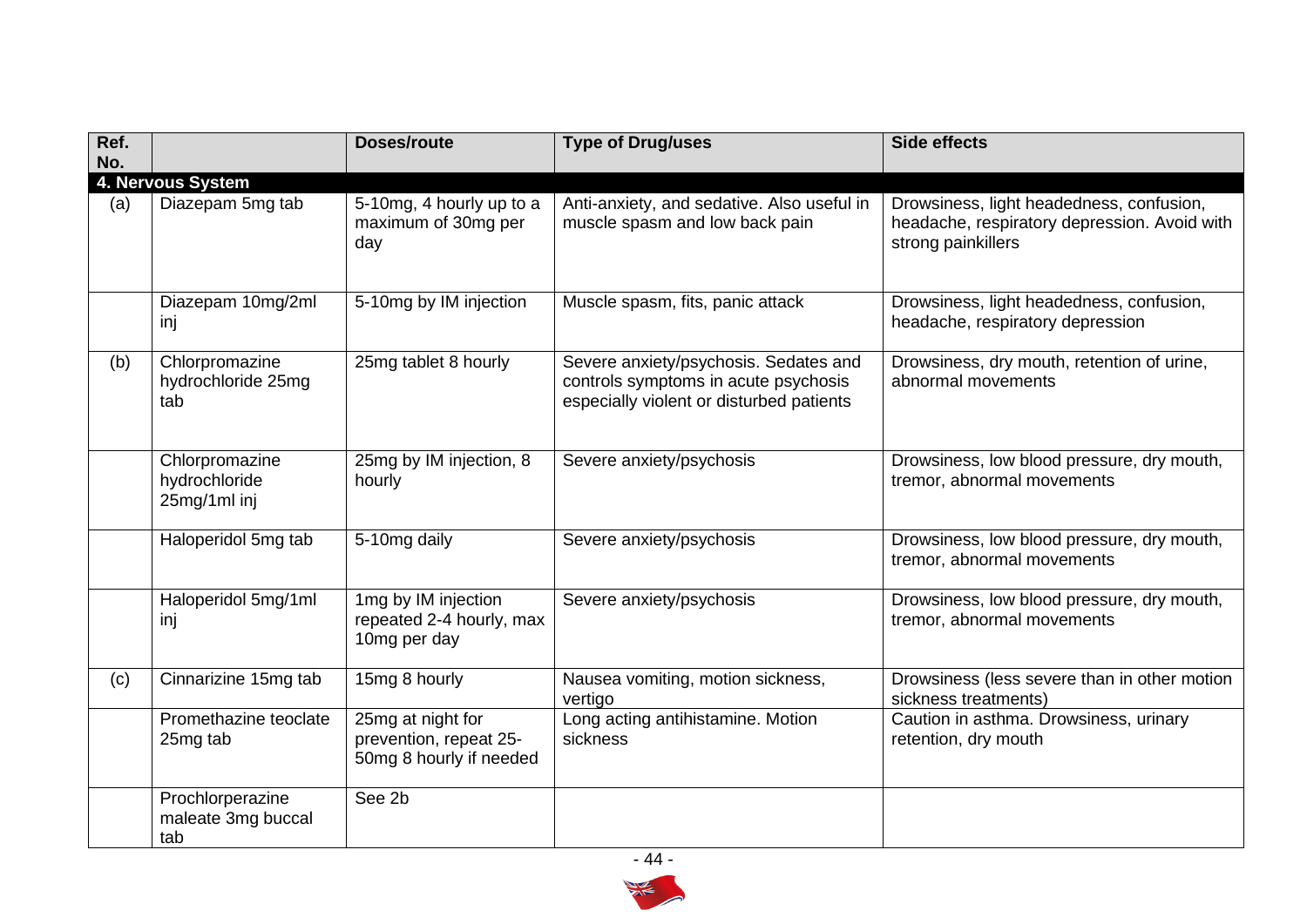| Ref. No. | | Doses/route | Type of Drug/uses | Side effects |
|---|---|---|---|---|
| **4. Nervous System** | | | | |
| (a) | Diazepam 5mg tab | 5-10mg, 4 hourly up to a maximum of 30mg per day | Anti-anxiety, and sedative. Also useful in muscle spasm and low back pain | Drowsiness, light headedness, confusion, headache, respiratory depression. Avoid with strong painkillers |
| | Diazepam 10mg/2ml inj | 5-10mg by IM injection | Muscle spasm, fits, panic attack | Drowsiness, light headedness, confusion, headache, respiratory depression |
| (b) | Chlorpromazine hydrochloride 25mg tab | 25mg tablet 8 hourly | Severe anxiety/psychosis. Sedates and controls symptoms in acute psychosis especially violent or disturbed patients | Drowsiness, dry mouth, retention of urine, abnormal movements |
| | Chlorpromazine hydrochloride 25mg/1ml inj | 25mg by IM injection, 8 hourly | Severe anxiety/psychosis | Drowsiness, low blood pressure, dry mouth, tremor, abnormal movements |
| | Haloperidol 5mg tab | 5-10mg daily | Severe anxiety/psychosis | Drowsiness, low blood pressure, dry mouth, tremor, abnormal movements |
| | Haloperidol 5mg/1ml inj | 1mg by IM injection repeated 2-4 hourly, max 10mg per day | Severe anxiety/psychosis | Drowsiness, low blood pressure, dry mouth, tremor, abnormal movements |
| (c) | Cinnarizine 15mg tab | 15mg 8 hourly | Nausea vomiting, motion sickness, vertigo | Drowsiness (less severe than in other motion sickness treatments) |
| | Promethazine teoclate 25mg tab | 25mg at night for prevention, repeat 25-50mg 8 hourly if needed | Long acting antihistamine. Motion sickness | Caution in asthma. Drowsiness, urinary retention, dry mouth |
| | Prochlorperazine maleate 3mg buccal tab | See 2b | | |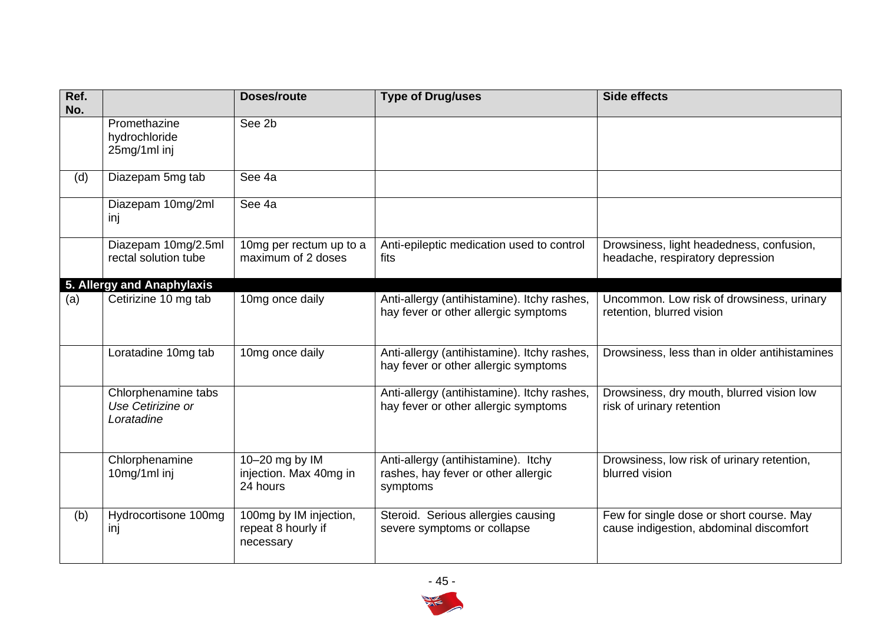| Ref. No. | | Doses/route | Type of Drug/uses | Side effects |
|---|---|---|---|---|
| | Promethazine hydrochloride 25mg/1ml inj | See 2b | | |
| (d) | Diazepam 5mg tab | See 4a | | |
| | Diazepam 10mg/2ml inj | See 4a | | |
| | Diazepam 10mg/2.5ml rectal solution tube | 10mg per rectum up to a maximum of 2 doses | Anti-epileptic medication used to control fits | Drowsiness, light headedness, confusion, headache, respiratory depression |
| **5. Allergy and Anaphylaxis** | | | | |
| (a) | Cetirizine 10 mg tab | 10mg once daily | Anti-allergy (antihistamine). Itchy rashes, hay fever or other allergic symptoms | Uncommon. Low risk of drowsiness, urinary retention, blurred vision |
| | Loratadine 10mg tab | 10mg once daily | Anti-allergy (antihistamine). Itchy rashes, hay fever or other allergic symptoms | Drowsiness, less than in older antihistamines |
| | Chlorphenamine tabs *Use Cetirizine or Loratadine* | | Anti-allergy (antihistamine). Itchy rashes, hay fever or other allergic symptoms | Drowsiness, dry mouth, blurred vision low risk of urinary retention |
| | Chlorphenamine 10mg/1ml inj | 10–20 mg by IM injection. Max 40mg in 24 hours | Anti-allergy (antihistamine). Itchy rashes, hay fever or other allergic symptoms | Drowsiness, low risk of urinary retention, blurred vision |
| (b) | Hydrocortisone 100mg inj | 100mg by IM injection, repeat 8 hourly if necessary | Steroid. Serious allergies causing severe symptoms or collapse | Few for single dose or short course. May cause indigestion, abdominal discomfort |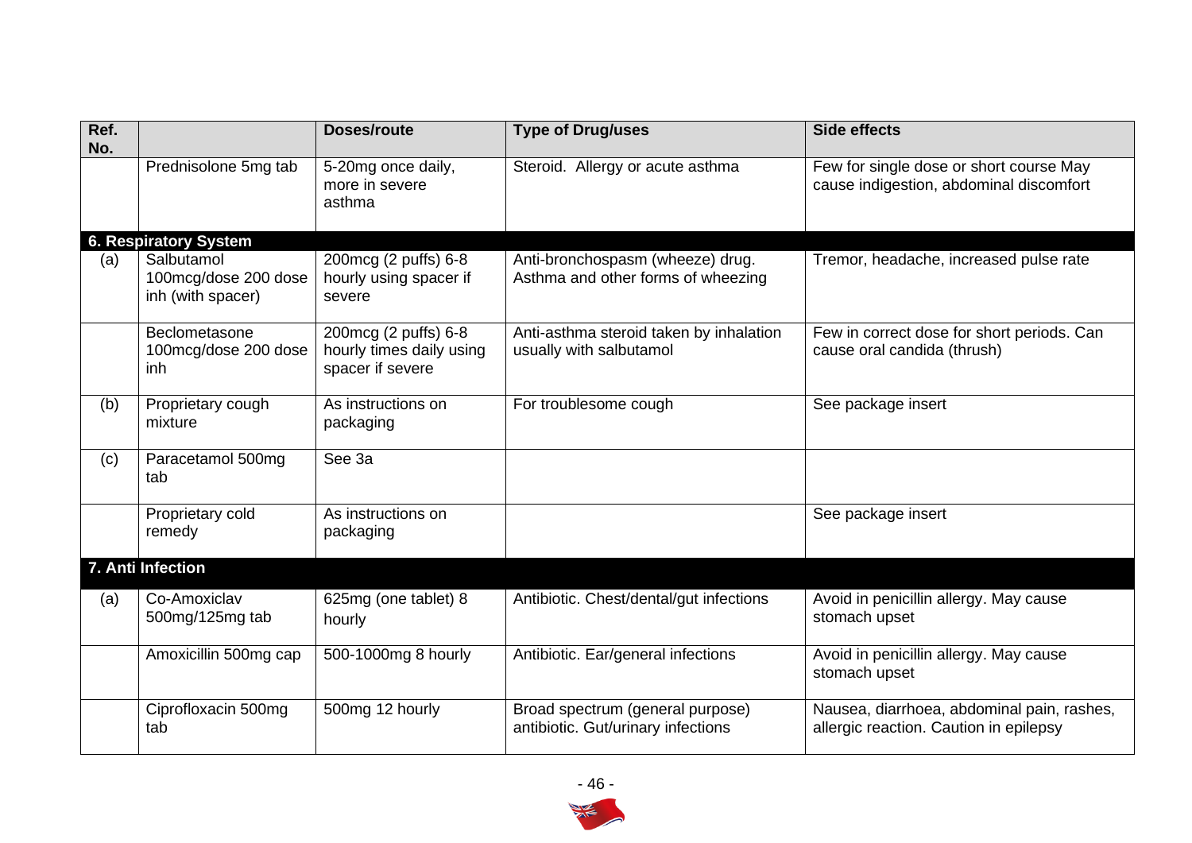| Ref. No. | | Doses/route | Type of Drug/uses | Side effects |
|---|---|---|---|---|
| | Prednisolone 5mg tab | 5-20mg once daily, more in severe asthma | Steroid. Allergy or acute asthma | Few for single dose or short course May cause indigestion, abdominal discomfort |
| **6. Respiratory System** | | | | |
| (a) | Salbutamol 100mcg/dose 200 dose inh (with spacer) | 200mcg (2 puffs) 6-8 hourly using spacer if severe | Anti-bronchospasm (wheeze) drug. Asthma and other forms of wheezing | Tremor, headache, increased pulse rate |
| | Beclometasone 100mcg/dose 200 dose inh | 200mcg (2 puffs) 6-8 hourly times daily using spacer if severe | Anti-asthma steroid taken by inhalation usually with salbutamol | Few in correct dose for short periods. Can cause oral candida (thrush) |
| (b) | Proprietary cough mixture | As instructions on packaging | For troublesome cough | See package insert |
| (c) | Paracetamol 500mg tab | See 3a | | |
| | Proprietary cold remedy | As instructions on packaging | | See package insert |
| **7. Anti Infection** | | | | |
| (a) | Co-Amoxiclav 500mg/125mg tab | 625mg (one tablet) 8 hourly | Antibiotic. Chest/dental/gut infections | Avoid in penicillin allergy. May cause stomach upset |
| | Amoxicillin 500mg cap | 500-1000mg 8 hourly | Antibiotic. Ear/general infections | Avoid in penicillin allergy. May cause stomach upset |
| | Ciprofloxacin 500mg tab | 500mg 12 hourly | Broad spectrum (general purpose) antibiotic. Gut/urinary infections | Nausea, diarrhoea, abdominal pain, rashes, allergic reaction. Caution in epilepsy |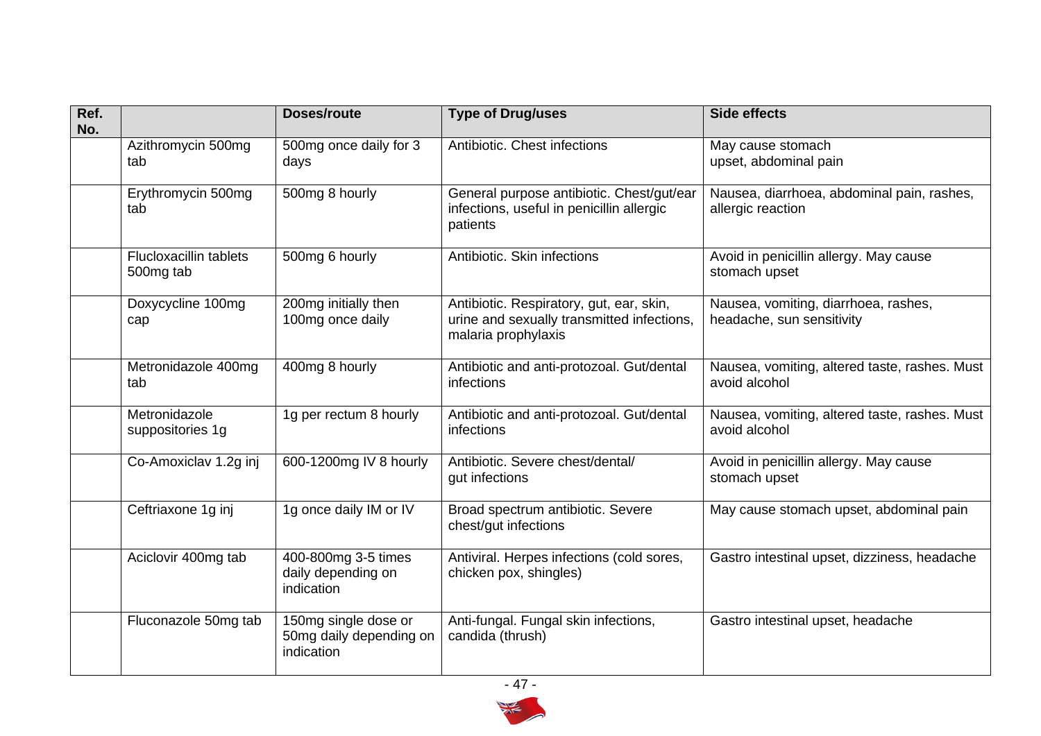| Ref. No. | | Doses/route | Type of Drug/uses | Side effects |
|---|---|---|---|---|
| | Azithromycin 500mg tab | 500mg once daily for 3 days | Antibiotic. Chest infections | May cause stomach upset, abdominal pain |
| | Erythromycin 500mg tab | 500mg 8 hourly | General purpose antibiotic. Chest/gut/ear infections, useful in penicillin allergic patients | Nausea, diarrhoea, abdominal pain, rashes, allergic reaction |
| | Flucloxacillin tablets 500mg tab | 500mg 6 hourly | Antibiotic. Skin infections | Avoid in penicillin allergy. May cause stomach upset |
| | Doxycycline 100mg cap | 200mg initially then 100mg once daily | Antibiotic. Respiratory, gut, ear, skin, urine and sexually transmitted infections, malaria prophylaxis | Nausea, vomiting, diarrhoea, rashes, headache, sun sensitivity |
| | Metronidazole 400mg tab | 400mg 8 hourly | Antibiotic and anti-protozoal. Gut/dental infections | Nausea, vomiting, altered taste, rashes. Must avoid alcohol |
| | Metronidazole suppositories 1g | 1g per rectum 8 hourly | Antibiotic and anti-protozoal. Gut/dental infections | Nausea, vomiting, altered taste, rashes. Must avoid alcohol |
| | Co-Amoxiclav 1.2g inj | 600-1200mg IV 8 hourly | Antibiotic. Severe chest/dental/ gut infections | Avoid in penicillin allergy. May cause stomach upset |
| | Ceftriaxone 1g inj | 1g once daily IM or IV | Broad spectrum antibiotic. Severe chest/gut infections | May cause stomach upset, abdominal pain |
| | Aciclovir 400mg tab | 400-800mg 3-5 times daily depending on indication | Antiviral. Herpes infections (cold sores, chicken pox, shingles) | Gastro intestinal upset, dizziness, headache |
| | Fluconazole 50mg tab | 150mg single dose or 50mg daily depending on indication | Anti-fungal. Fungal skin infections, candida (thrush) | Gastro intestinal upset, headache |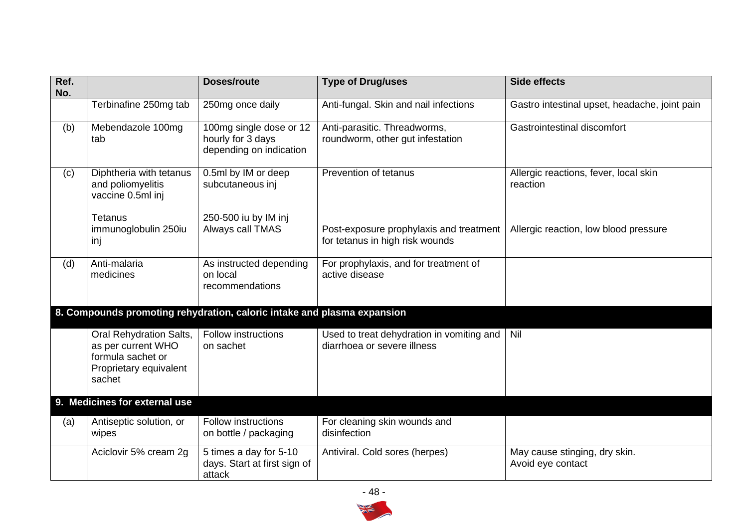| Ref. No. | | Doses/route | Type of Drug/uses | Side effects |
|---|---|---|---|---|
| | Terbinafine 250mg tab | 250mg once daily | Anti-fungal. Skin and nail infections | Gastro intestinal upset, headache, joint pain |
| (b) | Mebendazole 100mg tab | 100mg single dose or 12 hourly for 3 days depending on indication | Anti-parasitic. Threadworms, roundworm, other gut infestation | Gastrointestinal discomfort |
| (c) | Diphtheria with tetanus and poliomyelitis vaccine 0.5ml inj | 0.5ml by IM or deep subcutaneous inj | Prevention of tetanus | Allergic reactions, fever, local skin reaction |
| | Tetanus immunoglobulin 250iu inj | 250-500 iu by IM inj Always call TMAS | Post-exposure prophylaxis and treatment for tetanus in high risk wounds | Allergic reaction, low blood pressure |
| (d) | Anti-malaria medicines | As instructed depending on local recommendations | For prophylaxis, and for treatment of active disease | |
| **8. Compounds promoting rehydration, caloric intake and plasma expansion** | | | | |
| | Oral Rehydration Salts, as per current WHO formula sachet or Proprietary equivalent sachet | Follow instructions on sachet | Used to treat dehydration in vomiting and diarrhoea or severe illness | Nil |
| **9. Medicines for external use** | | | | |
| (a) | Antiseptic solution, or wipes | Follow instructions on bottle / packaging | For cleaning skin wounds and disinfection | |
| | Aciclovir 5% cream 2g | 5 times a day for 5-10 days. Start at first sign of attack | Antiviral. Cold sores (herpes) | May cause stinging, dry skin. Avoid eye contact |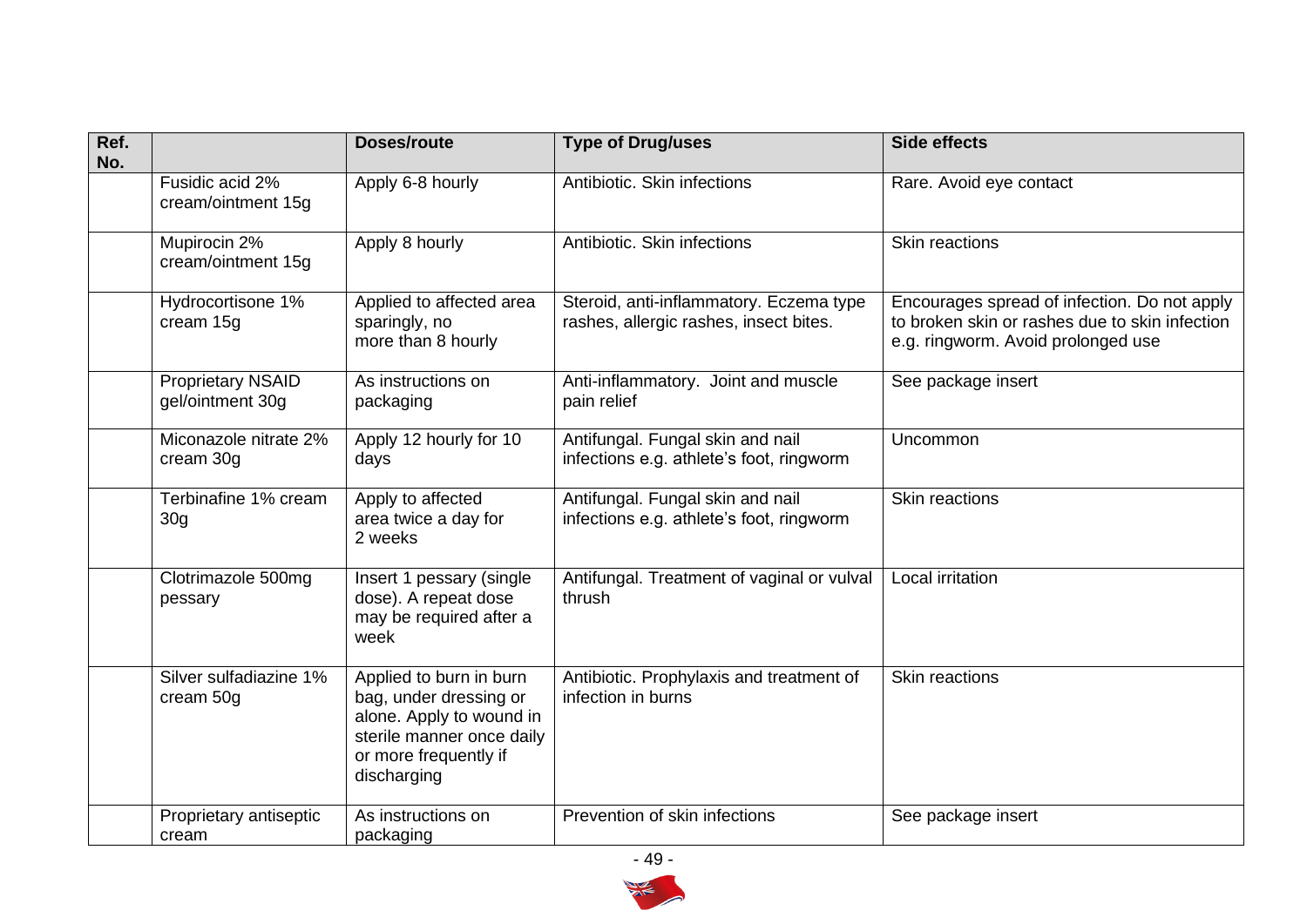| Ref. No. | | Doses/route | Type of Drug/uses | Side effects |
|---|---|---|---|---|
| | Fusidic acid 2% cream/ointment 15g | Apply 6-8 hourly | Antibiotic. Skin infections | Rare. Avoid eye contact |
| | Mupirocin 2% cream/ointment 15g | Apply 8 hourly | Antibiotic. Skin infections | Skin reactions |
| | Hydrocortisone 1% cream 15g | Applied to affected area sparingly, no more than 8 hourly | Steroid, anti-inflammatory. Eczema type rashes, allergic rashes, insect bites. | Encourages spread of infection. Do not apply to broken skin or rashes due to skin infection e.g. ringworm. Avoid prolonged use |
| | Proprietary NSAID gel/ointment 30g | As instructions on packaging | Anti-inflammatory. Joint and muscle pain relief | See package insert |
| | Miconazole nitrate 2% cream 30g | Apply 12 hourly for 10 days | Antifungal. Fungal skin and nail infections e.g. athlete's foot, ringworm | Uncommon |
| | Terbinafine 1% cream 30g | Apply to affected area twice a day for 2 weeks | Antifungal. Fungal skin and nail infections e.g. athlete's foot, ringworm | Skin reactions |
| | Clotrimazole 500mg pessary | Insert 1 pessary (single dose). A repeat dose may be required after a week | Antifungal. Treatment of vaginal or vulval thrush | Local irritation |
| | Silver sulfadiazine 1% cream 50g | Applied to burn in burn bag, under dressing or alone. Apply to wound in sterile manner once daily or more frequently if discharging | Antibiotic. Prophylaxis and treatment of infection in burns | Skin reactions |
| | Proprietary antiseptic cream | As instructions on packaging | Prevention of skin infections | See package insert |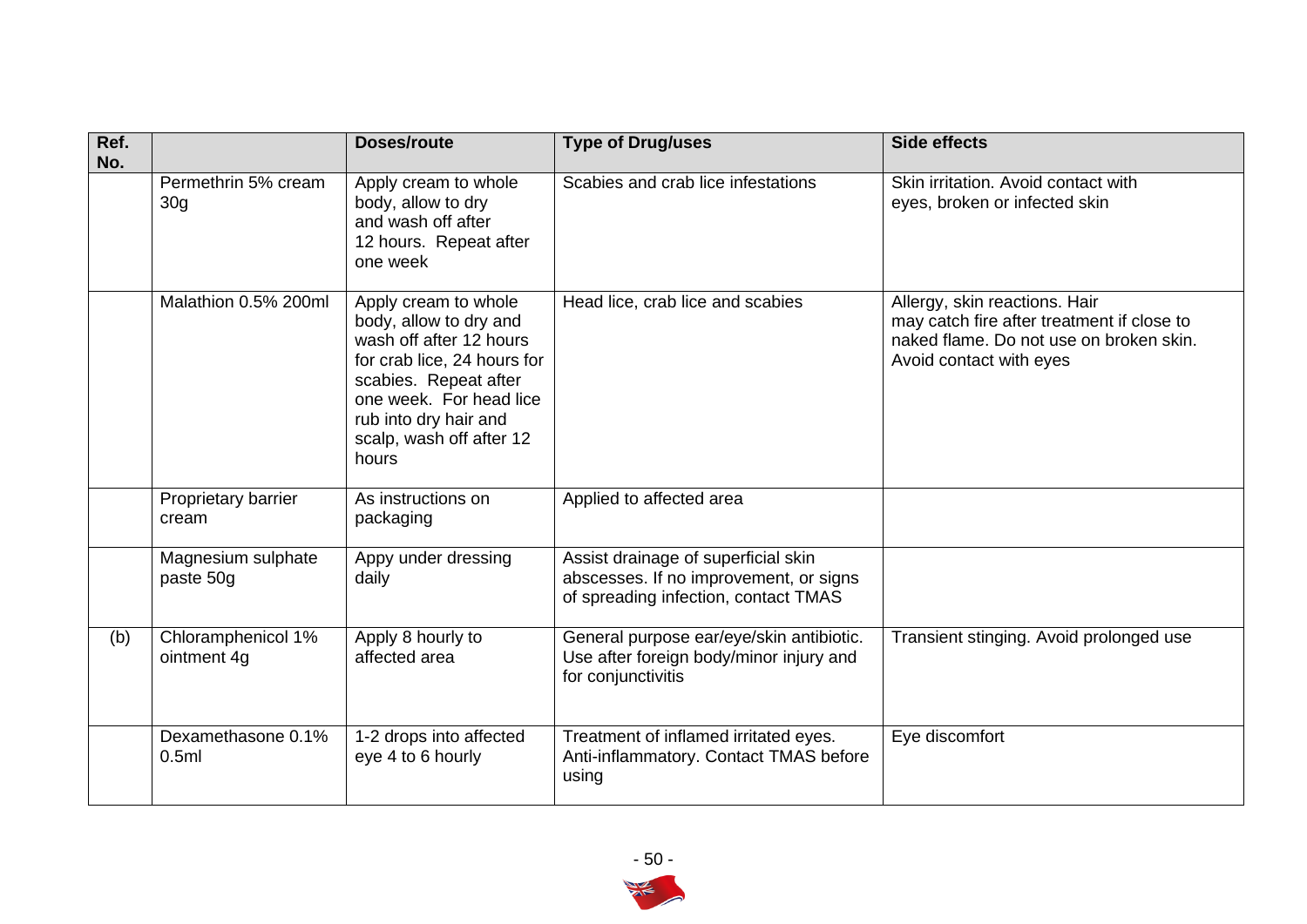| Ref. No. | | Doses/route | Type of Drug/uses | Side effects |
|---|---|---|---|---|
| | Permethrin 5% cream 30g | Apply cream to whole body, allow to dry and wash off after 12 hours. Repeat after one week | Scabies and crab lice infestations | Skin irritation. Avoid contact with eyes, broken or infected skin |
| | Malathion 0.5% 200ml | Apply cream to whole body, allow to dry and wash off after 12 hours for crab lice, 24 hours for scabies. Repeat after one week. For head lice rub into dry hair and scalp, wash off after 12 hours | Head lice, crab lice and scabies | Allergy, skin reactions. Hair may catch fire after treatment if close to naked flame. Do not use on broken skin. Avoid contact with eyes |
| | Proprietary barrier cream | As instructions on packaging | Applied to affected area | |
| | Magnesium sulphate paste 50g | Appy under dressing daily | Assist drainage of superficial skin abscesses. If no improvement, or signs of spreading infection, contact TMAS | |
| (b) | Chloramphenicol 1% ointment 4g | Apply 8 hourly to affected area | General purpose ear/eye/skin antibiotic. Use after foreign body/minor injury and for conjunctivitis | Transient stinging. Avoid prolonged use |
| | Dexamethasone 0.1% 0.5ml | 1-2 drops into affected eye 4 to 6 hourly | Treatment of inflamed irritated eyes. Anti-inflammatory. Contact TMAS before using | Eye discomfort |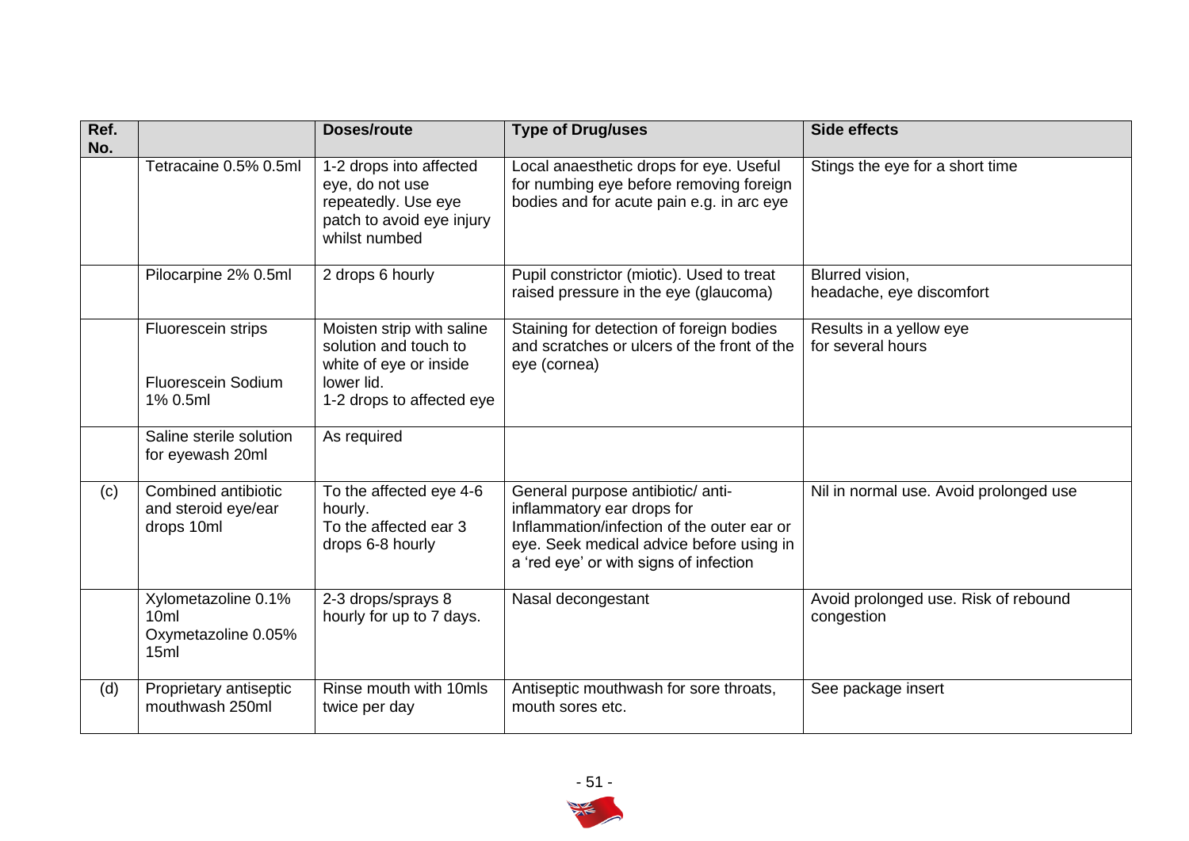| Ref. No. | | Doses/route | Type of Drug/uses | Side effects |
|---|---|---|---|---|
| | Tetracaine 0.5% 0.5ml | 1-2 drops into affected eye, do not use repeatedly. Use eye patch to avoid eye injury whilst numbed | Local anaesthetic drops for eye. Useful for numbing eye before removing foreign bodies and for acute pain e.g. in arc eye | Stings the eye for a short time |
| | Pilocarpine 2% 0.5ml | 2 drops 6 hourly | Pupil constrictor (miotic). Used to treat raised pressure in the eye (glaucoma) | Blurred vision, headache, eye discomfort |
| | Fluorescein strips<br><br>Fluorescein Sodium 1% 0.5ml | Moisten strip with saline solution and touch to white of eye or inside lower lid.<br>1-2 drops to affected eye | Staining for detection of foreign bodies and scratches or ulcers of the front of the eye (cornea) | Results in a yellow eye for several hours |
| | Saline sterile solution for eyewash 20ml | As required | | |
| (c) | Combined antibiotic and steroid eye/ear drops 10ml | To the affected eye 4-6 hourly.<br>To the affected ear 3 drops 6-8 hourly | General purpose antibiotic/ anti-inflammatory ear drops for Inflammation/infection of the outer ear or eye. Seek medical advice before using in a 'red eye' or with signs of infection | Nil in normal use. Avoid prolonged use |
| | Xylometazoline 0.1% 10ml<br>Oxymetazoline 0.05% 15ml | 2-3 drops/sprays 8 hourly for up to 7 days. | Nasal decongestant | Avoid prolonged use. Risk of rebound congestion |
| (d) | Proprietary antiseptic mouthwash 250ml | Rinse mouth with 10mls twice per day | Antiseptic mouthwash for sore throats, mouth sores etc. | See package insert |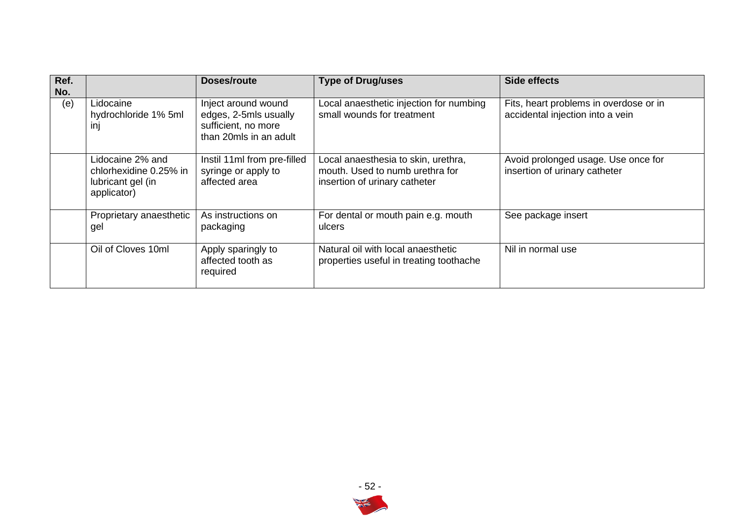| Ref. No. | | Doses/route | Type of Drug/uses | Side effects |
|---|---|---|---|---|
| (e) | Lidocaine hydrochloride 1% 5ml inj | Inject around wound edges, 2-5mls usually sufficient, no more than 20mls in an adult | Local anaesthetic injection for numbing small wounds for treatment | Fits, heart problems in overdose or in accidental injection into a vein |
| | Lidocaine 2% and chlorhexidine 0.25% in lubricant gel (in applicator) | Instil 11ml from pre-filled syringe or apply to affected area | Local anaesthesia to skin, urethra, mouth. Used to numb urethra for insertion of urinary catheter | Avoid prolonged usage. Use once for insertion of urinary catheter |
| | Proprietary anaesthetic gel | As instructions on packaging | For dental or mouth pain e.g. mouth ulcers | See package insert |
| | Oil of Cloves 10ml | Apply sparingly to affected tooth as required | Natural oil with local anaesthetic properties useful in treating toothache | Nil in normal use |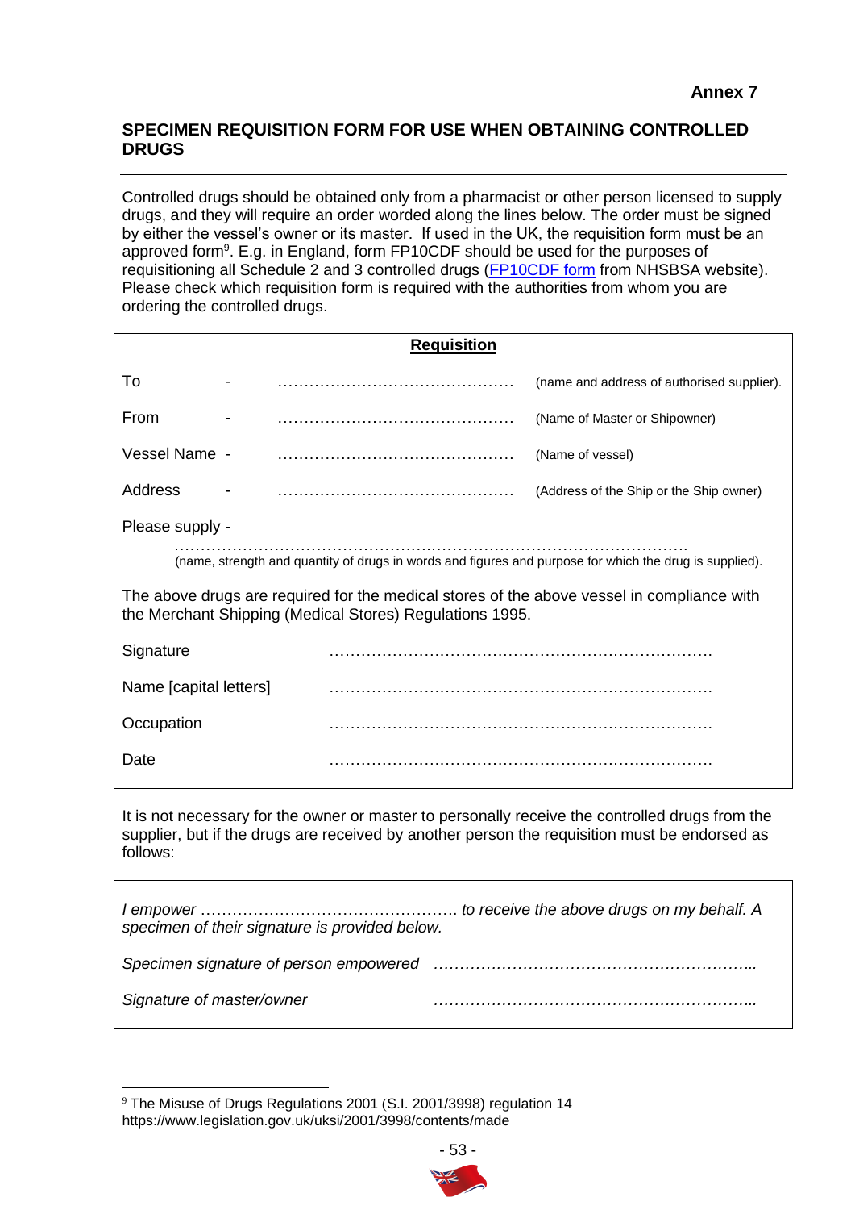**Annex 7**

## SPECIMEN REQUISITION FORM FOR USE WHEN OBTAINING CONTROLLED DRUGS

---

Controlled drugs should be obtained only from a pharmacist or other person licensed to supply drugs, and they will require an order worded along the lines below. The order must be signed by either the vessel's owner or its master. If used in the UK, the requisition form must be an approved form[9]. E.g. in England, form FP10CDF should be used for the purposes of requisitioning all Schedule 2 and 3 controlled drugs (FP10CDF form from NHSBSA website). Please check which requisition form is required with the authorities from whom you are ordering the controlled drugs.

**<u>Requisition</u>**

| | | | |
|---|---|---|---|
| To | - | …………………………………………… | (name and address of authorised supplier). |
| From | - | …………………………………………… | (Name of Master or Shipowner) |
| Vessel Name | - | …………………………………………… | (Name of vessel) |
| Address | - | …………………………………………… | (Address of the Ship or the Ship owner) |

Please supply -

……………………………………………………………………………………………………

(name, strength and quantity of drugs in words and figures and purpose for which the drug is supplied).

The above drugs are required for the medical stores of the above vessel in compliance with the Merchant Shipping (Medical Stores) Regulations 1995.

| | |
|---|---|
| Signature | ………………………………………………………………… |
| Name [capital letters] | ………………………………………………………………… |
| Occupation | ………………………………………………………………… |
| Date | ………………………………………………………………… |

It is not necessary for the owner or master to personally receive the controlled drugs from the supplier, but if the drugs are received by another person the requisition must be endorsed as follows:

*I empower …………………………………………… to receive the above drugs on my behalf. A specimen of their signature is provided below.*

*Specimen signature of person empowered* ……………………………………………………...

*Signature of master/owner* ……………………………………………………...

---

[9] The Misuse of Drugs Regulations 2001 (S.I. 2001/3998) regulation 14 https://www.legislation.gov.uk/uksi/2001/3998/contents/made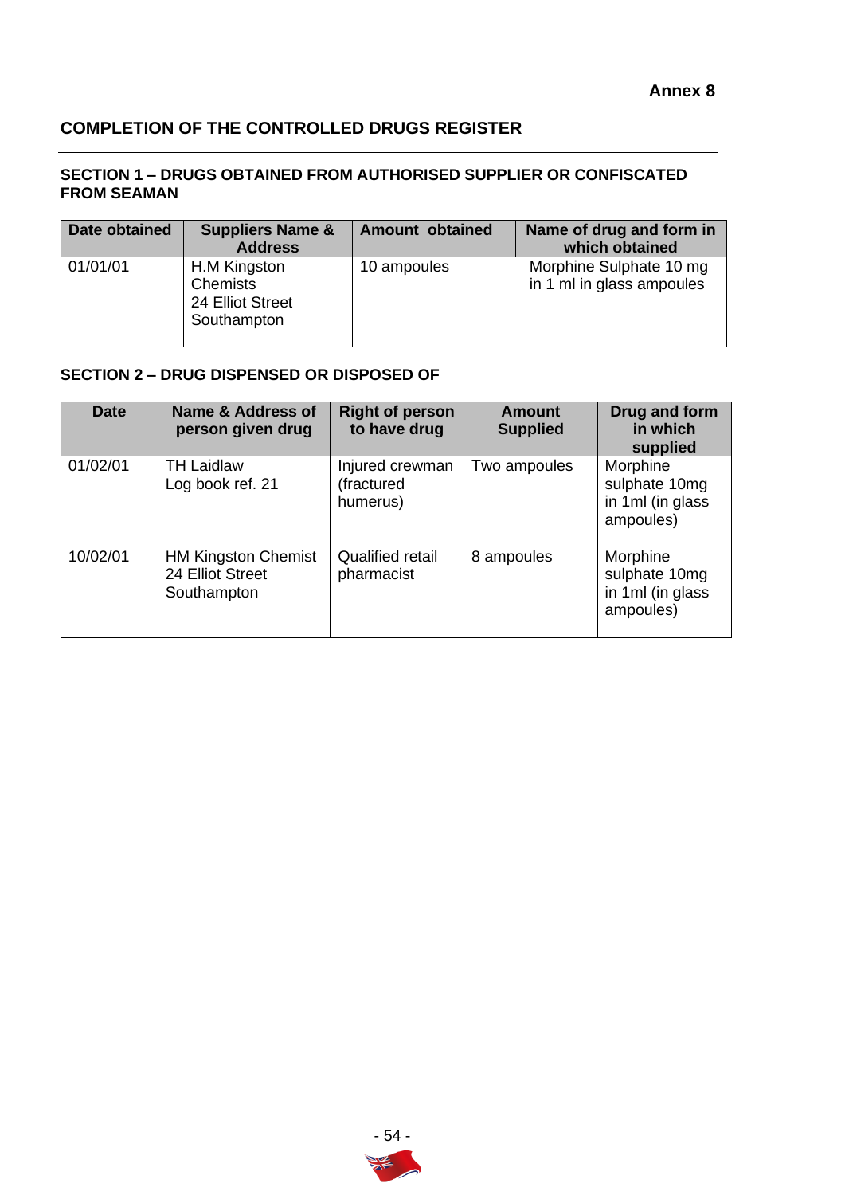**Annex 8**

## COMPLETION OF THE CONTROLLED DRUGS REGISTER

### SECTION 1 – DRUGS OBTAINED FROM AUTHORISED SUPPLIER OR CONFISCATED FROM SEAMAN

| Date obtained | Suppliers Name & Address | Amount obtained | Name of drug and form in which obtained |
|---|---|---|---|
| 01/01/01 | H.M Kingston Chemists 24 Elliot Street Southampton | 10 ampoules | Morphine Sulphate 10 mg in 1 ml in glass ampoules |

### SECTION 2 – DRUG DISPENSED OR DISPOSED OF

| Date | Name & Address of person given drug | Right of person to have drug | Amount Supplied | Drug and form in which supplied |
|---|---|---|---|---|
| 01/02/01 | TH Laidlaw Log book ref. 21 | Injured crewman (fractured humerus) | Two ampoules | Morphine sulphate 10mg in 1ml (in glass ampoules) |
| 10/02/01 | HM Kingston Chemist 24 Elliot Street Southampton | Qualified retail pharmacist | 8 ampoules | Morphine sulphate 10mg in 1ml (in glass ampoules) |